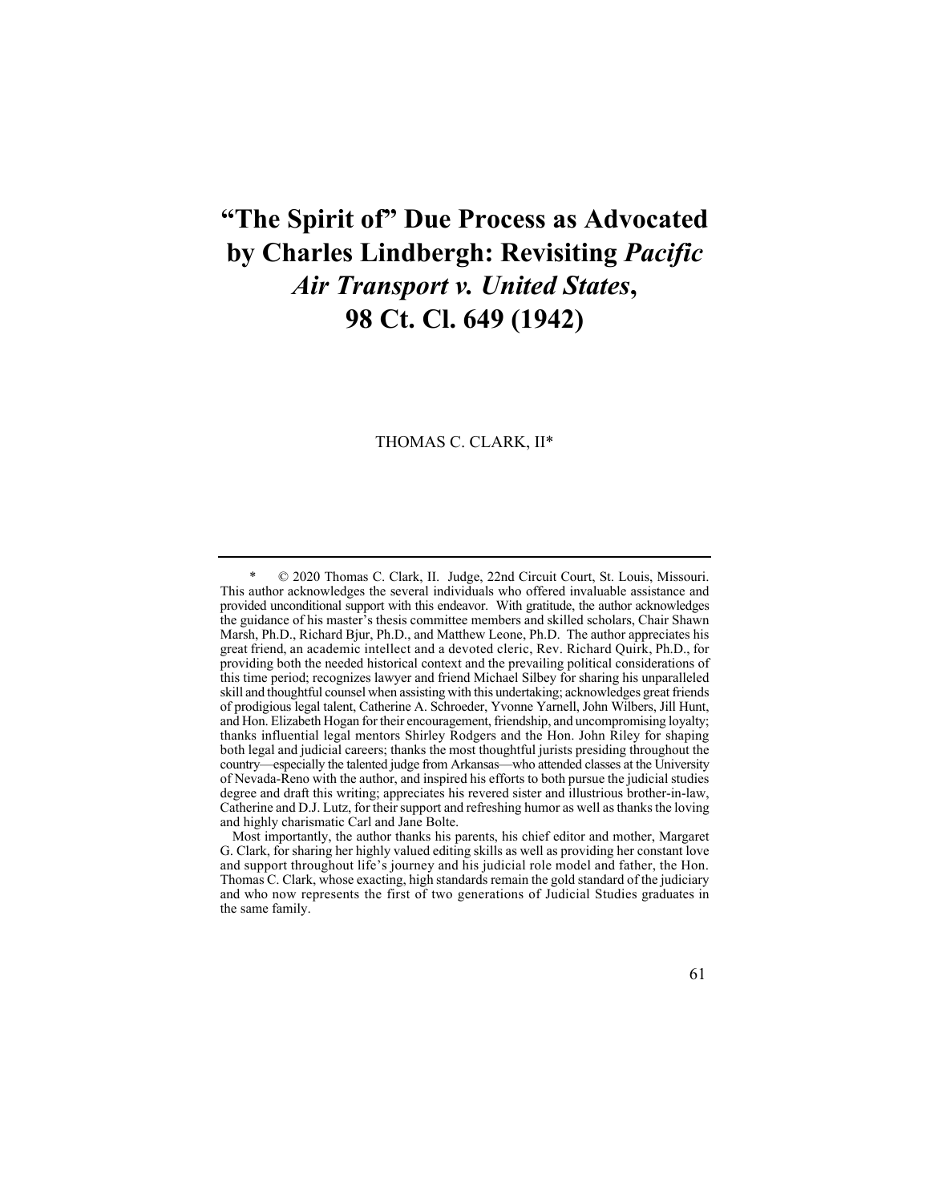# "The Spirit of" Due Process as Advocated by Charles Lindbergh: Revisiting *Pacific Air Transport v. United States*, 98 Ct. Cl. 649 (1942)

THOMAS C. CLARK, II*

---

\* © 2020 Thomas C. Clark, II. Judge, 22nd Circuit Court, St. Louis, Missouri. This author acknowledges the several individuals who offered invaluable assistance and provided unconditional support with this endeavor. With gratitude, the author acknowledges the guidance of his master's thesis committee members and skilled scholars, Chair Shawn Marsh, Ph.D., Richard Bjur, Ph.D., and Matthew Leone, Ph.D. The author appreciates his great friend, an academic intellect and a devoted cleric, Rev. Richard Quirk, Ph.D., for providing both the needed historical context and the prevailing political considerations of this time period; recognizes lawyer and friend Michael Silbey for sharing his unparalleled skill and thoughtful counsel when assisting with this undertaking; acknowledges great friends of prodigious legal talent, Catherine A. Schroeder, Yvonne Yarnell, John Wilbers, Jill Hunt, and Hon. Elizabeth Hogan for their encouragement, friendship, and uncompromising loyalty; thanks influential legal mentors Shirley Rodgers and the Hon. John Riley for shaping both legal and judicial careers; thanks the most thoughtful jurists presiding throughout the country—especially the talented judge from Arkansas—who attended classes at the University of Nevada-Reno with the author, and inspired his efforts to both pursue the judicial studies degree and draft this writing; appreciates his revered sister and illustrious brother-in-law, Catherine and D.J. Lutz, for their support and refreshing humor as well as thanks the loving and highly charismatic Carl and Jane Bolte.

Most importantly, the author thanks his parents, his chief editor and mother, Margaret G. Clark, for sharing her highly valued editing skills as well as providing her constant love and support throughout life's journey and his judicial role model and father, the Hon. Thomas C. Clark, whose exacting, high standards remain the gold standard of the judiciary and who now represents the first of two generations of Judicial Studies graduates in the same family.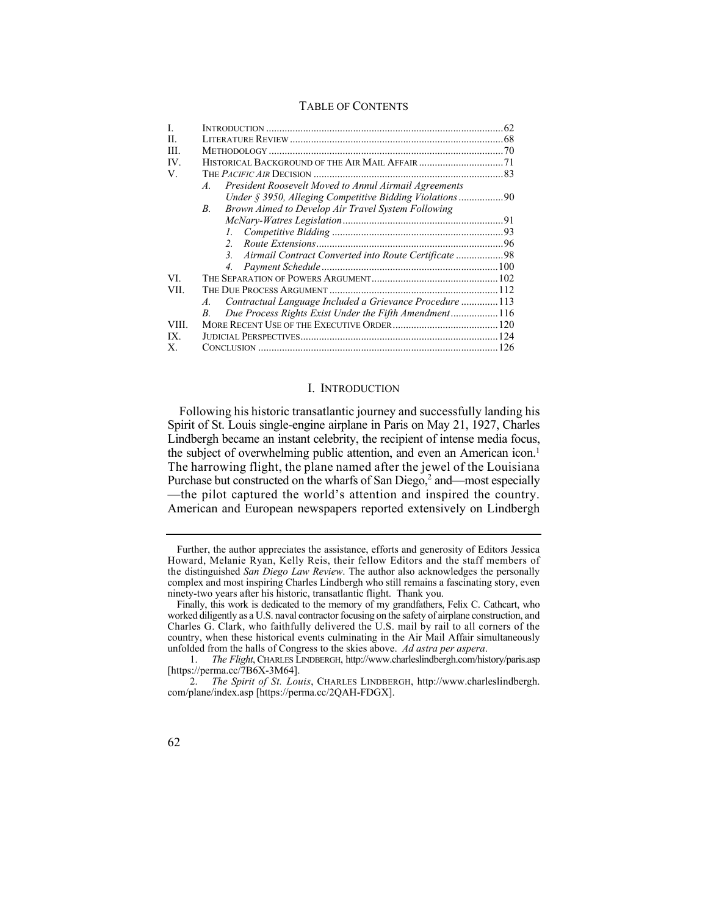TABLE OF CONTENTS

| | | |
|---|---|---|
| I. | INTRODUCTION | 62 |
| II. | LITERATURE REVIEW | 68 |
| III. | METHODOLOGY | 70 |
| IV. | HISTORICAL BACKGROUND OF THE AIR MAIL AFFAIR | 71 |
| V. | THE *PACIFIC AIR* DECISION | 83 |
| | *A. President Roosevelt Moved to Annul Airmail Agreements Under § 3950, Alleging Competitive Bidding Violations* | 90 |
| | *B. Brown Aimed to Develop Air Travel System Following McNary-Watres Legislation* | 91 |
| | *1. Competitive Bidding* | 93 |
| | *2. Route Extensions* | 96 |
| | *3. Airmail Contract Converted into Route Certificate* | 98 |
| | *4. Payment Schedule* | 100 |
| VI. | THE SEPARATION OF POWERS ARGUMENT | 102 |
| VII. | THE DUE PROCESS ARGUMENT | 112 |
| | *A. Contractual Language Included a Grievance Procedure* | 113 |
| | *B. Due Process Rights Exist Under the Fifth Amendment* | 116 |
| VIII. | MORE RECENT USE OF THE EXECUTIVE ORDER | 120 |
| IX. | JUDICIAL PERSPECTIVES | 124 |
| X. | CONCLUSION | 126 |

## I. INTRODUCTION

Following his historic transatlantic journey and successfully landing his Spirit of St. Louis single-engine airplane in Paris on May 21, 1927, Charles Lindbergh became an instant celebrity, the recipient of intense media focus, the subject of overwhelming public attention, and even an American icon.[1] The harrowing flight, the plane named after the jewel of the Louisiana Purchase but constructed on the wharfs of San Diego,[2] and—most especially—the pilot captured the world's attention and inspired the country. American and European newspapers reported extensively on Lindbergh

---

Further, the author appreciates the assistance, efforts and generosity of Editors Jessica Howard, Melanie Ryan, Kelly Reis, their fellow Editors and the staff members of the distinguished *San Diego Law Review*. The author also acknowledges the personally complex and most inspiring Charles Lindbergh who still remains a fascinating story, even ninety-two years after his historic, transatlantic flight. Thank you.

Finally, this work is dedicated to the memory of my grandfathers, Felix C. Cathcart, who worked diligently as a U.S. naval contractor focusing on the safety of airplane construction, and Charles G. Clark, who faithfully delivered the U.S. mail by rail to all corners of the country, when these historical events culminating in the Air Mail Affair simultaneously unfolded from the halls of Congress to the skies above. *Ad astra per aspera*.

1. *The Flight*, CHARLES LINDBERGH, http://www.charleslindbergh.com/history/paris.asp [https://perma.cc/7B6X-3M64].

2. *The Spirit of St. Louis*, CHARLES LINDBERGH, http://www.charleslindbergh.com/plane/index.asp [https://perma.cc/2QAH-FDGX].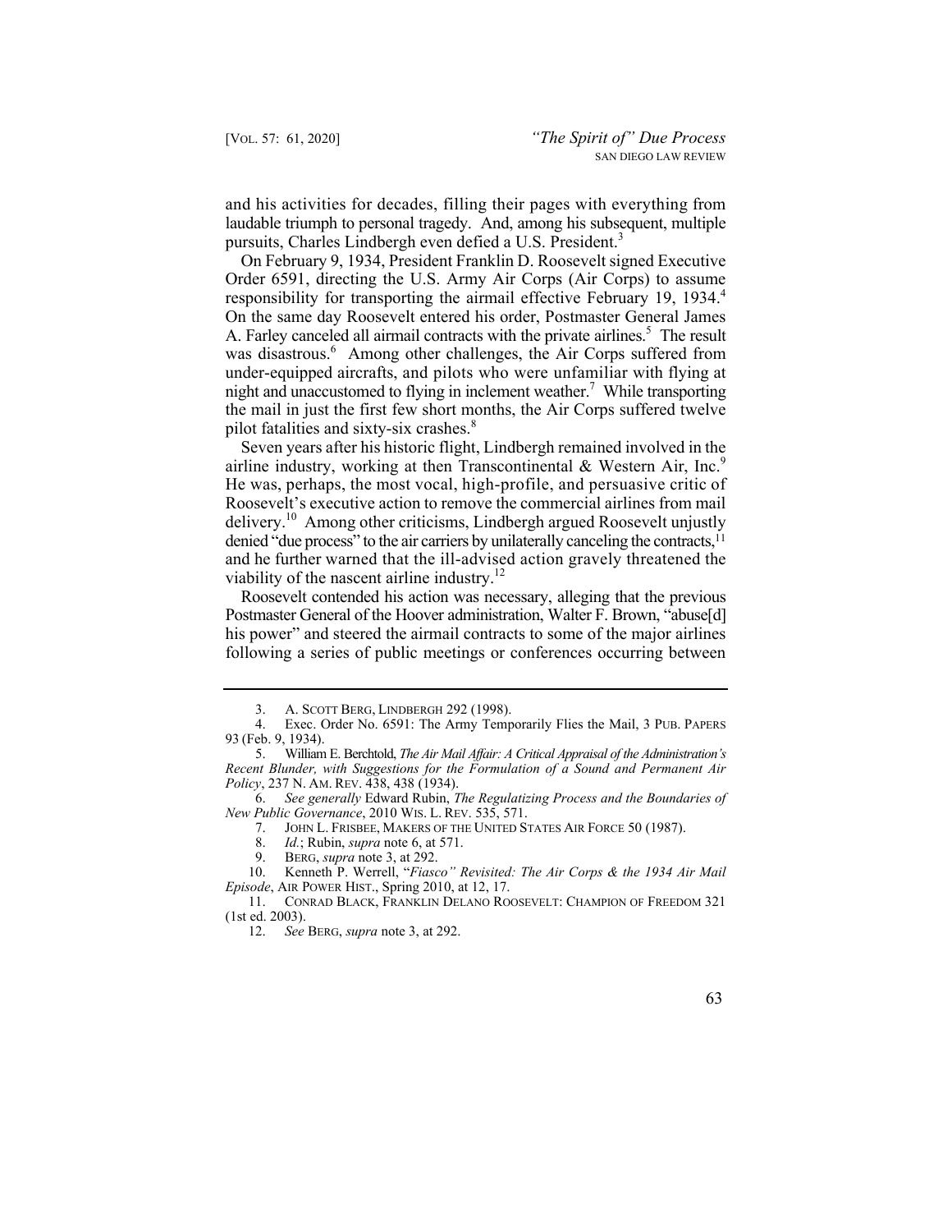and his activities for decades, filling their pages with everything from laudable triumph to personal tragedy. And, among his subsequent, multiple pursuits, Charles Lindbergh even defied a U.S. President.[3]

On February 9, 1934, President Franklin D. Roosevelt signed Executive Order 6591, directing the U.S. Army Air Corps (Air Corps) to assume responsibility for transporting the airmail effective February 19, 1934.[4] On the same day Roosevelt entered his order, Postmaster General James A. Farley canceled all airmail contracts with the private airlines.[5] The result was disastrous.[6] Among other challenges, the Air Corps suffered from under-equipped aircrafts, and pilots who were unfamiliar with flying at night and unaccustomed to flying in inclement weather.[7] While transporting the mail in just the first few short months, the Air Corps suffered twelve pilot fatalities and sixty-six crashes.[8]

Seven years after his historic flight, Lindbergh remained involved in the airline industry, working at then Transcontinental & Western Air, Inc.[9] He was, perhaps, the most vocal, high-profile, and persuasive critic of Roosevelt's executive action to remove the commercial airlines from mail delivery.[10] Among other criticisms, Lindbergh argued Roosevelt unjustly denied "due process" to the air carriers by unilaterally canceling the contracts,[11] and he further warned that the ill-advised action gravely threatened the viability of the nascent airline industry.[12]

Roosevelt contended his action was necessary, alleging that the previous Postmaster General of the Hoover administration, Walter F. Brown, "abuse[d] his power" and steered the airmail contracts to some of the major airlines following a series of public meetings or conferences occurring between

---

3. A. SCOTT BERG, LINDBERGH 292 (1998).

4. Exec. Order No. 6591: The Army Temporarily Flies the Mail, 3 PUB. PAPERS 93 (Feb. 9, 1934).

5. William E. Berchtold, *The Air Mail Affair: A Critical Appraisal of the Administration's Recent Blunder, with Suggestions for the Formulation of a Sound and Permanent Air Policy*, 237 N. AM. REV. 438, 438 (1934).

6. *See generally* Edward Rubin, *The Regulatizing Process and the Boundaries of New Public Governance*, 2010 WIS. L. REV. 535, 571.

7. JOHN L. FRISBEE, MAKERS OF THE UNITED STATES AIR FORCE 50 (1987).

8. *Id.*; Rubin, *supra* note 6, at 571.

9. BERG, *supra* note 3, at 292.

10. Kenneth P. Werrell, "*Fiasco" Revisited: The Air Corps & the 1934 Air Mail Episode*, AIR POWER HIST., Spring 2010, at 12, 17.

11. CONRAD BLACK, FRANKLIN DELANO ROOSEVELT: CHAMPION OF FREEDOM 321 (1st ed. 2003).

12. *See* BERG, *supra* note 3, at 292.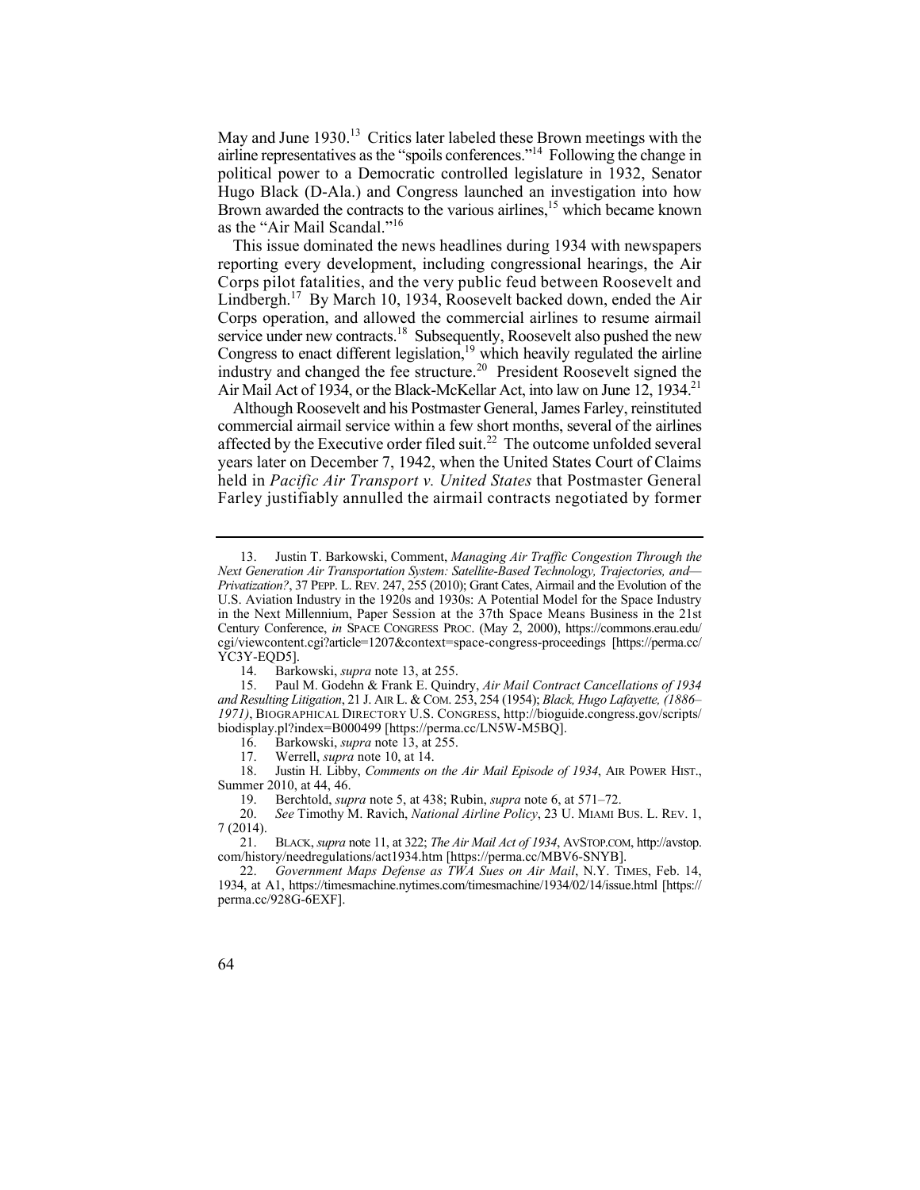May and June 1930.[13] Critics later labeled these Brown meetings with the airline representatives as the "spoils conferences."[14] Following the change in political power to a Democratic controlled legislature in 1932, Senator Hugo Black (D-Ala.) and Congress launched an investigation into how Brown awarded the contracts to the various airlines,[15] which became known as the "Air Mail Scandal."[16]

This issue dominated the news headlines during 1934 with newspapers reporting every development, including congressional hearings, the Air Corps pilot fatalities, and the very public feud between Roosevelt and Lindbergh.[17] By March 10, 1934, Roosevelt backed down, ended the Air Corps operation, and allowed the commercial airlines to resume airmail service under new contracts.[18] Subsequently, Roosevelt also pushed the new Congress to enact different legislation,[19] which heavily regulated the airline industry and changed the fee structure.[20] President Roosevelt signed the Air Mail Act of 1934, or the Black-McKellar Act, into law on June 12, 1934.[21]

Although Roosevelt and his Postmaster General, James Farley, reinstituted commercial airmail service within a few short months, several of the airlines affected by the Executive order filed suit.[22] The outcome unfolded several years later on December 7, 1942, when the United States Court of Claims held in *Pacific Air Transport v. United States* that Postmaster General Farley justifiably annulled the airmail contracts negotiated by former

---

13. Justin T. Barkowski, Comment, *Managing Air Traffic Congestion Through the Next Generation Air Transportation System: Satellite-Based Technology, Trajectories, and—Privatization?*, 37 PEPP. L. REV. 247, 255 (2010); Grant Cates, Airmail and the Evolution of the U.S. Aviation Industry in the 1920s and 1930s: A Potential Model for the Space Industry in the Next Millennium, Paper Session at the 37th Space Means Business in the 21st Century Conference, *in* SPACE CONGRESS PROC. (May 2, 2000), https://commons.erau.edu/cgi/viewcontent.cgi?article=1207&context=space-congress-proceedings [https://perma.cc/YC3Y-EQD5].

14. Barkowski, *supra* note 13, at 255.

15. Paul M. Godehn & Frank E. Quindry, *Air Mail Contract Cancellations of 1934 and Resulting Litigation*, 21 J. AIR L. & COM. 253, 254 (1954); *Black, Hugo Lafayette, (1886–1971)*, BIOGRAPHICAL DIRECTORY U.S. CONGRESS, http://bioguide.congress.gov/scripts/biodisplay.pl?index=B000499 [https://perma.cc/LN5W-M5BQ].

16. Barkowski, *supra* note 13, at 255.

17. Werrell, *supra* note 10, at 14.

18. Justin H. Libby, *Comments on the Air Mail Episode of 1934*, AIR POWER HIST., Summer 2010, at 44, 46.

19. Berchtold, *supra* note 5, at 438; Rubin, *supra* note 6, at 571–72.

20. *See* Timothy M. Ravich, *National Airline Policy*, 23 U. MIAMI BUS. L. REV. 1, 7 (2014).

21. BLACK, *supra* note 11, at 322; *The Air Mail Act of 1934*, AVSTOP.COM, http://avstop.com/history/needregulations/act1934.htm [https://perma.cc/MBV6-SNYB].

22. *Government Maps Defense as TWA Sues on Air Mail*, N.Y. TIMES, Feb. 14, 1934, at A1, https://timesmachine.nytimes.com/timesmachine/1934/02/14/issue.html [https://perma.cc/928G-6EXF].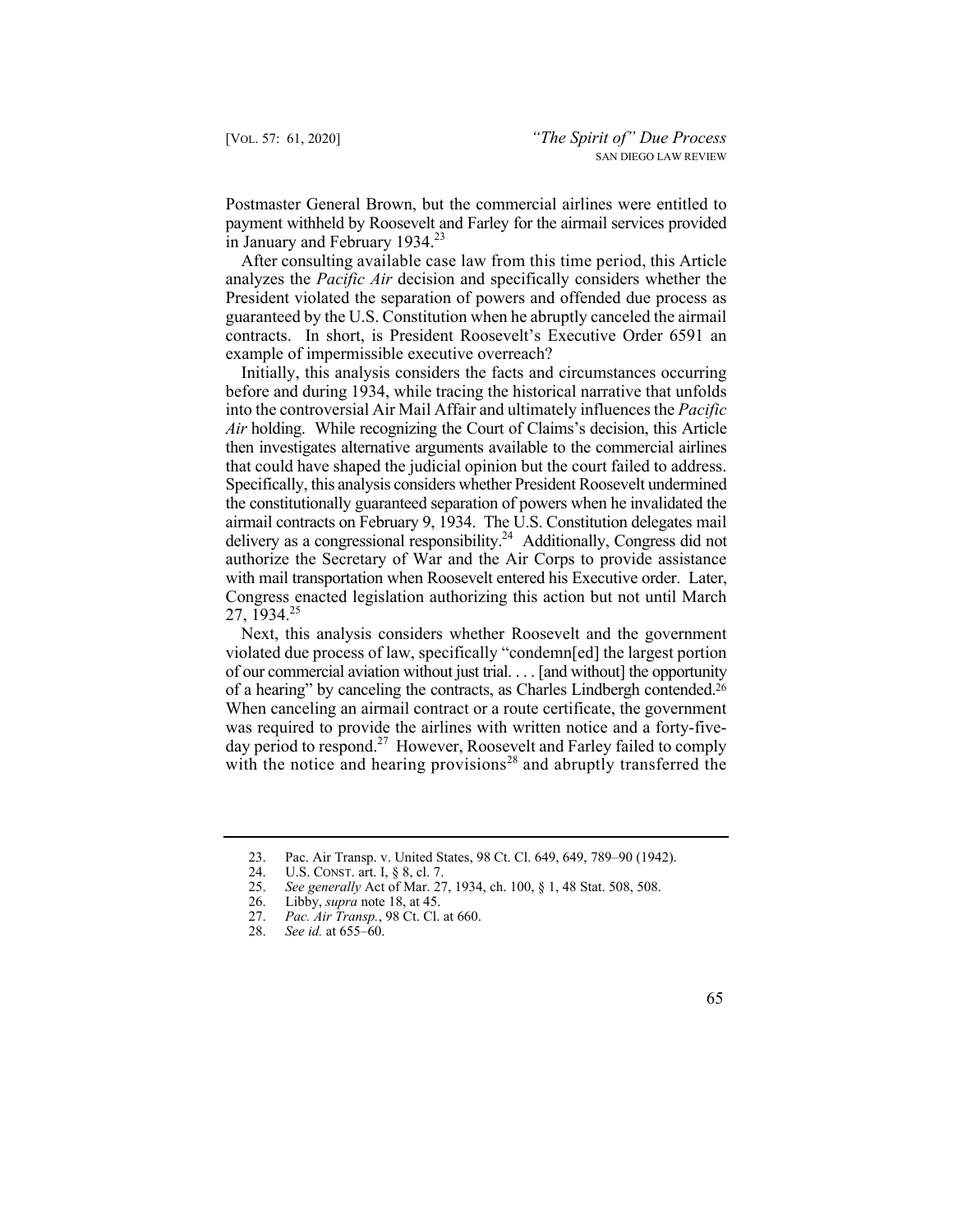Postmaster General Brown, but the commercial airlines were entitled to payment withheld by Roosevelt and Farley for the airmail services provided in January and February 1934.[23]

After consulting available case law from this time period, this Article analyzes the *Pacific Air* decision and specifically considers whether the President violated the separation of powers and offended due process as guaranteed by the U.S. Constitution when he abruptly canceled the airmail contracts. In short, is President Roosevelt's Executive Order 6591 an example of impermissible executive overreach?

Initially, this analysis considers the facts and circumstances occurring before and during 1934, while tracing the historical narrative that unfolds into the controversial Air Mail Affair and ultimately influences the *Pacific Air* holding. While recognizing the Court of Claims's decision, this Article then investigates alternative arguments available to the commercial airlines that could have shaped the judicial opinion but the court failed to address. Specifically, this analysis considers whether President Roosevelt undermined the constitutionally guaranteed separation of powers when he invalidated the airmail contracts on February 9, 1934. The U.S. Constitution delegates mail delivery as a congressional responsibility.[24] Additionally, Congress did not authorize the Secretary of War and the Air Corps to provide assistance with mail transportation when Roosevelt entered his Executive order. Later, Congress enacted legislation authorizing this action but not until March 27, 1934.[25]

Next, this analysis considers whether Roosevelt and the government violated due process of law, specifically "condemn[ed] the largest portion of our commercial aviation without just trial. . . . [and without] the opportunity of a hearing" by canceling the contracts, as Charles Lindbergh contended.[26] When canceling an airmail contract or a route certificate, the government was required to provide the airlines with written notice and a forty-five-day period to respond.[27] However, Roosevelt and Farley failed to comply with the notice and hearing provisions[28] and abruptly transferred the

---

23. Pac. Air Transp. v. United States, 98 Ct. Cl. 649, 649, 789–90 (1942).
24. U.S. CONST. art. I, § 8, cl. 7.
25. *See generally* Act of Mar. 27, 1934, ch. 100, § 1, 48 Stat. 508, 508.
26. Libby, *supra* note 18, at 45.
27. *Pac. Air Transp.*, 98 Ct. Cl. at 660.
28. *See id.* at 655–60.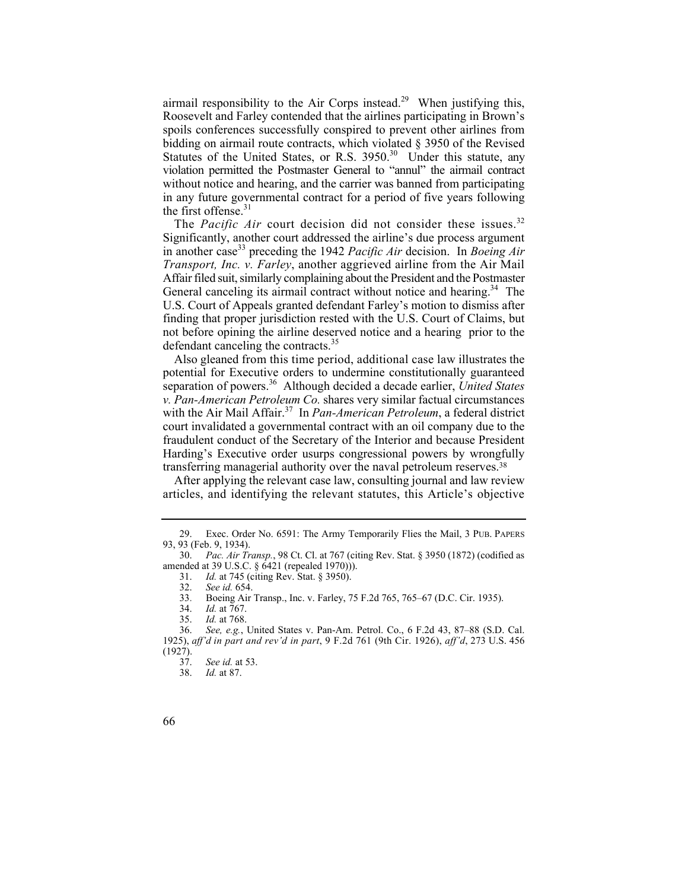airmail responsibility to the Air Corps instead.[29] When justifying this, Roosevelt and Farley contended that the airlines participating in Brown's spoils conferences successfully conspired to prevent other airlines from bidding on airmail route contracts, which violated § 3950 of the Revised Statutes of the United States, or R.S. 3950.[30] Under this statute, any violation permitted the Postmaster General to "annul" the airmail contract without notice and hearing, and the carrier was banned from participating in any future governmental contract for a period of five years following the first offense.[31]

The *Pacific Air* court decision did not consider these issues.[32] Significantly, another court addressed the airline's due process argument in another case[33] preceding the 1942 *Pacific Air* decision. In *Boeing Air Transport, Inc. v. Farley*, another aggrieved airline from the Air Mail Affair filed suit, similarly complaining about the President and the Postmaster General canceling its airmail contract without notice and hearing.[34] The U.S. Court of Appeals granted defendant Farley's motion to dismiss after finding that proper jurisdiction rested with the U.S. Court of Claims, but not before opining the airline deserved notice and a hearing prior to the defendant canceling the contracts.[35]

Also gleaned from this time period, additional case law illustrates the potential for Executive orders to undermine constitutionally guaranteed separation of powers.[36] Although decided a decade earlier, *United States v. Pan-American Petroleum Co.* shares very similar factual circumstances with the Air Mail Affair.[37] In *Pan-American Petroleum*, a federal district court invalidated a governmental contract with an oil company due to the fraudulent conduct of the Secretary of the Interior and because President Harding's Executive order usurps congressional powers by wrongfully transferring managerial authority over the naval petroleum reserves.[38]

After applying the relevant case law, consulting journal and law review articles, and identifying the relevant statutes, this Article's objective

---

29. Exec. Order No. 6591: The Army Temporarily Flies the Mail, 3 PUB. PAPERS 93, 93 (Feb. 9, 1934).

30. *Pac. Air Transp.*, 98 Ct. Cl. at 767 (citing Rev. Stat. § 3950 (1872) (codified as amended at 39 U.S.C. § 6421 (repealed 1970))).

31. *Id.* at 745 (citing Rev. Stat. § 3950).

32. *See id.* 654.

33. Boeing Air Transp., Inc. v. Farley, 75 F.2d 765, 765–67 (D.C. Cir. 1935).

34. *Id.* at 767.

35. *Id.* at 768.

36. *See, e.g.*, United States v. Pan-Am. Petrol. Co., 6 F.2d 43, 87–88 (S.D. Cal. 1925), *aff'd in part and rev'd in part*, 9 F.2d 761 (9th Cir. 1926), *aff'd*, 273 U.S. 456 (1927).

37. *See id.* at 53.

38. *Id.* at 87.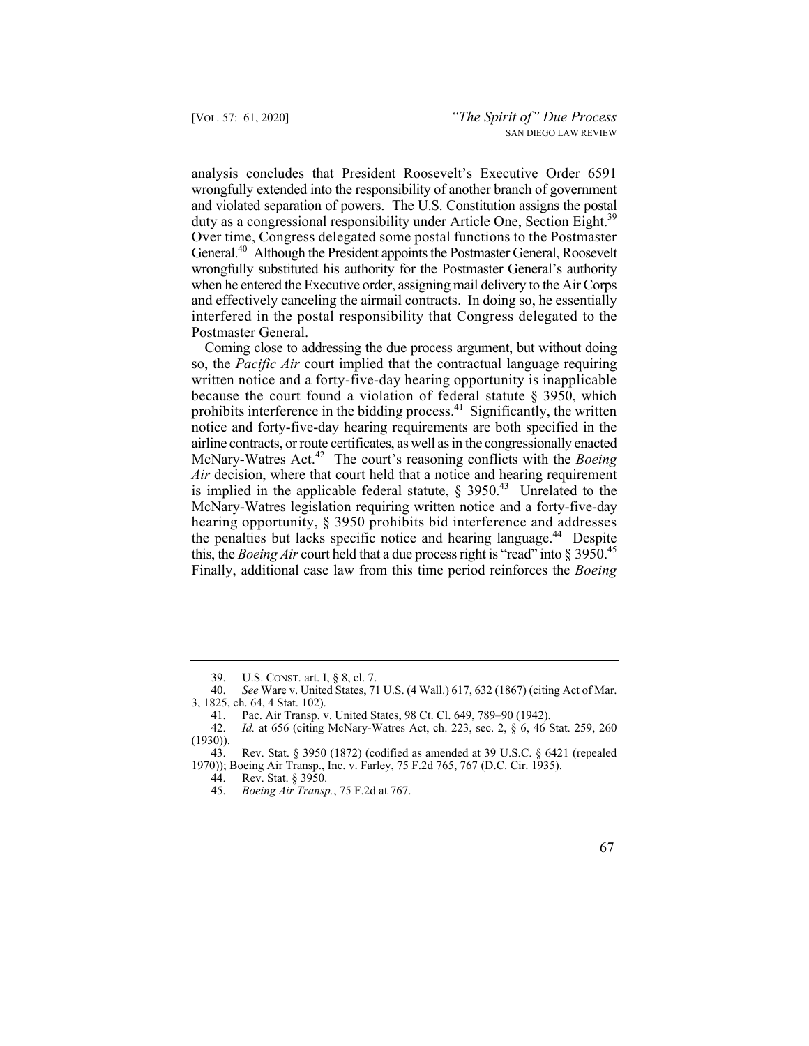analysis concludes that President Roosevelt's Executive Order 6591 wrongfully extended into the responsibility of another branch of government and violated separation of powers. The U.S. Constitution assigns the postal duty as a congressional responsibility under Article One, Section Eight.[39] Over time, Congress delegated some postal functions to the Postmaster General.[40] Although the President appoints the Postmaster General, Roosevelt wrongfully substituted his authority for the Postmaster General's authority when he entered the Executive order, assigning mail delivery to the Air Corps and effectively canceling the airmail contracts. In doing so, he essentially interfered in the postal responsibility that Congress delegated to the Postmaster General.

Coming close to addressing the due process argument, but without doing so, the *Pacific Air* court implied that the contractual language requiring written notice and a forty-five-day hearing opportunity is inapplicable because the court found a violation of federal statute § 3950, which prohibits interference in the bidding process.[41] Significantly, the written notice and forty-five-day hearing requirements are both specified in the airline contracts, or route certificates, as well as in the congressionally enacted McNary-Watres Act.[42] The court's reasoning conflicts with the *Boeing Air* decision, where that court held that a notice and hearing requirement is implied in the applicable federal statute, § 3950.[43] Unrelated to the McNary-Watres legislation requiring written notice and a forty-five-day hearing opportunity, § 3950 prohibits bid interference and addresses the penalties but lacks specific notice and hearing language.[44] Despite this, the *Boeing Air* court held that a due process right is "read" into § 3950.[45] Finally, additional case law from this time period reinforces the *Boeing*

---

39. U.S. CONST. art. I, § 8, cl. 7.
40. *See* Ware v. United States, 71 U.S. (4 Wall.) 617, 632 (1867) (citing Act of Mar. 3, 1825, ch. 64, 4 Stat. 102).
41. Pac. Air Transp. v. United States, 98 Ct. Cl. 649, 789–90 (1942).
42. *Id.* at 656 (citing McNary-Watres Act, ch. 223, sec. 2, § 6, 46 Stat. 259, 260 (1930)).
43. Rev. Stat. § 3950 (1872) (codified as amended at 39 U.S.C. § 6421 (repealed 1970)); Boeing Air Transp., Inc. v. Farley, 75 F.2d 765, 767 (D.C. Cir. 1935).
44. Rev. Stat. § 3950.
45. *Boeing Air Transp.*, 75 F.2d at 767.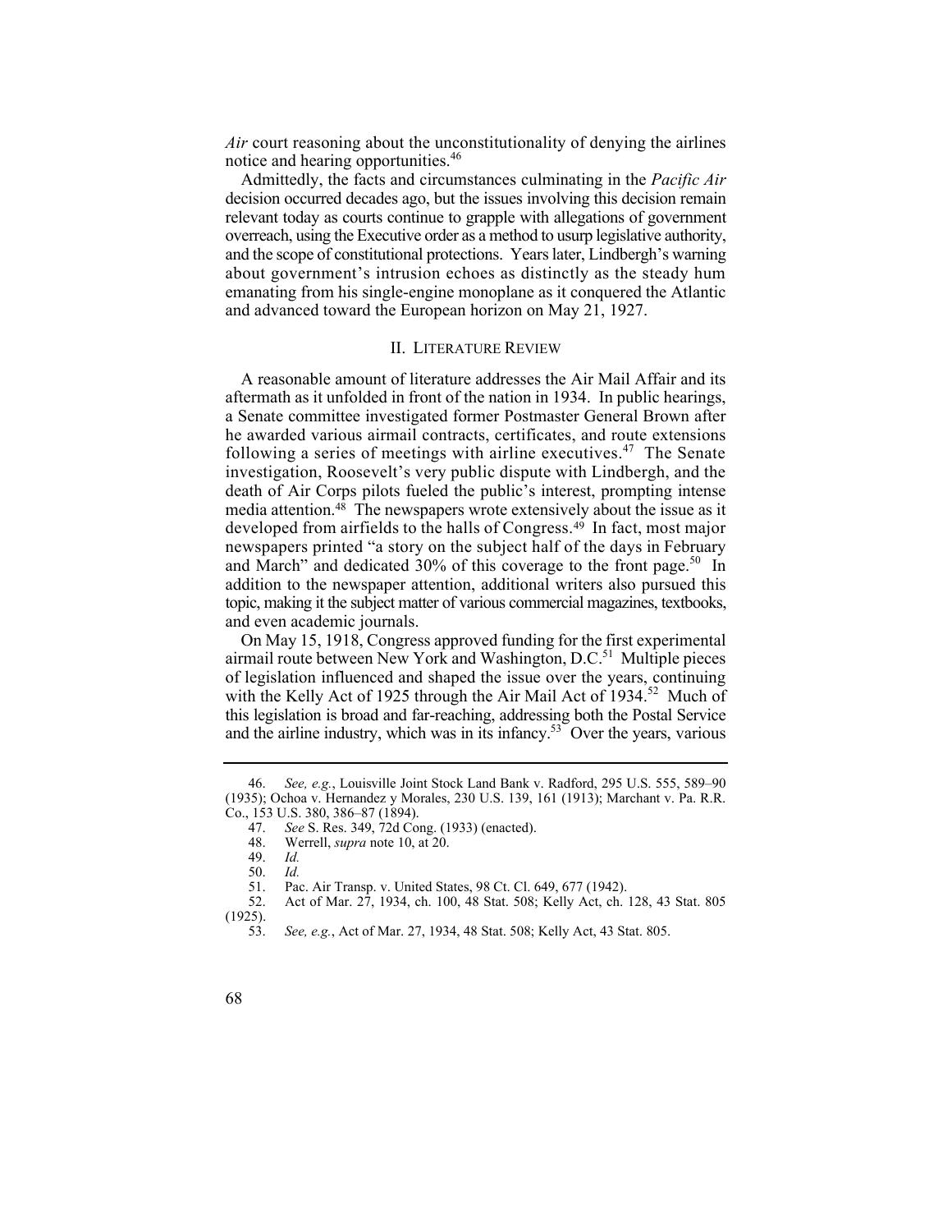*Air* court reasoning about the unconstitutionality of denying the airlines notice and hearing opportunities.[46]

Admittedly, the facts and circumstances culminating in the *Pacific Air* decision occurred decades ago, but the issues involving this decision remain relevant today as courts continue to grapple with allegations of government overreach, using the Executive order as a method to usurp legislative authority, and the scope of constitutional protections. Years later, Lindbergh's warning about government's intrusion echoes as distinctly as the steady hum emanating from his single-engine monoplane as it conquered the Atlantic and advanced toward the European horizon on May 21, 1927.

## II. Literature Review

A reasonable amount of literature addresses the Air Mail Affair and its aftermath as it unfolded in front of the nation in 1934. In public hearings, a Senate committee investigated former Postmaster General Brown after he awarded various airmail contracts, certificates, and route extensions following a series of meetings with airline executives.[47] The Senate investigation, Roosevelt's very public dispute with Lindbergh, and the death of Air Corps pilots fueled the public's interest, prompting intense media attention.[48] The newspapers wrote extensively about the issue as it developed from airfields to the halls of Congress.[49] In fact, most major newspapers printed "a story on the subject half of the days in February and March" and dedicated 30% of this coverage to the front page.[50] In addition to the newspaper attention, additional writers also pursued this topic, making it the subject matter of various commercial magazines, textbooks, and even academic journals.

On May 15, 1918, Congress approved funding for the first experimental airmail route between New York and Washington, D.C.[51] Multiple pieces of legislation influenced and shaped the issue over the years, continuing with the Kelly Act of 1925 through the Air Mail Act of 1934.[52] Much of this legislation is broad and far-reaching, addressing both the Postal Service and the airline industry, which was in its infancy.[53] Over the years, various

---

46. *See, e.g.*, Louisville Joint Stock Land Bank v. Radford, 295 U.S. 555, 589–90 (1935); Ochoa v. Hernandez y Morales, 230 U.S. 139, 161 (1913); Marchant v. Pa. R.R. Co., 153 U.S. 380, 386–87 (1894).

47. *See* S. Res. 349, 72d Cong. (1933) (enacted).

48. Werrell, *supra* note 10, at 20.

49. *Id.*

50. *Id.*

51. Pac. Air Transp. v. United States, 98 Ct. Cl. 649, 677 (1942).

52. Act of Mar. 27, 1934, ch. 100, 48 Stat. 508; Kelly Act, ch. 128, 43 Stat. 805 (1925).

53. *See, e.g.*, Act of Mar. 27, 1934, 48 Stat. 508; Kelly Act, 43 Stat. 805.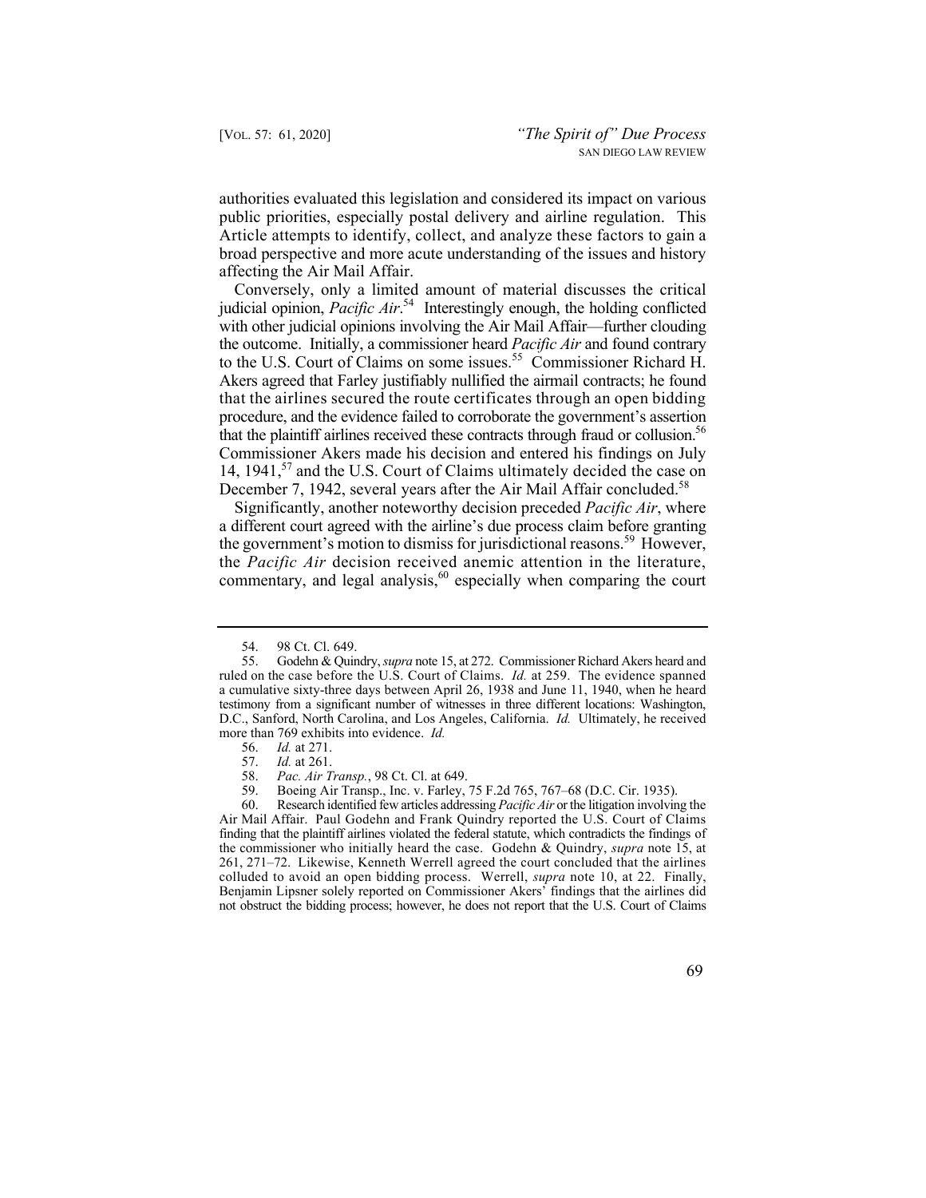authorities evaluated this legislation and considered its impact on various public priorities, especially postal delivery and airline regulation. This Article attempts to identify, collect, and analyze these factors to gain a broad perspective and more acute understanding of the issues and history affecting the Air Mail Affair.

Conversely, only a limited amount of material discusses the critical judicial opinion, *Pacific Air*.[54] Interestingly enough, the holding conflicted with other judicial opinions involving the Air Mail Affair—further clouding the outcome. Initially, a commissioner heard *Pacific Air* and found contrary to the U.S. Court of Claims on some issues.[55] Commissioner Richard H. Akers agreed that Farley justifiably nullified the airmail contracts; he found that the airlines secured the route certificates through an open bidding procedure, and the evidence failed to corroborate the government's assertion that the plaintiff airlines received these contracts through fraud or collusion.[56] Commissioner Akers made his decision and entered his findings on July 14, 1941,[57] and the U.S. Court of Claims ultimately decided the case on December 7, 1942, several years after the Air Mail Affair concluded.[58]

Significantly, another noteworthy decision preceded *Pacific Air*, where a different court agreed with the airline's due process claim before granting the government's motion to dismiss for jurisdictional reasons.[59] However, the *Pacific Air* decision received anemic attention in the literature, commentary, and legal analysis,[60] especially when comparing the court

---

54. 98 Ct. Cl. 649.

55. Godehn & Quindry, *supra* note 15, at 272. Commissioner Richard Akers heard and ruled on the case before the U.S. Court of Claims. *Id.* at 259. The evidence spanned a cumulative sixty-three days between April 26, 1938 and June 11, 1940, when he heard testimony from a significant number of witnesses in three different locations: Washington, D.C., Sanford, North Carolina, and Los Angeles, California. *Id.* Ultimately, he received more than 769 exhibits into evidence. *Id.*

56. *Id.* at 271.

57. *Id.* at 261.

58. *Pac. Air Transp.*, 98 Ct. Cl. at 649.

59. Boeing Air Transp., Inc. v. Farley, 75 F.2d 765, 767–68 (D.C. Cir. 1935).

60. Research identified few articles addressing *Pacific Air* or the litigation involving the Air Mail Affair. Paul Godehn and Frank Quindry reported the U.S. Court of Claims finding that the plaintiff airlines violated the federal statute, which contradicts the findings of the commissioner who initially heard the case. Godehn & Quindry, *supra* note 15, at 261, 271–72. Likewise, Kenneth Werrell agreed the court concluded that the airlines colluded to avoid an open bidding process. Werrell, *supra* note 10, at 22. Finally, Benjamin Lipsner solely reported on Commissioner Akers' findings that the airlines did not obstruct the bidding process; however, he does not report that the U.S. Court of Claims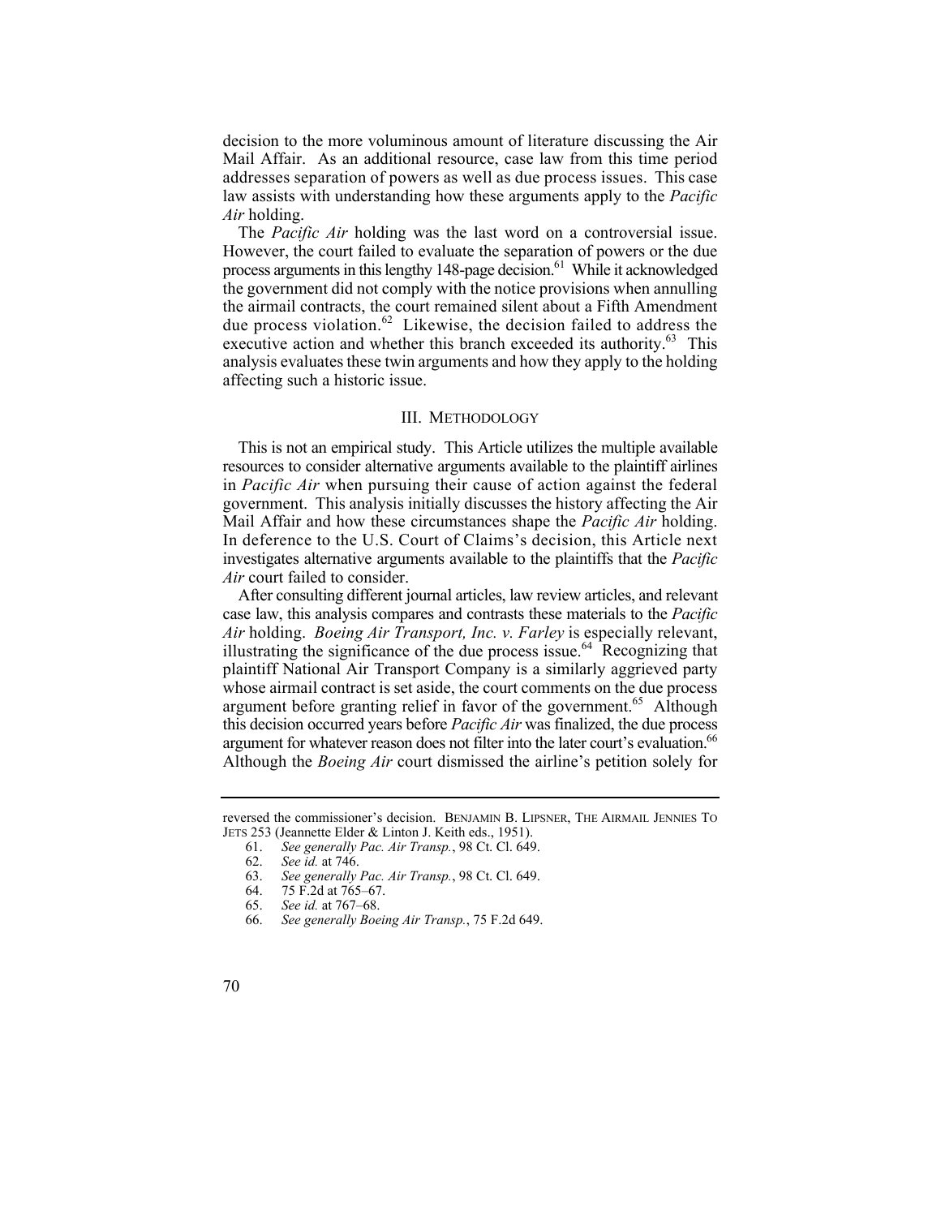decision to the more voluminous amount of literature discussing the Air Mail Affair. As an additional resource, case law from this time period addresses separation of powers as well as due process issues. This case law assists with understanding how these arguments apply to the *Pacific Air* holding.

The *Pacific Air* holding was the last word on a controversial issue. However, the court failed to evaluate the separation of powers or the due process arguments in this lengthy 148-page decision.[61] While it acknowledged the government did not comply with the notice provisions when annulling the airmail contracts, the court remained silent about a Fifth Amendment due process violation.[62] Likewise, the decision failed to address the executive action and whether this branch exceeded its authority.[63] This analysis evaluates these twin arguments and how they apply to the holding affecting such a historic issue.

## III. Methodology

This is not an empirical study. This Article utilizes the multiple available resources to consider alternative arguments available to the plaintiff airlines in *Pacific Air* when pursuing their cause of action against the federal government. This analysis initially discusses the history affecting the Air Mail Affair and how these circumstances shape the *Pacific Air* holding. In deference to the U.S. Court of Claims's decision, this Article next investigates alternative arguments available to the plaintiffs that the *Pacific Air* court failed to consider.

After consulting different journal articles, law review articles, and relevant case law, this analysis compares and contrasts these materials to the *Pacific Air* holding. *Boeing Air Transport, Inc. v. Farley* is especially relevant, illustrating the significance of the due process issue.[64] Recognizing that plaintiff National Air Transport Company is a similarly aggrieved party whose airmail contract is set aside, the court comments on the due process argument before granting relief in favor of the government.[65] Although this decision occurred years before *Pacific Air* was finalized, the due process argument for whatever reason does not filter into the later court's evaluation.[66] Although the *Boeing Air* court dismissed the airline's petition solely for

---

reversed the commissioner's decision. Benjamin B. Lipsner, The Airmail Jennies to Jets 253 (Jeannette Elder & Linton J. Keith eds., 1951).

61. *See generally Pac. Air Transp.*, 98 Ct. Cl. 649.
62. *See id.* at 746.
63. *See generally Pac. Air Transp.*, 98 Ct. Cl. 649.
64. 75 F.2d at 765–67.
65. *See id.* at 767–68.
66. *See generally Boeing Air Transp.*, 75 F.2d 649.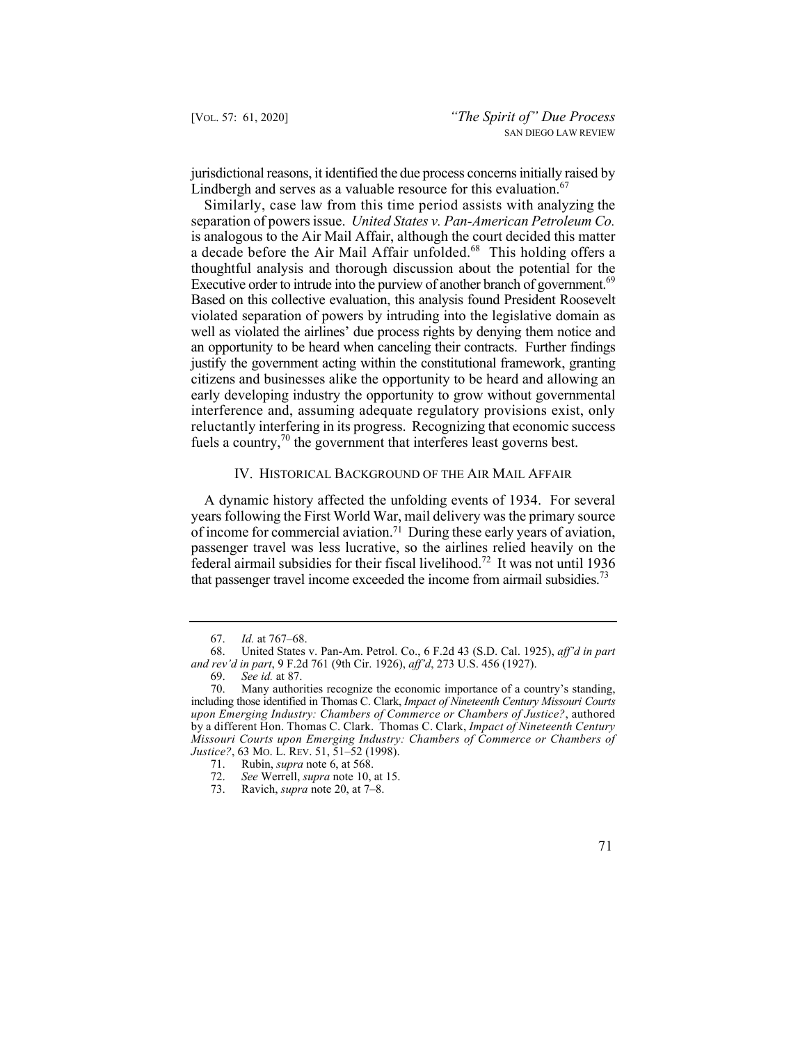jurisdictional reasons, it identified the due process concerns initially raised by Lindbergh and serves as a valuable resource for this evaluation.[67]

Similarly, case law from this time period assists with analyzing the separation of powers issue. *United States v. Pan-American Petroleum Co.* is analogous to the Air Mail Affair, although the court decided this matter a decade before the Air Mail Affair unfolded.[68] This holding offers a thoughtful analysis and thorough discussion about the potential for the Executive order to intrude into the purview of another branch of government.[69] Based on this collective evaluation, this analysis found President Roosevelt violated separation of powers by intruding into the legislative domain as well as violated the airlines' due process rights by denying them notice and an opportunity to be heard when canceling their contracts. Further findings justify the government acting within the constitutional framework, granting citizens and businesses alike the opportunity to be heard and allowing an early developing industry the opportunity to grow without governmental interference and, assuming adequate regulatory provisions exist, only reluctantly interfering in its progress. Recognizing that economic success fuels a country,[70] the government that interferes least governs best.

## IV. Historical Background of the Air Mail Affair

A dynamic history affected the unfolding events of 1934. For several years following the First World War, mail delivery was the primary source of income for commercial aviation.[71] During these early years of aviation, passenger travel was less lucrative, so the airlines relied heavily on the federal airmail subsidies for their fiscal livelihood.[72] It was not until 1936 that passenger travel income exceeded the income from airmail subsidies.[73]

---

67. *Id.* at 767–68.

68. United States v. Pan-Am. Petrol. Co., 6 F.2d 43 (S.D. Cal. 1925), *aff'd in part and rev'd in part*, 9 F.2d 761 (9th Cir. 1926), *aff'd*, 273 U.S. 456 (1927).

69. *See id.* at 87.

70. Many authorities recognize the economic importance of a country's standing, including those identified in Thomas C. Clark, *Impact of Nineteenth Century Missouri Courts upon Emerging Industry: Chambers of Commerce or Chambers of Justice?*, authored by a different Hon. Thomas C. Clark. Thomas C. Clark, *Impact of Nineteenth Century Missouri Courts upon Emerging Industry: Chambers of Commerce or Chambers of Justice?*, 63 Mo. L. Rev. 51, 51–52 (1998).

71. Rubin, *supra* note 6, at 568.

72. *See* Werrell, *supra* note 10, at 15.

73. Ravich, *supra* note 20, at 7–8.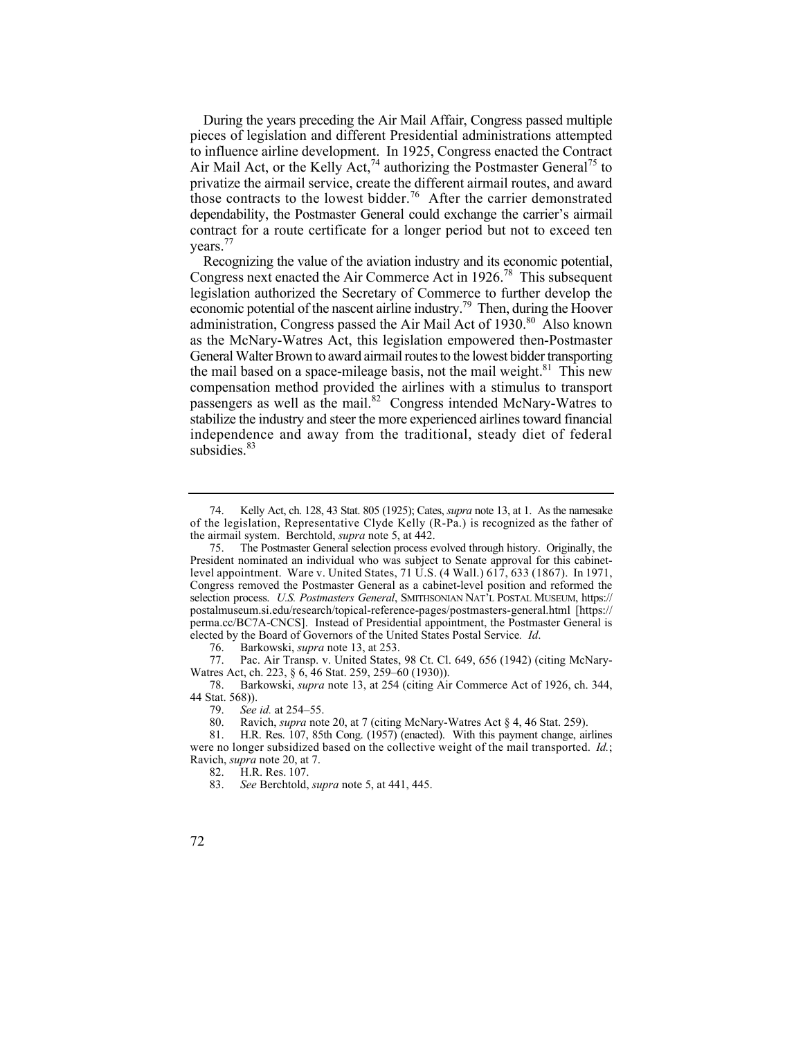During the years preceding the Air Mail Affair, Congress passed multiple pieces of legislation and different Presidential administrations attempted to influence airline development. In 1925, Congress enacted the Contract Air Mail Act, or the Kelly Act,[74] authorizing the Postmaster General[75] to privatize the airmail service, create the different airmail routes, and award those contracts to the lowest bidder.[76] After the carrier demonstrated dependability, the Postmaster General could exchange the carrier's airmail contract for a route certificate for a longer period but not to exceed ten years.[77]

Recognizing the value of the aviation industry and its economic potential, Congress next enacted the Air Commerce Act in 1926.[78] This subsequent legislation authorized the Secretary of Commerce to further develop the economic potential of the nascent airline industry.[79] Then, during the Hoover administration, Congress passed the Air Mail Act of 1930.[80] Also known as the McNary-Watres Act, this legislation empowered then-Postmaster General Walter Brown to award airmail routes to the lowest bidder transporting the mail based on a space-mileage basis, not the mail weight.[81] This new compensation method provided the airlines with a stimulus to transport passengers as well as the mail.[82] Congress intended McNary-Watres to stabilize the industry and steer the more experienced airlines toward financial independence and away from the traditional, steady diet of federal subsidies.[83]

---

74. Kelly Act, ch. 128, 43 Stat. 805 (1925); Cates, *supra* note 13, at 1. As the namesake of the legislation, Representative Clyde Kelly (R-Pa.) is recognized as the father of the airmail system. Berchtold, *supra* note 5, at 442.

75. The Postmaster General selection process evolved through history. Originally, the President nominated an individual who was subject to Senate approval for this cabinet-level appointment. Ware v. United States, 71 U.S. (4 Wall.) 617, 633 (1867). In 1971, Congress removed the Postmaster General as a cabinet-level position and reformed the selection process. *U.S. Postmasters General*, SMITHSONIAN NAT'L POSTAL MUSEUM, https://postalmuseum.si.edu/research/topical-reference-pages/postmasters-general.html [https://perma.cc/BC7A-CNCS]. Instead of Presidential appointment, the Postmaster General is elected by the Board of Governors of the United States Postal Service. *Id*.

76. Barkowski, *supra* note 13, at 253.

77. Pac. Air Transp. v. United States, 98 Ct. Cl. 649, 656 (1942) (citing McNary-Watres Act, ch. 223, § 6, 46 Stat. 259, 259–60 (1930)).

78. Barkowski, *supra* note 13, at 254 (citing Air Commerce Act of 1926, ch. 344, 44 Stat. 568)).

79. *See id.* at 254–55.

80. Ravich, *supra* note 20, at 7 (citing McNary-Watres Act § 4, 46 Stat. 259).

81. H.R. Res. 107, 85th Cong. (1957) (enacted). With this payment change, airlines were no longer subsidized based on the collective weight of the mail transported. *Id.*; Ravich, *supra* note 20, at 7.

82. H.R. Res. 107.

83. *See* Berchtold, *supra* note 5, at 441, 445.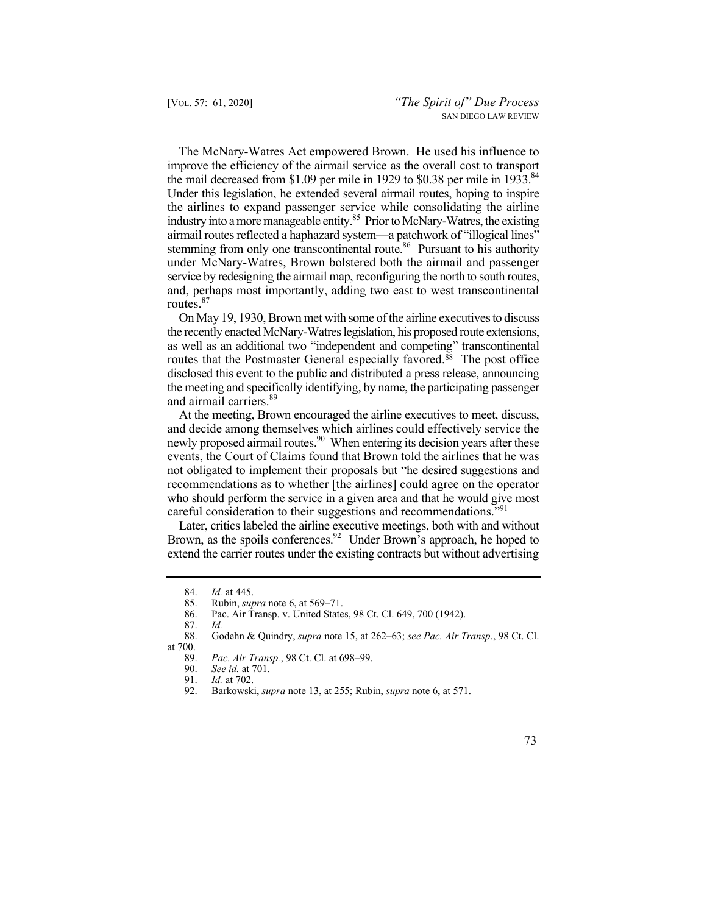The McNary-Watres Act empowered Brown. He used his influence to improve the efficiency of the airmail service as the overall cost to transport the mail decreased from $1.09 per mile in 1929 to $0.38 per mile in 1933.[84] Under this legislation, he extended several airmail routes, hoping to inspire the airlines to expand passenger service while consolidating the airline industry into a more manageable entity.[85] Prior to McNary-Watres, the existing airmail routes reflected a haphazard system—a patchwork of "illogical lines" stemming from only one transcontinental route.[86] Pursuant to his authority under McNary-Watres, Brown bolstered both the airmail and passenger service by redesigning the airmail map, reconfiguring the north to south routes, and, perhaps most importantly, adding two east to west transcontinental routes.[87]

On May 19, 1930, Brown met with some of the airline executives to discuss the recently enacted McNary-Watres legislation, his proposed route extensions, as well as an additional two "independent and competing" transcontinental routes that the Postmaster General especially favored.[88] The post office disclosed this event to the public and distributed a press release, announcing the meeting and specifically identifying, by name, the participating passenger and airmail carriers.[89]

At the meeting, Brown encouraged the airline executives to meet, discuss, and decide among themselves which airlines could effectively service the newly proposed airmail routes.[90] When entering its decision years after these events, the Court of Claims found that Brown told the airlines that he was not obligated to implement their proposals but "he desired suggestions and recommendations as to whether [the airlines] could agree on the operator who should perform the service in a given area and that he would give most careful consideration to their suggestions and recommendations."[91]

Later, critics labeled the airline executive meetings, both with and without Brown, as the spoils conferences.[92] Under Brown's approach, he hoped to extend the carrier routes under the existing contracts but without advertising

---

84. *Id.* at 445.

85. Rubin, *supra* note 6, at 569–71.

86. Pac. Air Transp. v. United States, 98 Ct. Cl. 649, 700 (1942).

87. *Id.*

88. Godehn & Quindry, *supra* note 15, at 262–63; *see Pac. Air Transp*., 98 Ct. Cl. at 700.

89. *Pac. Air Transp.*, 98 Ct. Cl. at 698–99.

90. *See id.* at 701.

91. *Id.* at 702.

92. Barkowski, *supra* note 13, at 255; Rubin, *supra* note 6, at 571.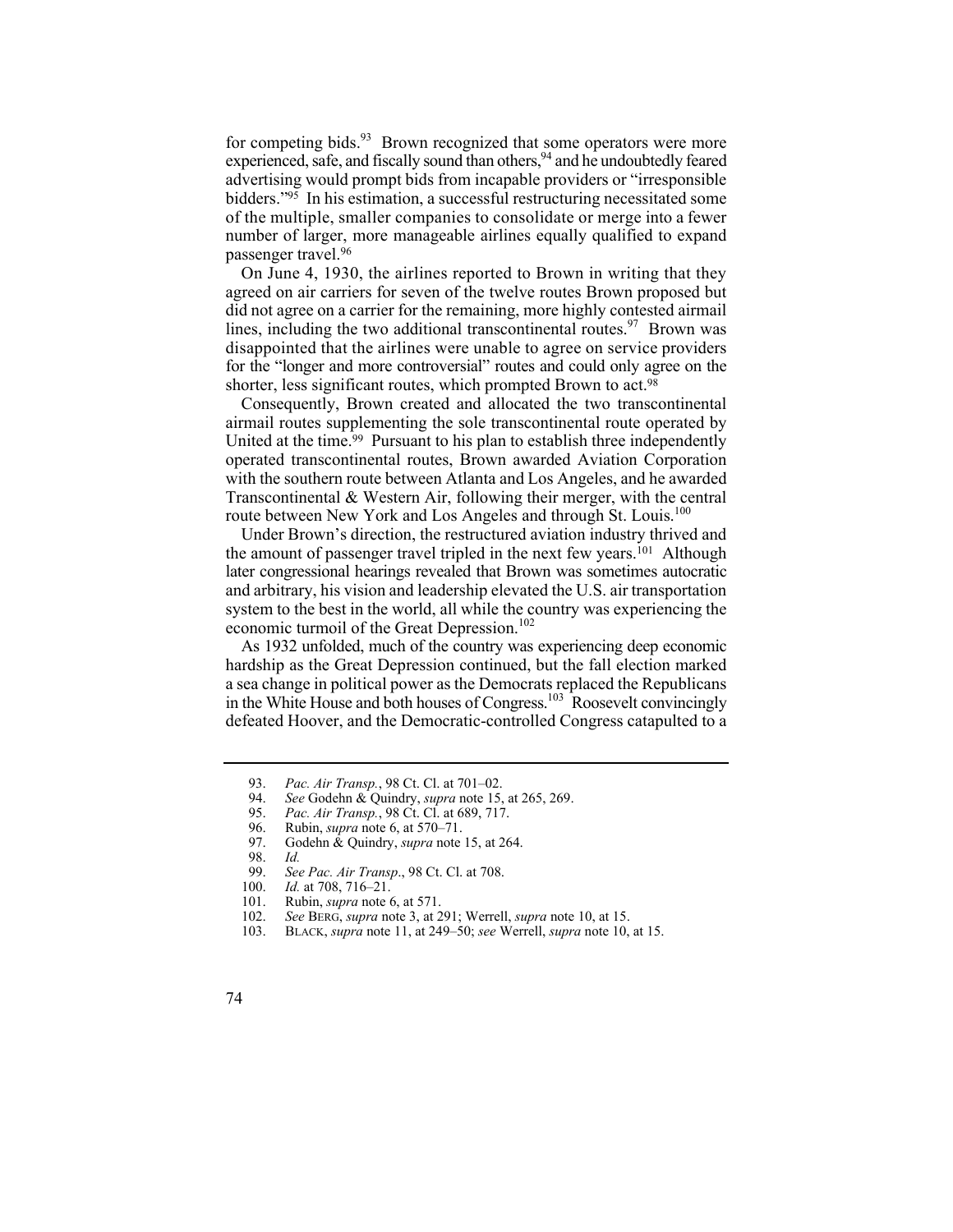for competing bids.[93] Brown recognized that some operators were more experienced, safe, and fiscally sound than others,[94] and he undoubtedly feared advertising would prompt bids from incapable providers or "irresponsible bidders."[95] In his estimation, a successful restructuring necessitated some of the multiple, smaller companies to consolidate or merge into a fewer number of larger, more manageable airlines equally qualified to expand passenger travel.[96]

On June 4, 1930, the airlines reported to Brown in writing that they agreed on air carriers for seven of the twelve routes Brown proposed but did not agree on a carrier for the remaining, more highly contested airmail lines, including the two additional transcontinental routes.[97] Brown was disappointed that the airlines were unable to agree on service providers for the "longer and more controversial" routes and could only agree on the shorter, less significant routes, which prompted Brown to act.[98]

Consequently, Brown created and allocated the two transcontinental airmail routes supplementing the sole transcontinental route operated by United at the time.[99] Pursuant to his plan to establish three independently operated transcontinental routes, Brown awarded Aviation Corporation with the southern route between Atlanta and Los Angeles, and he awarded Transcontinental & Western Air, following their merger, with the central route between New York and Los Angeles and through St. Louis.[100]

Under Brown's direction, the restructured aviation industry thrived and the amount of passenger travel tripled in the next few years.[101] Although later congressional hearings revealed that Brown was sometimes autocratic and arbitrary, his vision and leadership elevated the U.S. air transportation system to the best in the world, all while the country was experiencing the economic turmoil of the Great Depression.[102]

As 1932 unfolded, much of the country was experiencing deep economic hardship as the Great Depression continued, but the fall election marked a sea change in political power as the Democrats replaced the Republicans in the White House and both houses of Congress.[103] Roosevelt convincingly defeated Hoover, and the Democratic-controlled Congress catapulted to a

---

93. *Pac. Air Transp.*, 98 Ct. Cl. at 701–02.
94. *See* Godehn & Quindry, *supra* note 15, at 265, 269.
95. *Pac. Air Transp.*, 98 Ct. Cl. at 689, 717.
96. Rubin, *supra* note 6, at 570–71.
97. Godehn & Quindry, *supra* note 15, at 264.
98. *Id.*
99. *See Pac. Air Transp*., 98 Ct. Cl. at 708.
100. *Id.* at 708, 716–21.
101. Rubin, *supra* note 6, at 571.
102. *See* BERG, *supra* note 3, at 291; Werrell, *supra* note 10, at 15.
103. BLACK, *supra* note 11, at 249–50; *see* Werrell, *supra* note 10, at 15.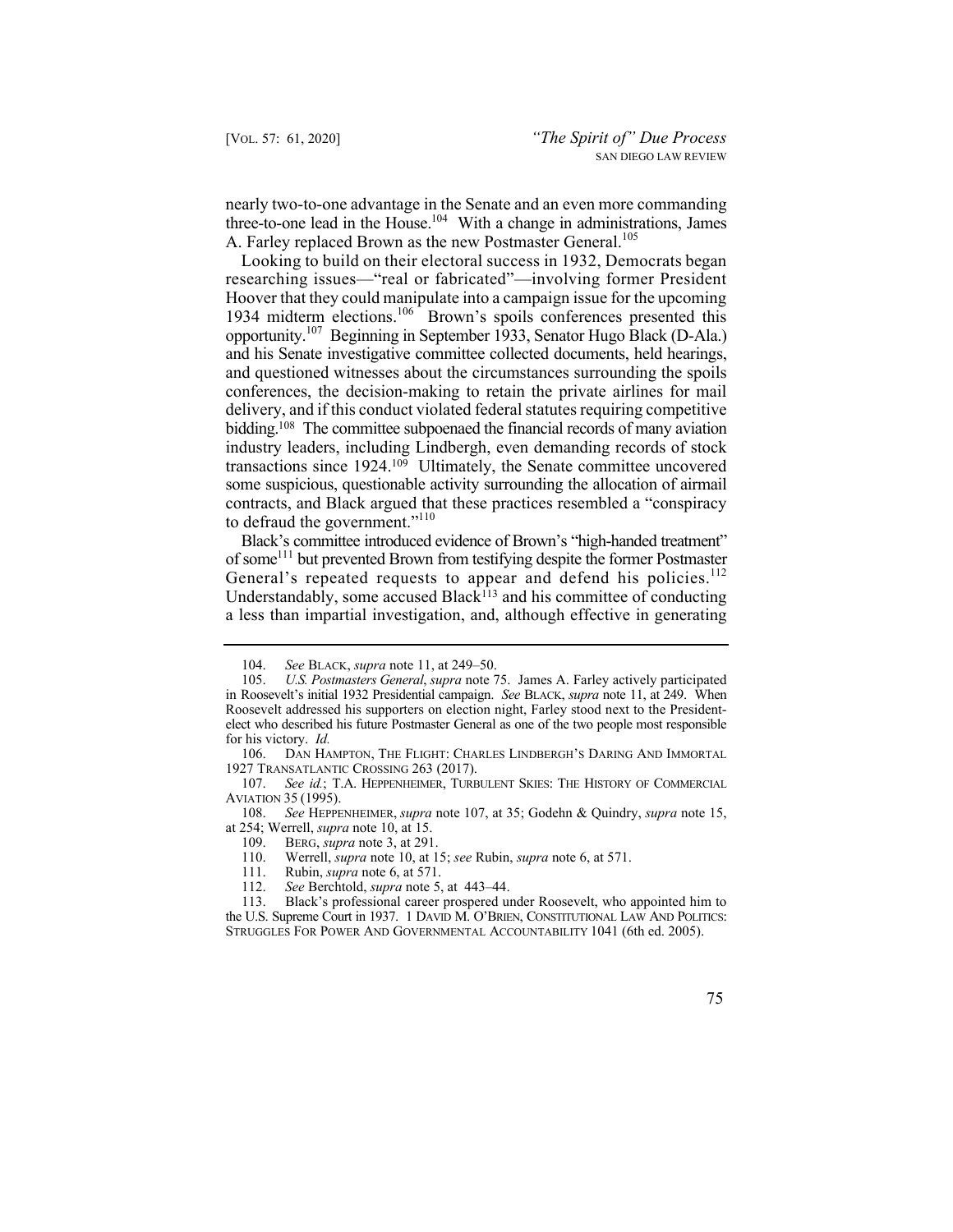nearly two-to-one advantage in the Senate and an even more commanding three-to-one lead in the House.[104] With a change in administrations, James A. Farley replaced Brown as the new Postmaster General.[105]

Looking to build on their electoral success in 1932, Democrats began researching issues—"real or fabricated"—involving former President Hoover that they could manipulate into a campaign issue for the upcoming 1934 midterm elections.[106] Brown's spoils conferences presented this opportunity.[107] Beginning in September 1933, Senator Hugo Black (D-Ala.) and his Senate investigative committee collected documents, held hearings, and questioned witnesses about the circumstances surrounding the spoils conferences, the decision-making to retain the private airlines for mail delivery, and if this conduct violated federal statutes requiring competitive bidding.[108] The committee subpoenaed the financial records of many aviation industry leaders, including Lindbergh, even demanding records of stock transactions since 1924.[109] Ultimately, the Senate committee uncovered some suspicious, questionable activity surrounding the allocation of airmail contracts, and Black argued that these practices resembled a "conspiracy to defraud the government."[110]

Black's committee introduced evidence of Brown's "high-handed treatment" of some[111] but prevented Brown from testifying despite the former Postmaster General's repeated requests to appear and defend his policies.[112] Understandably, some accused Black[113] and his committee of conducting a less than impartial investigation, and, although effective in generating

---

104. *See* BLACK, *supra* note 11, at 249–50.

105. *U.S. Postmasters General*, *supra* note 75. James A. Farley actively participated in Roosevelt's initial 1932 Presidential campaign. *See* BLACK, *supra* note 11, at 249. When Roosevelt addressed his supporters on election night, Farley stood next to the President-elect who described his future Postmaster General as one of the two people most responsible for his victory. *Id.*

106. DAN HAMPTON, THE FLIGHT: CHARLES LINDBERGH'S DARING AND IMMORTAL 1927 TRANSATLANTIC CROSSING 263 (2017).

107. *See id.*; T.A. HEPPENHEIMER, TURBULENT SKIES: THE HISTORY OF COMMERCIAL AVIATION 35 (1995).

108. *See* HEPPENHEIMER, *supra* note 107, at 35; Godehn & Quindry, *supra* note 15, at 254; Werrell, *supra* note 10, at 15.

109. BERG, *supra* note 3, at 291.

110. Werrell, *supra* note 10, at 15; *see* Rubin, *supra* note 6, at 571.

111. Rubin, *supra* note 6, at 571.

112. *See* Berchtold, *supra* note 5, at 443–44.

113. Black's professional career prospered under Roosevelt, who appointed him to the U.S. Supreme Court in 1937. 1 DAVID M. O'BRIEN, CONSTITUTIONAL LAW AND POLITICS: STRUGGLES FOR POWER AND GOVERNMENTAL ACCOUNTABILITY 1041 (6th ed. 2005).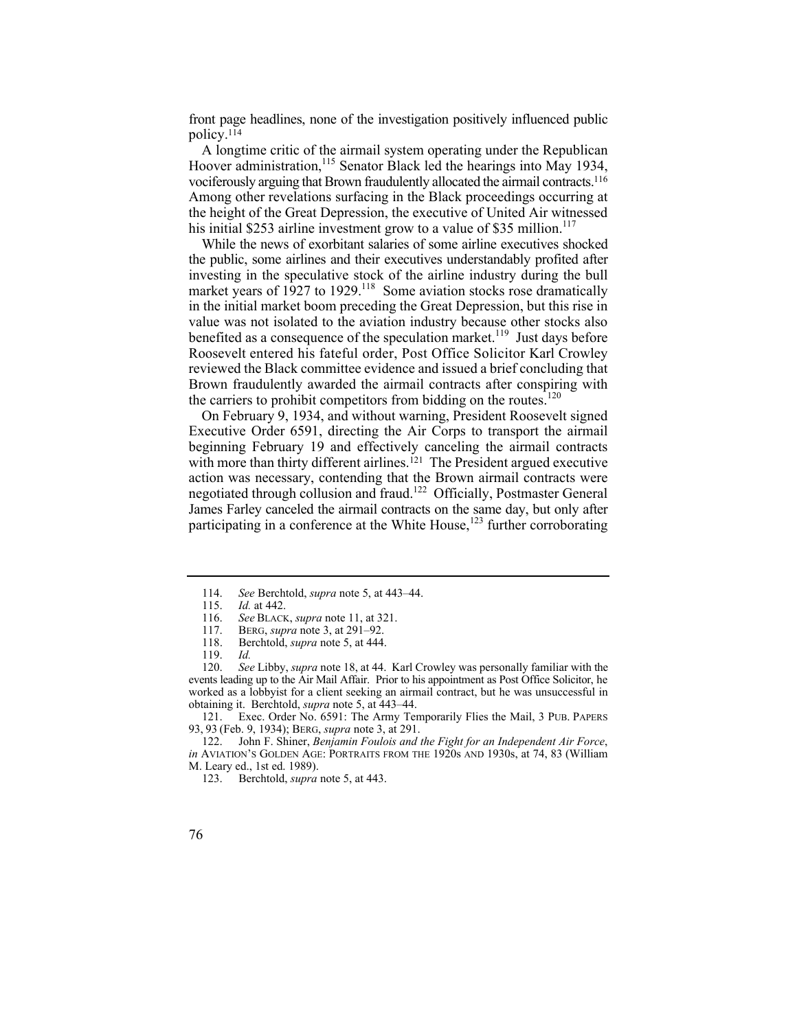front page headlines, none of the investigation positively influenced public policy.[114]

A longtime critic of the airmail system operating under the Republican Hoover administration,[115] Senator Black led the hearings into May 1934, vociferously arguing that Brown fraudulently allocated the airmail contracts.[116] Among other revelations surfacing in the Black proceedings occurring at the height of the Great Depression, the executive of United Air witnessed his initial $253 airline investment grow to a value of $35 million.[117]

While the news of exorbitant salaries of some airline executives shocked the public, some airlines and their executives understandably profited after investing in the speculative stock of the airline industry during the bull market years of 1927 to 1929.[118] Some aviation stocks rose dramatically in the initial market boom preceding the Great Depression, but this rise in value was not isolated to the aviation industry because other stocks also benefited as a consequence of the speculation market.[119] Just days before Roosevelt entered his fateful order, Post Office Solicitor Karl Crowley reviewed the Black committee evidence and issued a brief concluding that Brown fraudulently awarded the airmail contracts after conspiring with the carriers to prohibit competitors from bidding on the routes.[120]

On February 9, 1934, and without warning, President Roosevelt signed Executive Order 6591, directing the Air Corps to transport the airmail beginning February 19 and effectively canceling the airmail contracts with more than thirty different airlines.[121] The President argued executive action was necessary, contending that the Brown airmail contracts were negotiated through collusion and fraud.[122] Officially, Postmaster General James Farley canceled the airmail contracts on the same day, but only after participating in a conference at the White House,[123] further corroborating

---

114. *See* Berchtold, *supra* note 5, at 443–44.

115. *Id.* at 442.

116. *See* BLACK, *supra* note 11, at 321.

117. BERG, *supra* note 3, at 291–92.

118. Berchtold, *supra* note 5, at 444.

119. *Id.*

120. *See* Libby, *supra* note 18, at 44. Karl Crowley was personally familiar with the events leading up to the Air Mail Affair. Prior to his appointment as Post Office Solicitor, he worked as a lobbyist for a client seeking an airmail contract, but he was unsuccessful in obtaining it. Berchtold, *supra* note 5, at 443–44.

121. Exec. Order No. 6591: The Army Temporarily Flies the Mail, 3 PUB. PAPERS 93, 93 (Feb. 9, 1934); BERG, *supra* note 3, at 291.

122. John F. Shiner, *Benjamin Foulois and the Fight for an Independent Air Force*, *in* AVIATION'S GOLDEN AGE: PORTRAITS FROM THE 1920s AND 1930s, at 74, 83 (William M. Leary ed., 1st ed. 1989).

123. Berchtold, *supra* note 5, at 443.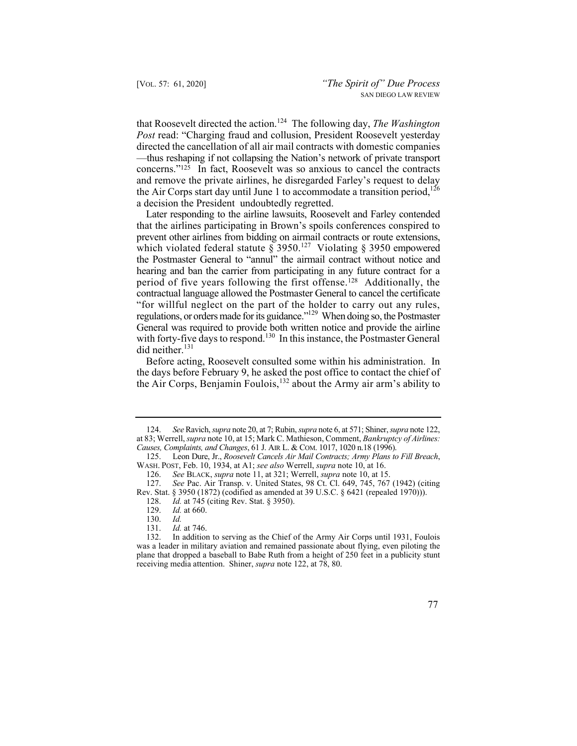that Roosevelt directed the action.[124] The following day, *The Washington Post* read: "Charging fraud and collusion, President Roosevelt yesterday directed the cancellation of all air mail contracts with domestic companies —thus reshaping if not collapsing the Nation's network of private transport concerns."[125] In fact, Roosevelt was so anxious to cancel the contracts and remove the private airlines, he disregarded Farley's request to delay the Air Corps start day until June 1 to accommodate a transition period,[126] a decision the President undoubtedly regretted.

Later responding to the airline lawsuits, Roosevelt and Farley contended that the airlines participating in Brown's spoils conferences conspired to prevent other airlines from bidding on airmail contracts or route extensions, which violated federal statute § 3950.[127] Violating § 3950 empowered the Postmaster General to "annul" the airmail contract without notice and hearing and ban the carrier from participating in any future contract for a period of five years following the first offense.[128] Additionally, the contractual language allowed the Postmaster General to cancel the certificate "for willful neglect on the part of the holder to carry out any rules, regulations, or orders made for its guidance."[129] When doing so, the Postmaster General was required to provide both written notice and provide the airline with forty-five days to respond.[130] In this instance, the Postmaster General did neither.[131]

Before acting, Roosevelt consulted some within his administration. In the days before February 9, he asked the post office to contact the chief of the Air Corps, Benjamin Foulois,[132] about the Army air arm's ability to

---

124. *See* Ravich, *supra* note 20, at 7; Rubin, *supra* note 6, at 571; Shiner, *supra* note 122, at 83; Werrell, *supra* note 10, at 15; Mark C. Mathieson, Comment, *Bankruptcy of Airlines: Causes, Complaints, and Changes*, 61 J. AIR L. & COM. 1017, 1020 n.18 (1996).

125. Leon Dure, Jr., *Roosevelt Cancels Air Mail Contracts; Army Plans to Fill Breach*, WASH. POST, Feb. 10, 1934, at A1; *see also* Werrell, *supra* note 10, at 16.

126. *See* BLACK, *supra* note 11, at 321; Werrell, *supra* note 10, at 15.

127. *See* Pac. Air Transp. v. United States, 98 Ct. Cl. 649, 745, 767 (1942) (citing Rev. Stat. § 3950 (1872) (codified as amended at 39 U.S.C. § 6421 (repealed 1970))).

128. *Id.* at 745 (citing Rev. Stat. § 3950).

129. *Id.* at 660.

130. *Id.*

131. *Id.* at 746.

132. In addition to serving as the Chief of the Army Air Corps until 1931, Foulois was a leader in military aviation and remained passionate about flying, even piloting the plane that dropped a baseball to Babe Ruth from a height of 250 feet in a publicity stunt receiving media attention. Shiner, *supra* note 122, at 78, 80.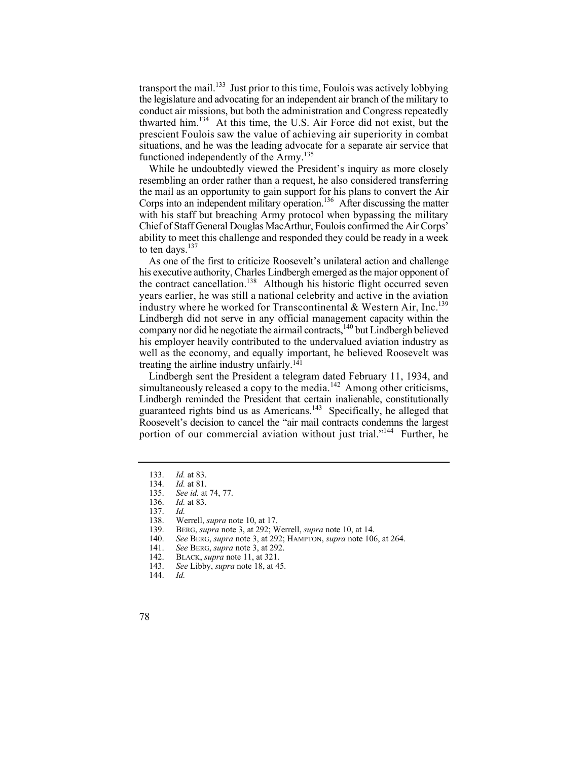transport the mail.[133] Just prior to this time, Foulois was actively lobbying the legislature and advocating for an independent air branch of the military to conduct air missions, but both the administration and Congress repeatedly thwarted him.[134] At this time, the U.S. Air Force did not exist, but the prescient Foulois saw the value of achieving air superiority in combat situations, and he was the leading advocate for a separate air service that functioned independently of the Army.[135]

While he undoubtedly viewed the President's inquiry as more closely resembling an order rather than a request, he also considered transferring the mail as an opportunity to gain support for his plans to convert the Air Corps into an independent military operation.[136] After discussing the matter with his staff but breaching Army protocol when bypassing the military Chief of Staff General Douglas MacArthur, Foulois confirmed the Air Corps' ability to meet this challenge and responded they could be ready in a week to ten days.[137]

As one of the first to criticize Roosevelt's unilateral action and challenge his executive authority, Charles Lindbergh emerged as the major opponent of the contract cancellation.[138] Although his historic flight occurred seven years earlier, he was still a national celebrity and active in the aviation industry where he worked for Transcontinental & Western Air, Inc.[139] Lindbergh did not serve in any official management capacity within the company nor did he negotiate the airmail contracts,[140] but Lindbergh believed his employer heavily contributed to the undervalued aviation industry as well as the economy, and equally important, he believed Roosevelt was treating the airline industry unfairly.[141]

Lindbergh sent the President a telegram dated February 11, 1934, and simultaneously released a copy to the media.[142] Among other criticisms, Lindbergh reminded the President that certain inalienable, constitutionally guaranteed rights bind us as Americans.[143] Specifically, he alleged that Roosevelt's decision to cancel the "air mail contracts condemns the largest portion of our commercial aviation without just trial."[144] Further, he

---

133. *Id.* at 83.
134. *Id.* at 81.
135. *See id.* at 74, 77.
136. *Id.* at 83.
137. *Id.*
138. Werrell, *supra* note 10, at 17.
139. BERG, *supra* note 3, at 292; Werrell, *supra* note 10, at 14.
140. *See* BERG, *supra* note 3, at 292; HAMPTON, *supra* note 106, at 264.
141. *See* BERG, *supra* note 3, at 292.
142. BLACK, *supra* note 11, at 321.
143. *See* Libby, *supra* note 18, at 45.
144. *Id.*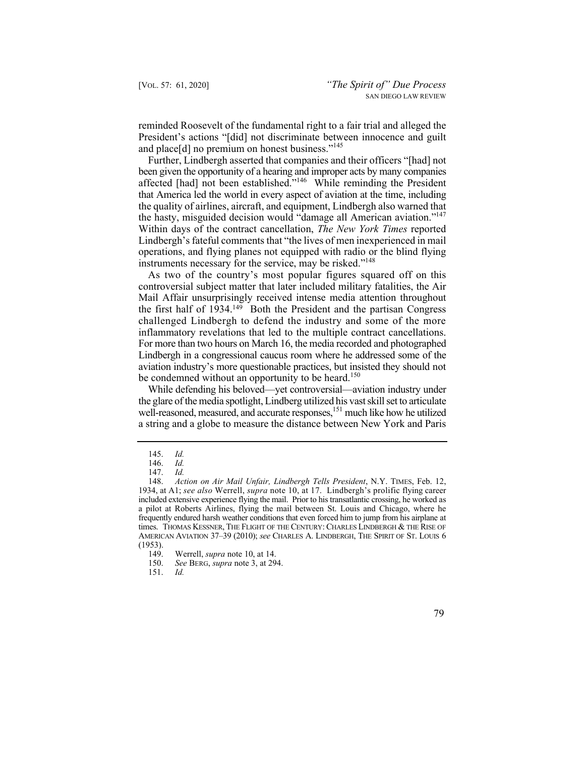reminded Roosevelt of the fundamental right to a fair trial and alleged the President's actions "[did] not discriminate between innocence and guilt and place[d] no premium on honest business."[145]

Further, Lindbergh asserted that companies and their officers "[had] not been given the opportunity of a hearing and improper acts by many companies affected [had] not been established."[146] While reminding the President that America led the world in every aspect of aviation at the time, including the quality of airlines, aircraft, and equipment, Lindbergh also warned that the hasty, misguided decision would "damage all American aviation."[147] Within days of the contract cancellation, *The New York Times* reported Lindbergh's fateful comments that "the lives of men inexperienced in mail operations, and flying planes not equipped with radio or the blind flying instruments necessary for the service, may be risked."[148]

As two of the country's most popular figures squared off on this controversial subject matter that later included military fatalities, the Air Mail Affair unsurprisingly received intense media attention throughout the first half of 1934.[149] Both the President and the partisan Congress challenged Lindbergh to defend the industry and some of the more inflammatory revelations that led to the multiple contract cancellations. For more than two hours on March 16, the media recorded and photographed Lindbergh in a congressional caucus room where he addressed some of the aviation industry's more questionable practices, but insisted they should not be condemned without an opportunity to be heard.[150]

While defending his beloved—yet controversial—aviation industry under the glare of the media spotlight, Lindberg utilized his vast skill set to articulate well-reasoned, measured, and accurate responses,[151] much like how he utilized a string and a globe to measure the distance between New York and Paris

---

145. *Id.*

146. *Id.*

147. *Id.*

148. *Action on Air Mail Unfair, Lindbergh Tells President*, N.Y. TIMES, Feb. 12, 1934, at A1; *see also* Werrell, *supra* note 10, at 17. Lindbergh's prolific flying career included extensive experience flying the mail. Prior to his transatlantic crossing, he worked as a pilot at Roberts Airlines, flying the mail between St. Louis and Chicago, where he frequently endured harsh weather conditions that even forced him to jump from his airplane at times. THOMAS KESSNER, THE FLIGHT OF THE CENTURY: CHARLES LINDBERGH & THE RISE OF AMERICAN AVIATION 37–39 (2010); *see* CHARLES A. LINDBERGH, THE SPIRIT OF ST. LOUIS 6 (1953).

149. Werrell, *supra* note 10, at 14.

150. *See* BERG, *supra* note 3, at 294.

151. *Id.*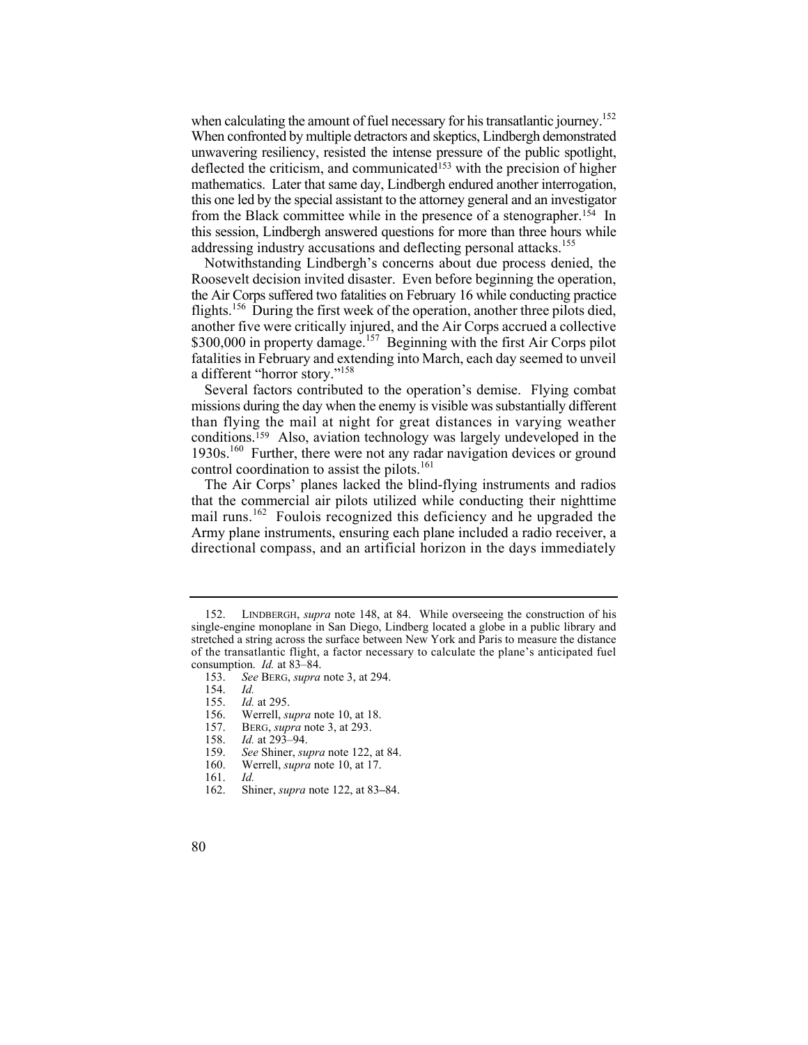when calculating the amount of fuel necessary for his transatlantic journey.[152] When confronted by multiple detractors and skeptics, Lindbergh demonstrated unwavering resiliency, resisted the intense pressure of the public spotlight, deflected the criticism, and communicated[153] with the precision of higher mathematics. Later that same day, Lindbergh endured another interrogation, this one led by the special assistant to the attorney general and an investigator from the Black committee while in the presence of a stenographer.[154] In this session, Lindbergh answered questions for more than three hours while addressing industry accusations and deflecting personal attacks.[155]

Notwithstanding Lindbergh's concerns about due process denied, the Roosevelt decision invited disaster. Even before beginning the operation, the Air Corps suffered two fatalities on February 16 while conducting practice flights.[156] During the first week of the operation, another three pilots died, another five were critically injured, and the Air Corps accrued a collective $300,000 in property damage.[157] Beginning with the first Air Corps pilot fatalities in February and extending into March, each day seemed to unveil a different "horror story."[158]

Several factors contributed to the operation's demise. Flying combat missions during the day when the enemy is visible was substantially different than flying the mail at night for great distances in varying weather conditions.[159] Also, aviation technology was largely undeveloped in the 1930s.[160] Further, there were not any radar navigation devices or ground control coordination to assist the pilots.[161]

The Air Corps' planes lacked the blind-flying instruments and radios that the commercial air pilots utilized while conducting their nighttime mail runs.[162] Foulois recognized this deficiency and he upgraded the Army plane instruments, ensuring each plane included a radio receiver, a directional compass, and an artificial horizon in the days immediately

---

152. LINDBERGH, *supra* note 148, at 84. While overseeing the construction of his single-engine monoplane in San Diego, Lindberg located a globe in a public library and stretched a string across the surface between New York and Paris to measure the distance of the transatlantic flight, a factor necessary to calculate the plane's anticipated fuel consumption. *Id.* at 83–84.

153. *See* BERG, *supra* note 3, at 294.

154. *Id.*

155. *Id.* at 295.

156. Werrell, *supra* note 10, at 18.

157. BERG, *supra* note 3, at 293.

158. *Id.* at 293–94.

159. *See* Shiner, *supra* note 122, at 84.

160. Werrell, *supra* note 10, at 17.

161. *Id.*

162. Shiner, *supra* note 122, at 83–84.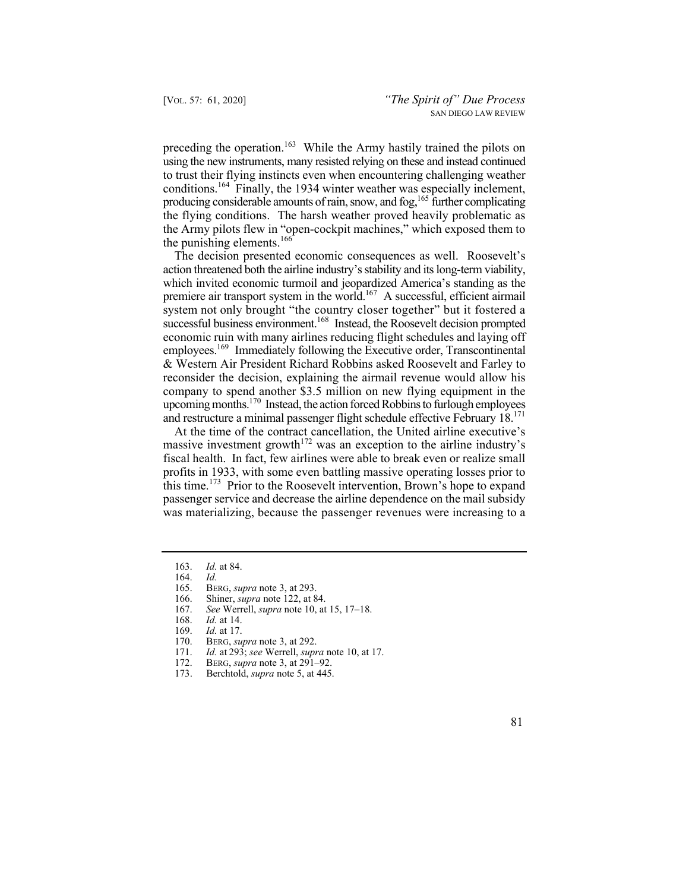preceding the operation.[163] While the Army hastily trained the pilots on using the new instruments, many resisted relying on these and instead continued to trust their flying instincts even when encountering challenging weather conditions.[164] Finally, the 1934 winter weather was especially inclement, producing considerable amounts of rain, snow, and fog,[165] further complicating the flying conditions. The harsh weather proved heavily problematic as the Army pilots flew in "open-cockpit machines," which exposed them to the punishing elements.[166]

The decision presented economic consequences as well. Roosevelt's action threatened both the airline industry's stability and its long-term viability, which invited economic turmoil and jeopardized America's standing as the premiere air transport system in the world.[167] A successful, efficient airmail system not only brought "the country closer together" but it fostered a successful business environment.[168] Instead, the Roosevelt decision prompted economic ruin with many airlines reducing flight schedules and laying off employees.[169] Immediately following the Executive order, Transcontinental & Western Air President Richard Robbins asked Roosevelt and Farley to reconsider the decision, explaining the airmail revenue would allow his company to spend another $3.5 million on new flying equipment in the upcoming months.[170] Instead, the action forced Robbins to furlough employees and restructure a minimal passenger flight schedule effective February 18.[171]

At the time of the contract cancellation, the United airline executive's massive investment growth[172] was an exception to the airline industry's fiscal health. In fact, few airlines were able to break even or realize small profits in 1933, with some even battling massive operating losses prior to this time.[173] Prior to the Roosevelt intervention, Brown's hope to expand passenger service and decrease the airline dependence on the mail subsidy was materializing, because the passenger revenues were increasing to a

---

163. *Id.* at 84.
164. *Id.*
165. BERG, *supra* note 3, at 293.
166. Shiner, *supra* note 122, at 84.
167. *See* Werrell, *supra* note 10, at 15, 17–18.
168. *Id.* at 14.
169. *Id.* at 17.
170. BERG, *supra* note 3, at 292.
171. *Id.* at 293; *see* Werrell, *supra* note 10, at 17.
172. BERG, *supra* note 3, at 291–92.
173. Berchtold, *supra* note 5, at 445.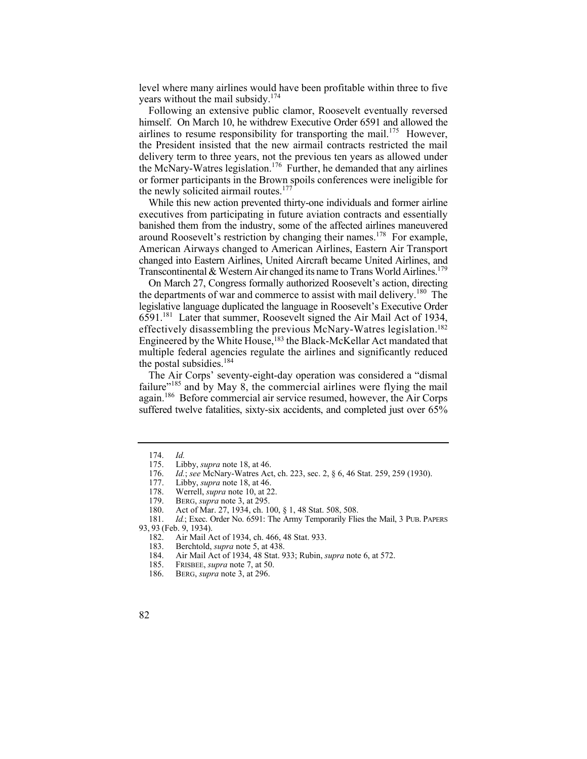level where many airlines would have been profitable within three to five years without the mail subsidy.[174]

Following an extensive public clamor, Roosevelt eventually reversed himself. On March 10, he withdrew Executive Order 6591 and allowed the airlines to resume responsibility for transporting the mail.[175] However, the President insisted that the new airmail contracts restricted the mail delivery term to three years, not the previous ten years as allowed under the McNary-Watres legislation.[176] Further, he demanded that any airlines or former participants in the Brown spoils conferences were ineligible for the newly solicited airmail routes.[177]

While this new action prevented thirty-one individuals and former airline executives from participating in future aviation contracts and essentially banished them from the industry, some of the affected airlines maneuvered around Roosevelt's restriction by changing their names.[178] For example, American Airways changed to American Airlines, Eastern Air Transport changed into Eastern Airlines, United Aircraft became United Airlines, and Transcontinental & Western Air changed its name to Trans World Airlines.[179]

On March 27, Congress formally authorized Roosevelt's action, directing the departments of war and commerce to assist with mail delivery.[180] The legislative language duplicated the language in Roosevelt's Executive Order 6591.[181] Later that summer, Roosevelt signed the Air Mail Act of 1934, effectively disassembling the previous McNary-Watres legislation.[182] Engineered by the White House,[183] the Black-McKellar Act mandated that multiple federal agencies regulate the airlines and significantly reduced the postal subsidies.[184]

The Air Corps' seventy-eight-day operation was considered a "dismal failure"[185] and by May 8, the commercial airlines were flying the mail again.[186] Before commercial air service resumed, however, the Air Corps suffered twelve fatalities, sixty-six accidents, and completed just over 65%

---

174. *Id.*
175. Libby, *supra* note 18, at 46.
176. *Id.*; *see* McNary-Watres Act, ch. 223, sec. 2, § 6, 46 Stat. 259, 259 (1930).
177. Libby, *supra* note 18, at 46.
178. Werrell, *supra* note 10, at 22.
179. BERG, *supra* note 3, at 295.
180. Act of Mar. 27, 1934, ch. 100, § 1, 48 Stat. 508, 508.
181. *Id.*; Exec. Order No. 6591: The Army Temporarily Flies the Mail, 3 PUB. PAPERS 93, 93 (Feb. 9, 1934).
182. Air Mail Act of 1934, ch. 466, 48 Stat. 933.
183. Berchtold, *supra* note 5, at 438.
184. Air Mail Act of 1934, 48 Stat. 933; Rubin, *supra* note 6, at 572.
185. FRISBEE, *supra* note 7, at 50.
186. BERG, *supra* note 3, at 296.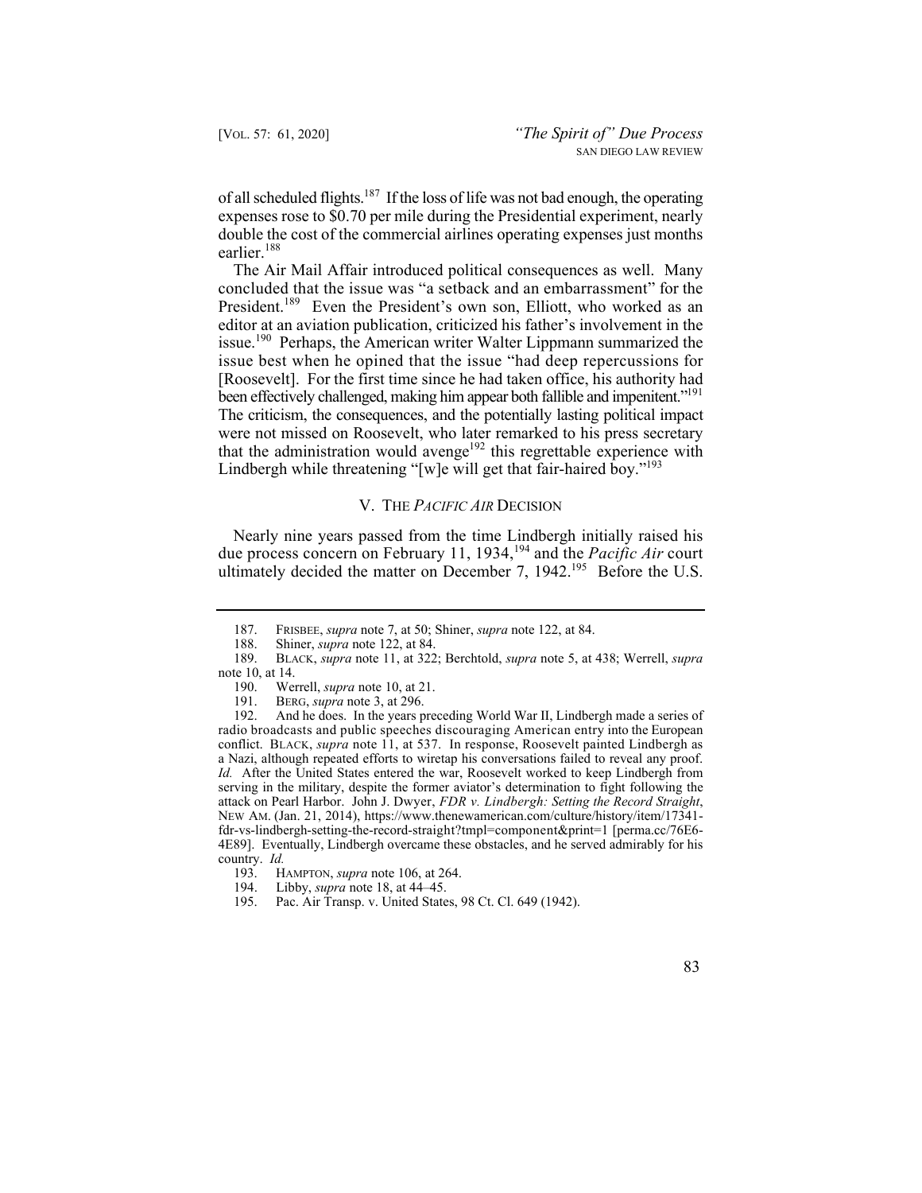of all scheduled flights.[187] If the loss of life was not bad enough, the operating expenses rose to $0.70 per mile during the Presidential experiment, nearly double the cost of the commercial airlines operating expenses just months earlier.[188]

The Air Mail Affair introduced political consequences as well. Many concluded that the issue was "a setback and an embarrassment" for the President.[189] Even the President's own son, Elliott, who worked as an editor at an aviation publication, criticized his father's involvement in the issue.[190] Perhaps, the American writer Walter Lippmann summarized the issue best when he opined that the issue "had deep repercussions for [Roosevelt]. For the first time since he had taken office, his authority had been effectively challenged, making him appear both fallible and impenitent."[191] The criticism, the consequences, and the potentially lasting political impact were not missed on Roosevelt, who later remarked to his press secretary that the administration would avenge[192] this regrettable experience with Lindbergh while threatening "[w]e will get that fair-haired boy."[193]

## V. THE *PACIFIC AIR* DECISION

Nearly nine years passed from the time Lindbergh initially raised his due process concern on February 11, 1934,[194] and the *Pacific Air* court ultimately decided the matter on December 7, 1942.[195] Before the U.S.

---

187. FRISBEE, *supra* note 7, at 50; Shiner, *supra* note 122, at 84.

188. Shiner, *supra* note 122, at 84.

189. BLACK, *supra* note 11, at 322; Berchtold, *supra* note 5, at 438; Werrell, *supra* note 10, at 14.

190. Werrell, *supra* note 10, at 21.

191. BERG, *supra* note 3, at 296.

192. And he does. In the years preceding World War II, Lindbergh made a series of radio broadcasts and public speeches discouraging American entry into the European conflict. BLACK, *supra* note 11, at 537. In response, Roosevelt painted Lindbergh as a Nazi, although repeated efforts to wiretap his conversations failed to reveal any proof. *Id.* After the United States entered the war, Roosevelt worked to keep Lindbergh from serving in the military, despite the former aviator's determination to fight following the attack on Pearl Harbor. John J. Dwyer, *FDR v. Lindbergh: Setting the Record Straight*, NEW AM. (Jan. 21, 2014), https://www.thenewamerican.com/culture/history/item/17341-fdr-vs-lindbergh-setting-the-record-straight?tmpl=component&print=1 [perma.cc/76E6-4E89]. Eventually, Lindbergh overcame these obstacles, and he served admirably for his country. *Id.*

193. HAMPTON, *supra* note 106, at 264.

194. Libby, *supra* note 18, at 44–45.

195. Pac. Air Transp. v. United States, 98 Ct. Cl. 649 (1942).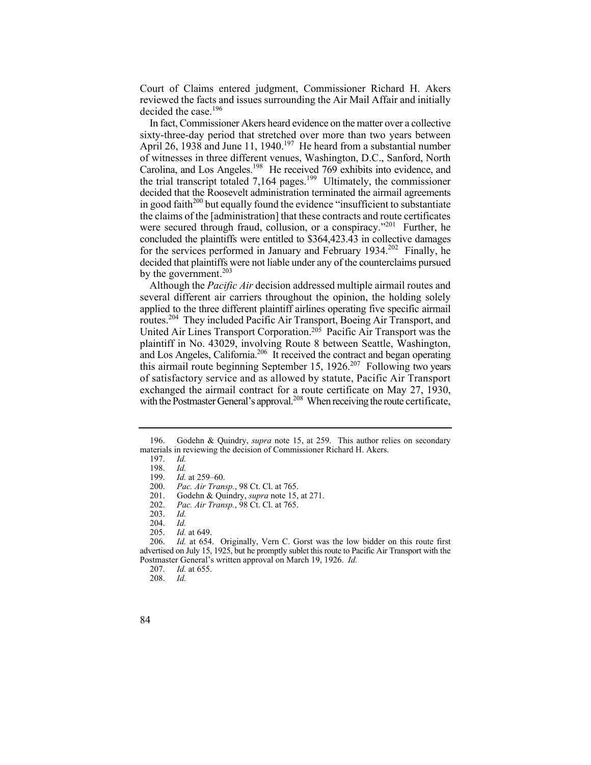Court of Claims entered judgment, Commissioner Richard H. Akers reviewed the facts and issues surrounding the Air Mail Affair and initially decided the case.[196]

In fact, Commissioner Akers heard evidence on the matter over a collective sixty-three-day period that stretched over more than two years between April 26, 1938 and June 11, 1940.[197] He heard from a substantial number of witnesses in three different venues, Washington, D.C., Sanford, North Carolina, and Los Angeles.[198] He received 769 exhibits into evidence, and the trial transcript totaled 7,164 pages.[199] Ultimately, the commissioner decided that the Roosevelt administration terminated the airmail agreements in good faith[200] but equally found the evidence "insufficient to substantiate the claims of the [administration] that these contracts and route certificates were secured through fraud, collusion, or a conspiracy."[201] Further, he concluded the plaintiffs were entitled to $364,423.43 in collective damages for the services performed in January and February 1934.[202] Finally, he decided that plaintiffs were not liable under any of the counterclaims pursued by the government.[203]

Although the *Pacific Air* decision addressed multiple airmail routes and several different air carriers throughout the opinion, the holding solely applied to the three different plaintiff airlines operating five specific airmail routes.[204] They included Pacific Air Transport, Boeing Air Transport, and United Air Lines Transport Corporation.[205] Pacific Air Transport was the plaintiff in No. 43029, involving Route 8 between Seattle, Washington, and Los Angeles, California.[206] It received the contract and began operating this airmail route beginning September 15, 1926.[207] Following two years of satisfactory service and as allowed by statute, Pacific Air Transport exchanged the airmail contract for a route certificate on May 27, 1930, with the Postmaster General's approval.[208] When receiving the route certificate,

---

196. Godehn & Quindry, *supra* note 15, at 259. This author relies on secondary materials in reviewing the decision of Commissioner Richard H. Akers.

197. *Id.*

198. *Id.*

199. *Id.* at 259–60.

200. *Pac. Air Transp.*, 98 Ct. Cl. at 765.

201. Godehn & Quindry, *supra* note 15, at 271.

202. *Pac. Air Transp.*, 98 Ct. Cl. at 765.

203. *Id.*

204. *Id.*

205. *Id.* at 649.

206. *Id.* at 654. Originally, Vern C. Gorst was the low bidder on this route first advertised on July 15, 1925, but he promptly sublet this route to Pacific Air Transport with the Postmaster General's written approval on March 19, 1926. *Id.*

207. *Id.* at 655.

208. *Id.*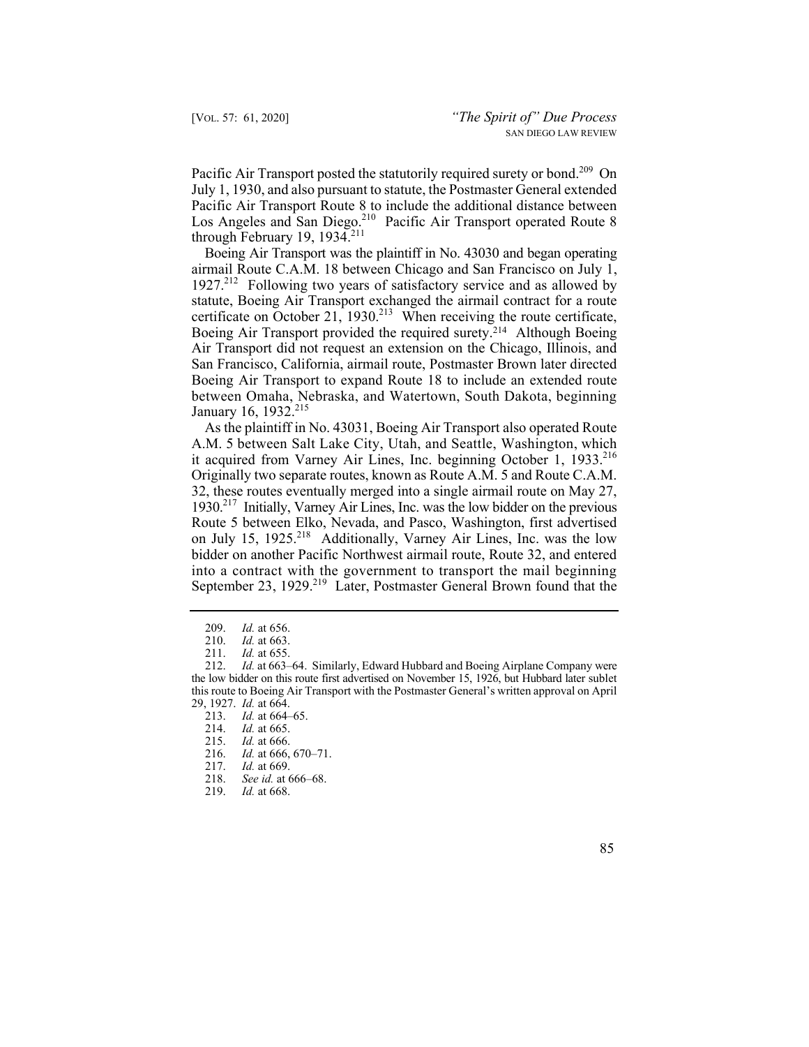Pacific Air Transport posted the statutorily required surety or bond.[209] On July 1, 1930, and also pursuant to statute, the Postmaster General extended Pacific Air Transport Route 8 to include the additional distance between Los Angeles and San Diego.[210] Pacific Air Transport operated Route 8 through February 19, 1934.[211]

Boeing Air Transport was the plaintiff in No. 43030 and began operating airmail Route C.A.M. 18 between Chicago and San Francisco on July 1, 1927.[212] Following two years of satisfactory service and as allowed by statute, Boeing Air Transport exchanged the airmail contract for a route certificate on October 21, 1930.[213] When receiving the route certificate, Boeing Air Transport provided the required surety.[214] Although Boeing Air Transport did not request an extension on the Chicago, Illinois, and San Francisco, California, airmail route, Postmaster Brown later directed Boeing Air Transport to expand Route 18 to include an extended route between Omaha, Nebraska, and Watertown, South Dakota, beginning January 16, 1932.[215]

As the plaintiff in No. 43031, Boeing Air Transport also operated Route A.M. 5 between Salt Lake City, Utah, and Seattle, Washington, which it acquired from Varney Air Lines, Inc. beginning October 1, 1933.[216] Originally two separate routes, known as Route A.M. 5 and Route C.A.M. 32, these routes eventually merged into a single airmail route on May 27, 1930.[217] Initially, Varney Air Lines, Inc. was the low bidder on the previous Route 5 between Elko, Nevada, and Pasco, Washington, first advertised on July 15, 1925.[218] Additionally, Varney Air Lines, Inc. was the low bidder on another Pacific Northwest airmail route, Route 32, and entered into a contract with the government to transport the mail beginning September 23, 1929.[219] Later, Postmaster General Brown found that the

---

209. *Id.* at 656.

210. *Id.* at 663.

211. *Id.* at 655.

212. *Id.* at 663–64. Similarly, Edward Hubbard and Boeing Airplane Company were the low bidder on this route first advertised on November 15, 1926, but Hubbard later sublet this route to Boeing Air Transport with the Postmaster General's written approval on April 29, 1927. *Id.* at 664.

213. *Id.* at 664–65.

214. *Id.* at 665.

215. *Id.* at 666.

216. *Id.* at 666, 670–71.

217. *Id.* at 669.

218. *See id.* at 666–68.

219. *Id.* at 668.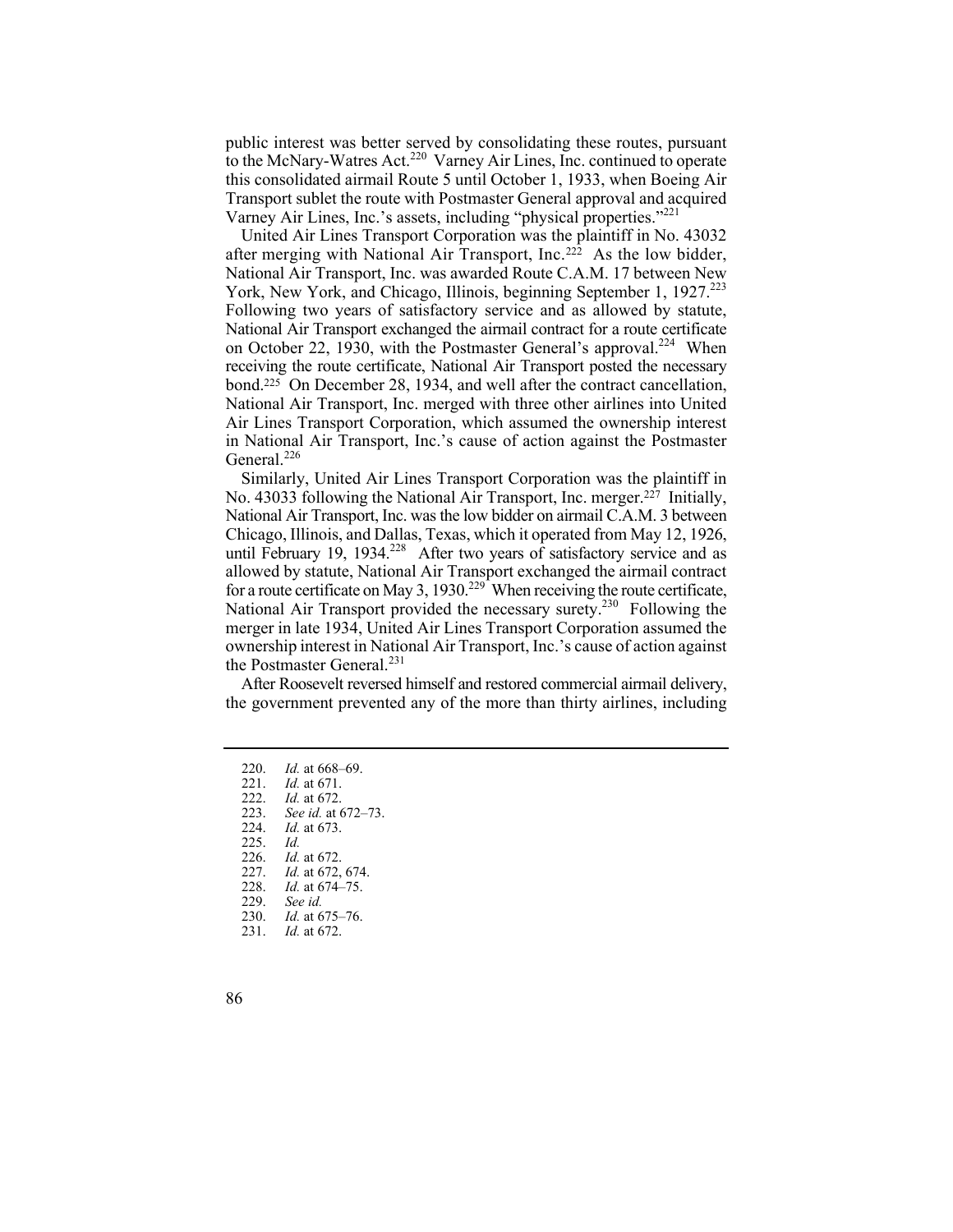public interest was better served by consolidating these routes, pursuant to the McNary-Watres Act.[220] Varney Air Lines, Inc. continued to operate this consolidated airmail Route 5 until October 1, 1933, when Boeing Air Transport sublet the route with Postmaster General approval and acquired Varney Air Lines, Inc.'s assets, including "physical properties."[221]

United Air Lines Transport Corporation was the plaintiff in No. 43032 after merging with National Air Transport, Inc.[222] As the low bidder, National Air Transport, Inc. was awarded Route C.A.M. 17 between New York, New York, and Chicago, Illinois, beginning September 1, 1927.[223] Following two years of satisfactory service and as allowed by statute, National Air Transport exchanged the airmail contract for a route certificate on October 22, 1930, with the Postmaster General's approval.[224] When receiving the route certificate, National Air Transport posted the necessary bond.[225] On December 28, 1934, and well after the contract cancellation, National Air Transport, Inc. merged with three other airlines into United Air Lines Transport Corporation, which assumed the ownership interest in National Air Transport, Inc.'s cause of action against the Postmaster General.[226]

Similarly, United Air Lines Transport Corporation was the plaintiff in No. 43033 following the National Air Transport, Inc. merger.[227] Initially, National Air Transport, Inc. was the low bidder on airmail C.A.M. 3 between Chicago, Illinois, and Dallas, Texas, which it operated from May 12, 1926, until February 19, 1934.[228] After two years of satisfactory service and as allowed by statute, National Air Transport exchanged the airmail contract for a route certificate on May 3, 1930.[229] When receiving the route certificate, National Air Transport provided the necessary surety.[230] Following the merger in late 1934, United Air Lines Transport Corporation assumed the ownership interest in National Air Transport, Inc.'s cause of action against the Postmaster General.[231]

After Roosevelt reversed himself and restored commercial airmail delivery, the government prevented any of the more than thirty airlines, including

---

220. *Id.* at 668–69.
221. *Id.* at 671.
222. *Id.* at 672.
223. *See id.* at 672–73.
224. *Id.* at 673.
225. *Id.*
226. *Id.* at 672.
227. *Id.* at 672, 674.
228. *Id.* at 674–75.
229. *See id.*
230. *Id.* at 675–76.
231. *Id.* at 672.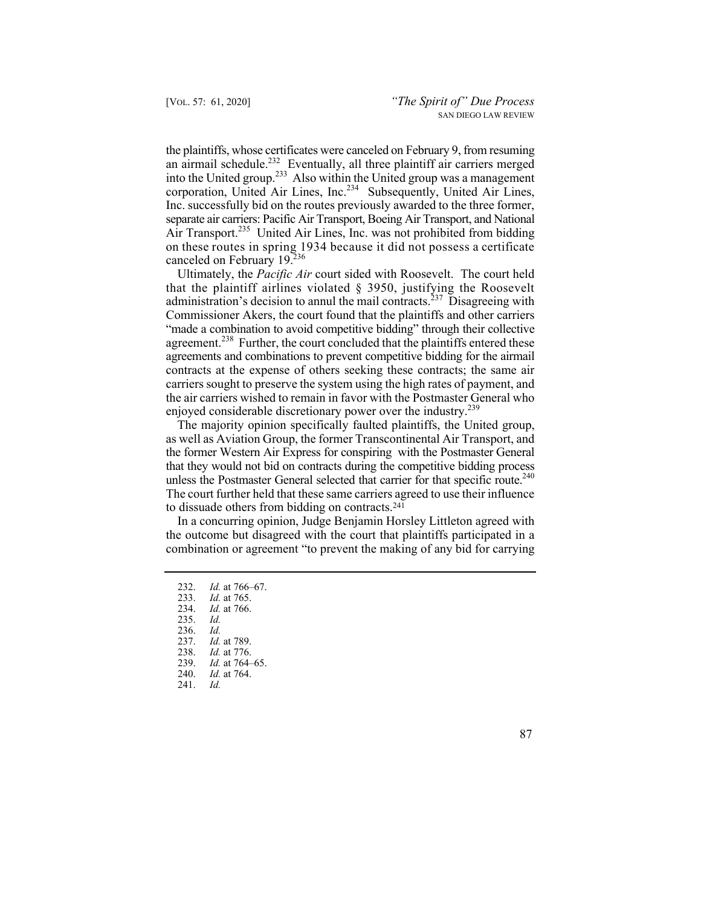the plaintiffs, whose certificates were canceled on February 9, from resuming an airmail schedule.[232] Eventually, all three plaintiff air carriers merged into the United group.[233] Also within the United group was a management corporation, United Air Lines, Inc.[234] Subsequently, United Air Lines, Inc. successfully bid on the routes previously awarded to the three former, separate air carriers: Pacific Air Transport, Boeing Air Transport, and National Air Transport.[235] United Air Lines, Inc. was not prohibited from bidding on these routes in spring 1934 because it did not possess a certificate canceled on February 19.[236]

Ultimately, the *Pacific Air* court sided with Roosevelt. The court held that the plaintiff airlines violated § 3950, justifying the Roosevelt administration's decision to annul the mail contracts.[237] Disagreeing with Commissioner Akers, the court found that the plaintiffs and other carriers "made a combination to avoid competitive bidding" through their collective agreement.[238] Further, the court concluded that the plaintiffs entered these agreements and combinations to prevent competitive bidding for the airmail contracts at the expense of others seeking these contracts; the same air carriers sought to preserve the system using the high rates of payment, and the air carriers wished to remain in favor with the Postmaster General who enjoyed considerable discretionary power over the industry.[239]

The majority opinion specifically faulted plaintiffs, the United group, as well as Aviation Group, the former Transcontinental Air Transport, and the former Western Air Express for conspiring with the Postmaster General that they would not bid on contracts during the competitive bidding process unless the Postmaster General selected that carrier for that specific route.[240] The court further held that these same carriers agreed to use their influence to dissuade others from bidding on contracts.[241]

In a concurring opinion, Judge Benjamin Horsley Littleton agreed with the outcome but disagreed with the court that plaintiffs participated in a combination or agreement "to prevent the making of any bid for carrying

---

232. *Id.* at 766–67.
233. *Id.* at 765.
234. *Id.* at 766.
235. *Id.*
236. *Id.*
237. *Id.* at 789.
238. *Id.* at 776.
239. *Id.* at 764–65.
240. *Id.* at 764.
241. *Id.*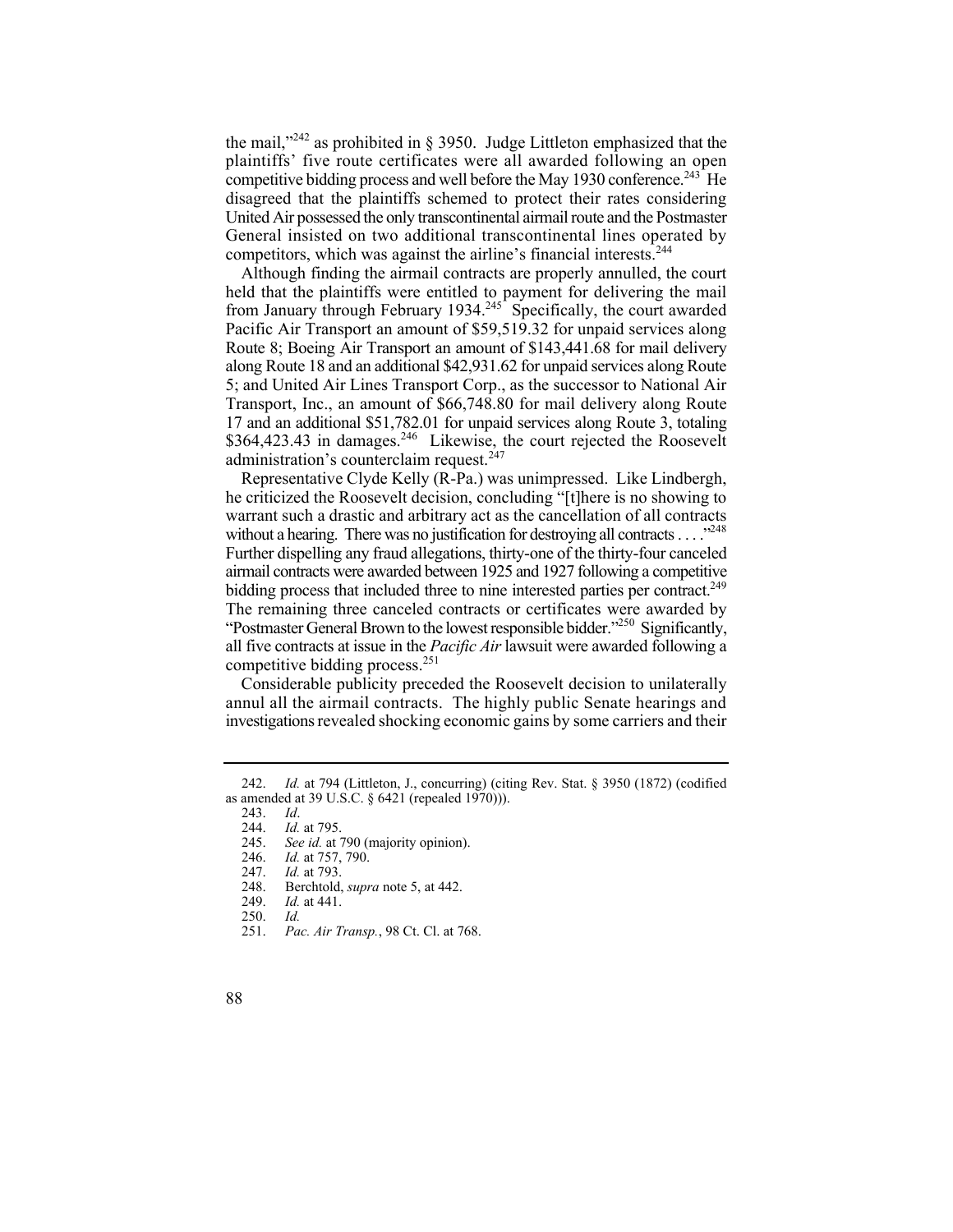the mail,"[242] as prohibited in § 3950. Judge Littleton emphasized that the plaintiffs' five route certificates were all awarded following an open competitive bidding process and well before the May 1930 conference.[243] He disagreed that the plaintiffs schemed to protect their rates considering United Air possessed the only transcontinental airmail route and the Postmaster General insisted on two additional transcontinental lines operated by competitors, which was against the airline's financial interests.[244]

Although finding the airmail contracts are properly annulled, the court held that the plaintiffs were entitled to payment for delivering the mail from January through February 1934.[245] Specifically, the court awarded Pacific Air Transport an amount of $59,519.32 for unpaid services along Route 8; Boeing Air Transport an amount of $143,441.68 for mail delivery along Route 18 and an additional $42,931.62 for unpaid services along Route 5; and United Air Lines Transport Corp., as the successor to National Air Transport, Inc., an amount of $66,748.80 for mail delivery along Route 17 and an additional $51,782.01 for unpaid services along Route 3, totaling $364,423.43 in damages.[246] Likewise, the court rejected the Roosevelt administration's counterclaim request.[247]

Representative Clyde Kelly (R-Pa.) was unimpressed. Like Lindbergh, he criticized the Roosevelt decision, concluding "[t]here is no showing to warrant such a drastic and arbitrary act as the cancellation of all contracts without a hearing. There was no justification for destroying all contracts . . . ."[248] Further dispelling any fraud allegations, thirty-one of the thirty-four canceled airmail contracts were awarded between 1925 and 1927 following a competitive bidding process that included three to nine interested parties per contract.[249] The remaining three canceled contracts or certificates were awarded by "Postmaster General Brown to the lowest responsible bidder."[250] Significantly, all five contracts at issue in the *Pacific Air* lawsuit were awarded following a competitive bidding process.[251]

Considerable publicity preceded the Roosevelt decision to unilaterally annul all the airmail contracts. The highly public Senate hearings and investigations revealed shocking economic gains by some carriers and their

---

242. *Id.* at 794 (Littleton, J., concurring) (citing Rev. Stat. § 3950 (1872) (codified as amended at 39 U.S.C. § 6421 (repealed 1970))).

243. *Id*.

244. *Id.* at 795.

245. *See id.* at 790 (majority opinion).

246. *Id.* at 757, 790.

247. *Id.* at 793.

248. Berchtold, *supra* note 5, at 442.

249. *Id.* at 441.

250. *Id.*

251. *Pac. Air Transp.*, 98 Ct. Cl. at 768.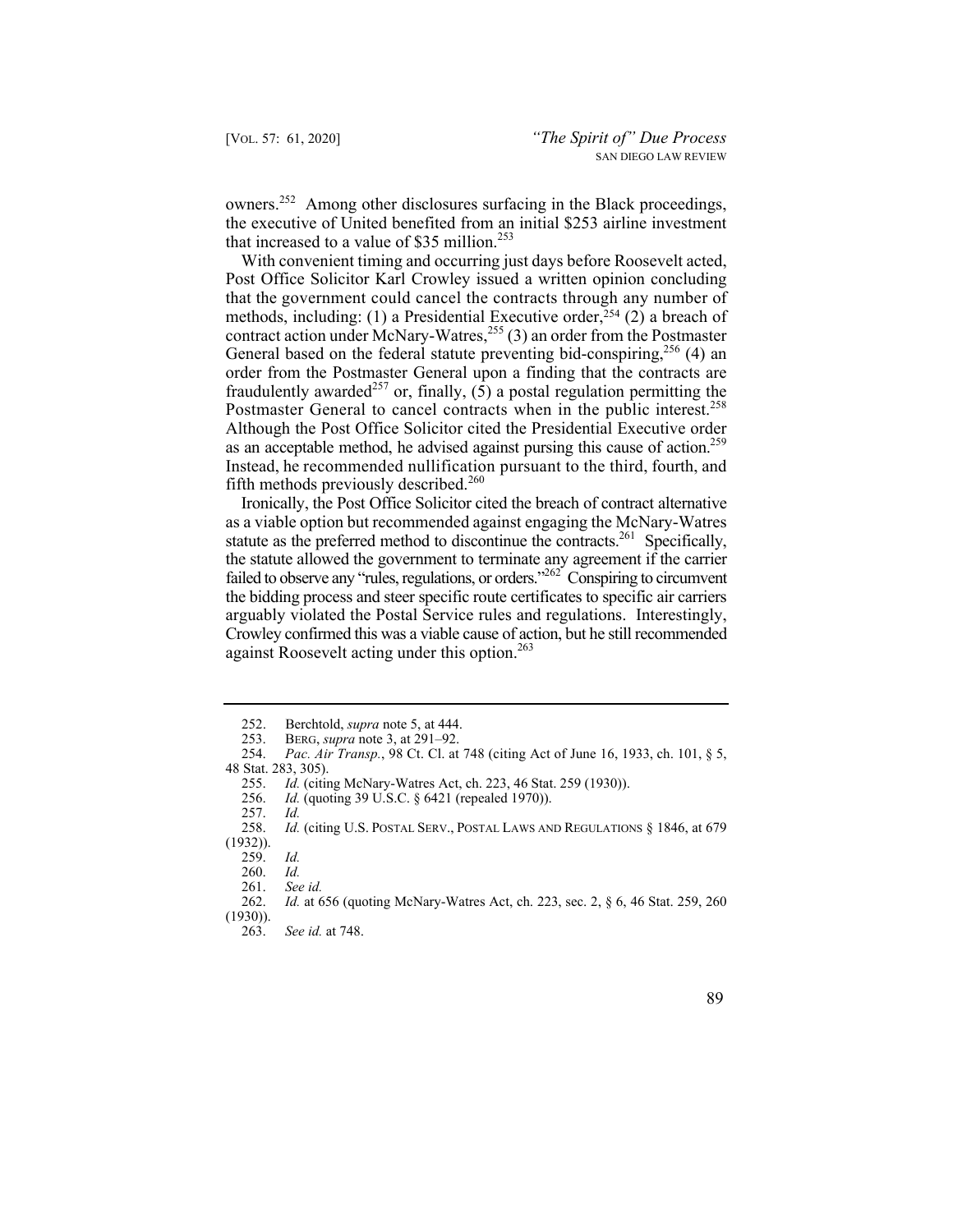owners.[252] Among other disclosures surfacing in the Black proceedings, the executive of United benefited from an initial $253 airline investment that increased to a value of $35 million.[253]

With convenient timing and occurring just days before Roosevelt acted, Post Office Solicitor Karl Crowley issued a written opinion concluding that the government could cancel the contracts through any number of methods, including: (1) a Presidential Executive order,[254] (2) a breach of contract action under McNary-Watres,[255] (3) an order from the Postmaster General based on the federal statute preventing bid-conspiring,[256] (4) an order from the Postmaster General upon a finding that the contracts are fraudulently awarded[257] or, finally, (5) a postal regulation permitting the Postmaster General to cancel contracts when in the public interest.[258] Although the Post Office Solicitor cited the Presidential Executive order as an acceptable method, he advised against pursing this cause of action.[259] Instead, he recommended nullification pursuant to the third, fourth, and fifth methods previously described.[260]

Ironically, the Post Office Solicitor cited the breach of contract alternative as a viable option but recommended against engaging the McNary-Watres statute as the preferred method to discontinue the contracts.[261] Specifically, the statute allowed the government to terminate any agreement if the carrier failed to observe any "rules, regulations, or orders."[262] Conspiring to circumvent the bidding process and steer specific route certificates to specific air carriers arguably violated the Postal Service rules and regulations. Interestingly, Crowley confirmed this was a viable cause of action, but he still recommended against Roosevelt acting under this option.[263]

---

252. Berchtold, *supra* note 5, at 444.

253. BERG, *supra* note 3, at 291–92.

254. *Pac. Air Transp.*, 98 Ct. Cl. at 748 (citing Act of June 16, 1933, ch. 101, § 5, 48 Stat. 283, 305).

255. *Id.* (citing McNary-Watres Act, ch. 223, 46 Stat. 259 (1930)).

256. *Id.* (quoting 39 U.S.C. § 6421 (repealed 1970)).

257. *Id.*

258. *Id.* (citing U.S. POSTAL SERV., POSTAL LAWS AND REGULATIONS § 1846, at 679 (1932)).

259. *Id.*

260. *Id.*

261. *See id.*

262. *Id.* at 656 (quoting McNary-Watres Act, ch. 223, sec. 2, § 6, 46 Stat. 259, 260 (1930)).

263. *See id.* at 748.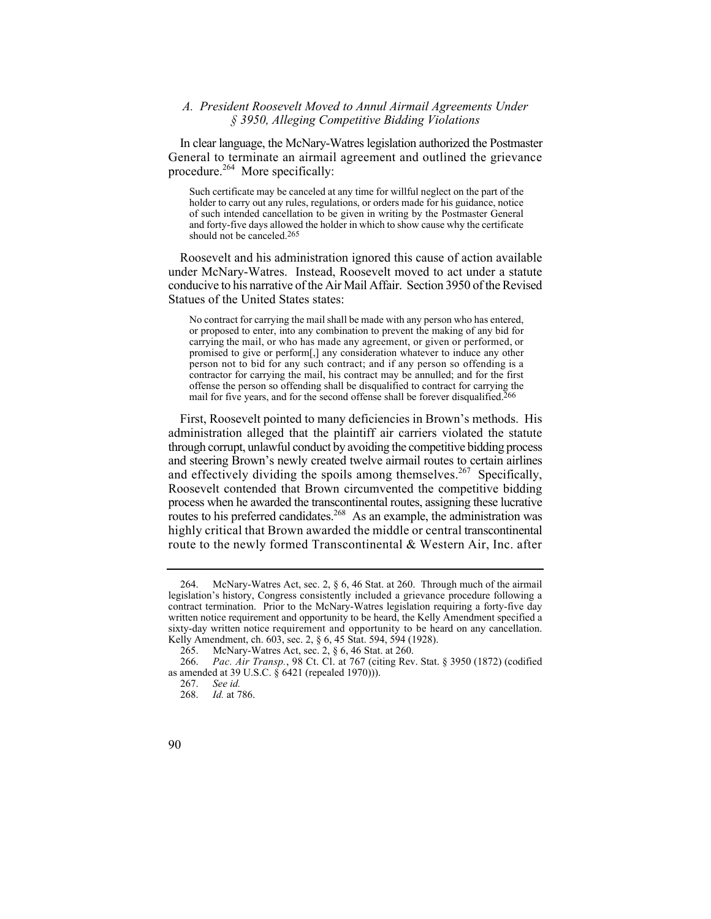### *A. President Roosevelt Moved to Annul Airmail Agreements Under § 3950, Alleging Competitive Bidding Violations*

In clear language, the McNary-Watres legislation authorized the Postmaster General to terminate an airmail agreement and outlined the grievance procedure.[264] More specifically:

> Such certificate may be canceled at any time for willful neglect on the part of the holder to carry out any rules, regulations, or orders made for his guidance, notice of such intended cancellation to be given in writing by the Postmaster General and forty-five days allowed the holder in which to show cause why the certificate should not be canceled.[265]

Roosevelt and his administration ignored this cause of action available under McNary-Watres. Instead, Roosevelt moved to act under a statute conducive to his narrative of the Air Mail Affair. Section 3950 of the Revised Statues of the United States states:

> No contract for carrying the mail shall be made with any person who has entered, or proposed to enter, into any combination to prevent the making of any bid for carrying the mail, or who has made any agreement, or given or performed, or promised to give or perform[,] any consideration whatever to induce any other person not to bid for any such contract; and if any person so offending is a contractor for carrying the mail, his contract may be annulled; and for the first offense the person so offending shall be disqualified to contract for carrying the mail for five years, and for the second offense shall be forever disqualified.[266]

First, Roosevelt pointed to many deficiencies in Brown's methods. His administration alleged that the plaintiff air carriers violated the statute through corrupt, unlawful conduct by avoiding the competitive bidding process and steering Brown's newly created twelve airmail routes to certain airlines and effectively dividing the spoils among themselves.[267] Specifically, Roosevelt contended that Brown circumvented the competitive bidding process when he awarded the transcontinental routes, assigning these lucrative routes to his preferred candidates.[268] As an example, the administration was highly critical that Brown awarded the middle or central transcontinental route to the newly formed Transcontinental & Western Air, Inc. after

---

264. McNary-Watres Act, sec. 2, § 6, 46 Stat. at 260. Through much of the airmail legislation's history, Congress consistently included a grievance procedure following a contract termination. Prior to the McNary-Watres legislation requiring a forty-five day written notice requirement and opportunity to be heard, the Kelly Amendment specified a sixty-day written notice requirement and opportunity to be heard on any cancellation. Kelly Amendment, ch. 603, sec. 2, § 6, 45 Stat. 594, 594 (1928).

265. McNary-Watres Act, sec. 2, § 6, 46 Stat. at 260.

266. *Pac. Air Transp.*, 98 Ct. Cl. at 767 (citing Rev. Stat. § 3950 (1872) (codified as amended at 39 U.S.C. § 6421 (repealed 1970))).

267. *See id.*

268. *Id.* at 786.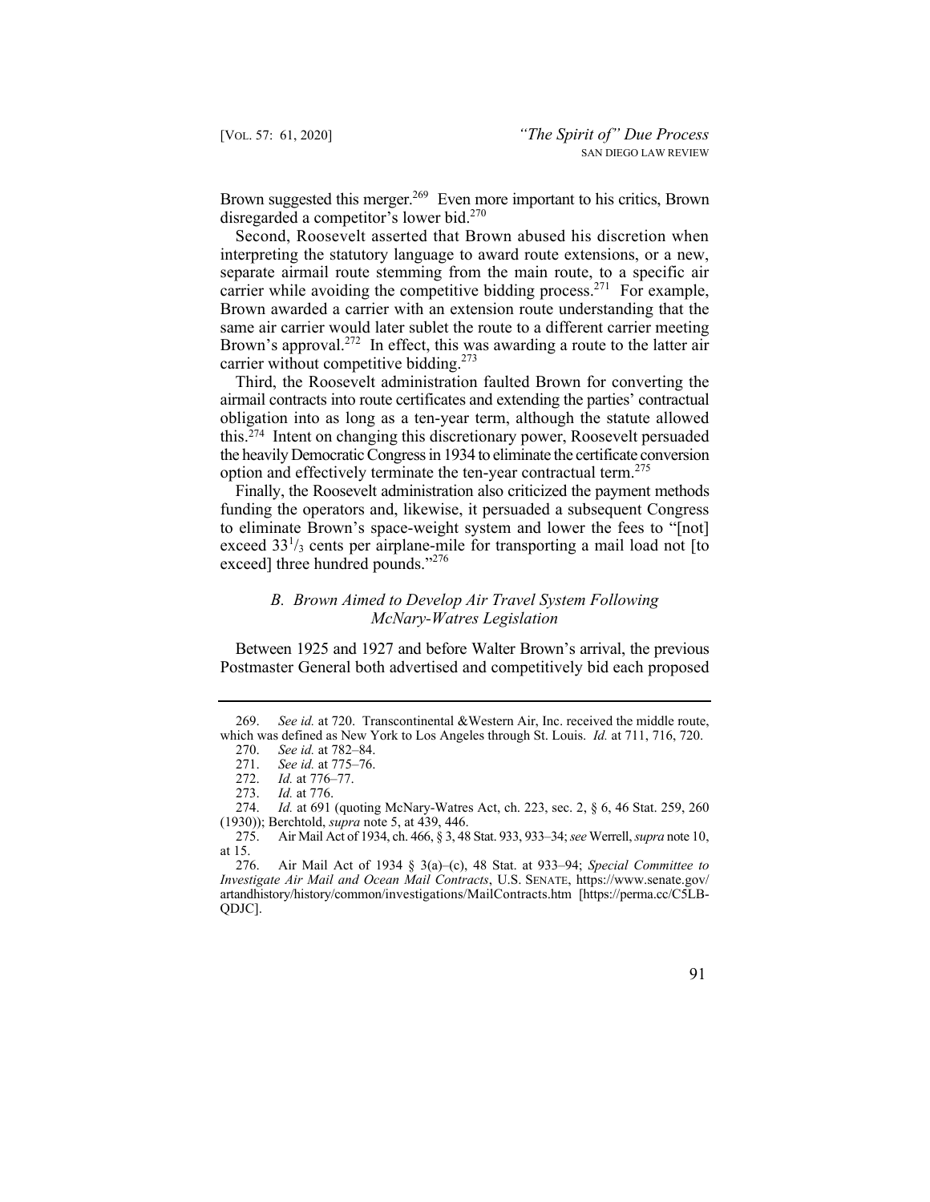Brown suggested this merger.[269] Even more important to his critics, Brown disregarded a competitor's lower bid.[270]

Second, Roosevelt asserted that Brown abused his discretion when interpreting the statutory language to award route extensions, or a new, separate airmail route stemming from the main route, to a specific air carrier while avoiding the competitive bidding process.[271] For example, Brown awarded a carrier with an extension route understanding that the same air carrier would later sublet the route to a different carrier meeting Brown's approval.[272] In effect, this was awarding a route to the latter air carrier without competitive bidding.[273]

Third, the Roosevelt administration faulted Brown for converting the airmail contracts into route certificates and extending the parties' contractual obligation into as long as a ten-year term, although the statute allowed this.[274] Intent on changing this discretionary power, Roosevelt persuaded the heavily Democratic Congress in 1934 to eliminate the certificate conversion option and effectively terminate the ten-year contractual term.[275]

Finally, the Roosevelt administration also criticized the payment methods funding the operators and, likewise, it persuaded a subsequent Congress to eliminate Brown's space-weight system and lower the fees to "[not] exceed $33^1/_3$ cents per airplane-mile for transporting a mail load not [to exceed] three hundred pounds."[276]

### *B. Brown Aimed to Develop Air Travel System Following McNary-Watres Legislation*

Between 1925 and 1927 and before Walter Brown's arrival, the previous Postmaster General both advertised and competitively bid each proposed

---

269. *See id.* at 720. Transcontinental &Western Air, Inc. received the middle route, which was defined as New York to Los Angeles through St. Louis. *Id.* at 711, 716, 720.

270. *See id.* at 782–84.

271. *See id.* at 775–76.

272. *Id.* at 776–77.

273. *Id.* at 776.

274. *Id.* at 691 (quoting McNary-Watres Act, ch. 223, sec. 2, § 6, 46 Stat. 259, 260 (1930)); Berchtold, *supra* note 5, at 439, 446.

275. Air Mail Act of 1934, ch. 466, § 3, 48 Stat. 933, 933–34; *see* Werrell, *supra* note 10, at 15.

276. Air Mail Act of 1934 § 3(a)–(c), 48 Stat. at 933–94; *Special Committee to Investigate Air Mail and Ocean Mail Contracts*, U.S. SENATE, https://www.senate.gov/artandhistory/history/common/investigations/MailContracts.htm [https://perma.cc/C5LB-QDJC].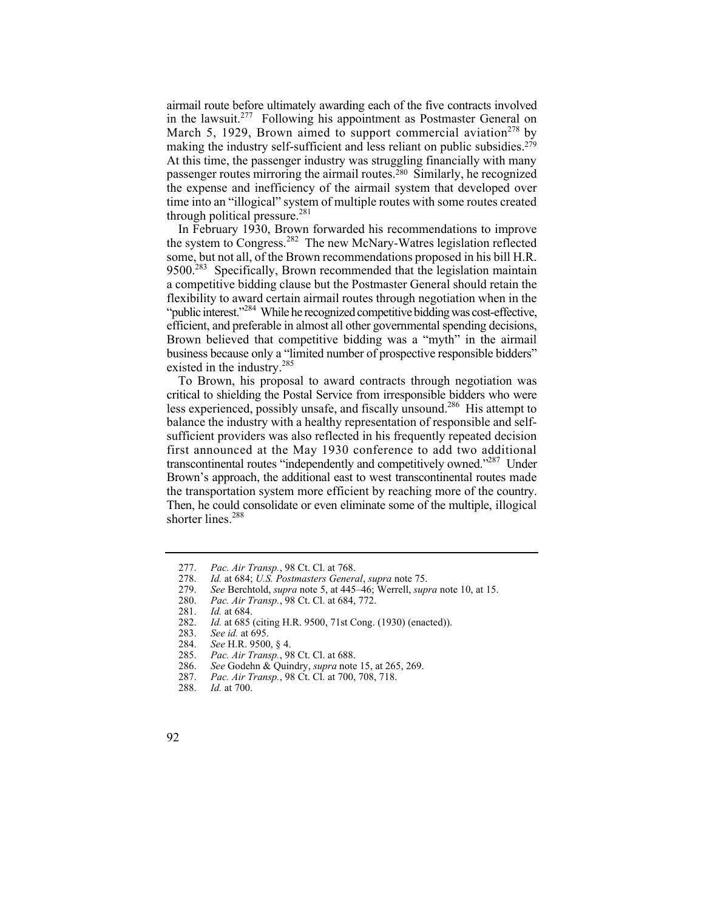airmail route before ultimately awarding each of the five contracts involved in the lawsuit.[277] Following his appointment as Postmaster General on March 5, 1929, Brown aimed to support commercial aviation[278] by making the industry self-sufficient and less reliant on public subsidies.[279] At this time, the passenger industry was struggling financially with many passenger routes mirroring the airmail routes.[280] Similarly, he recognized the expense and inefficiency of the airmail system that developed over time into an "illogical" system of multiple routes with some routes created through political pressure.[281]

In February 1930, Brown forwarded his recommendations to improve the system to Congress.[282] The new McNary-Watres legislation reflected some, but not all, of the Brown recommendations proposed in his bill H.R. 9500.[283] Specifically, Brown recommended that the legislation maintain a competitive bidding clause but the Postmaster General should retain the flexibility to award certain airmail routes through negotiation when in the "public interest."[284] While he recognized competitive bidding was cost-effective, efficient, and preferable in almost all other governmental spending decisions, Brown believed that competitive bidding was a "myth" in the airmail business because only a "limited number of prospective responsible bidders" existed in the industry.[285]

To Brown, his proposal to award contracts through negotiation was critical to shielding the Postal Service from irresponsible bidders who were less experienced, possibly unsafe, and fiscally unsound.[286] His attempt to balance the industry with a healthy representation of responsible and self-sufficient providers was also reflected in his frequently repeated decision first announced at the May 1930 conference to add two additional transcontinental routes "independently and competitively owned."[287] Under Brown's approach, the additional east to west transcontinental routes made the transportation system more efficient by reaching more of the country. Then, he could consolidate or even eliminate some of the multiple, illogical shorter lines.[288]

---

277. *Pac. Air Transp.*, 98 Ct. Cl. at 768.
278. *Id.* at 684; *U.S. Postmasters General*, *supra* note 75.
279. *See* Berchtold, *supra* note 5, at 445–46; Werrell, *supra* note 10, at 15.
280. *Pac. Air Transp.*, 98 Ct. Cl. at 684, 772.
281. *Id.* at 684.
282. *Id.* at 685 (citing H.R. 9500, 71st Cong. (1930) (enacted)).
283. *See id.* at 695.
284. *See* H.R. 9500, § 4.
285. *Pac. Air Transp.*, 98 Ct. Cl. at 688.
286. *See* Godehn & Quindry, *supra* note 15, at 265, 269.
287. *Pac. Air Transp.*, 98 Ct. Cl. at 700, 708, 718.
288. *Id.* at 700.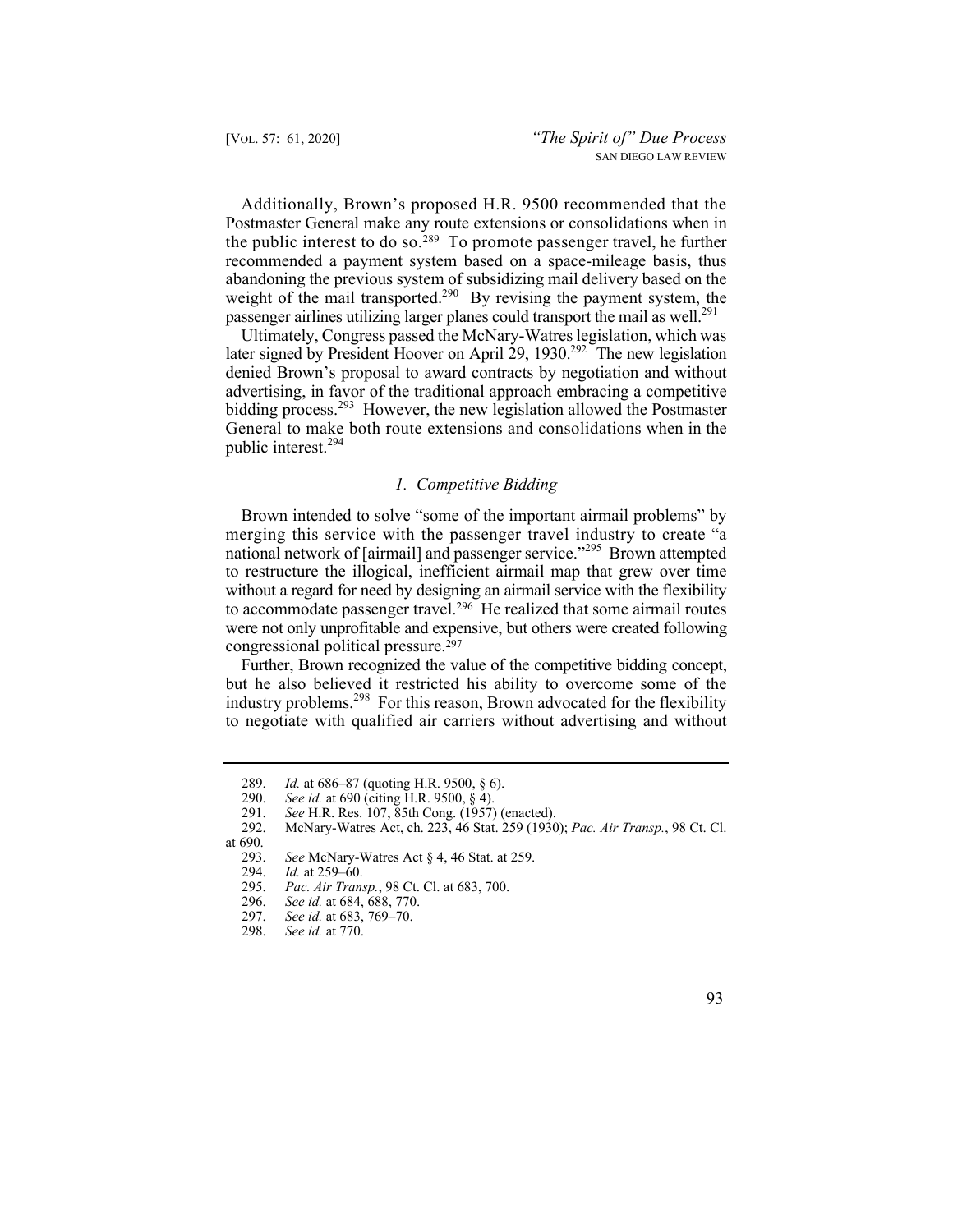Additionally, Brown's proposed H.R. 9500 recommended that the Postmaster General make any route extensions or consolidations when in the public interest to do so.[289] To promote passenger travel, he further recommended a payment system based on a space-mileage basis, thus abandoning the previous system of subsidizing mail delivery based on the weight of the mail transported.[290] By revising the payment system, the passenger airlines utilizing larger planes could transport the mail as well.[291]

Ultimately, Congress passed the McNary-Watres legislation, which was later signed by President Hoover on April 29, 1930.[292] The new legislation denied Brown's proposal to award contracts by negotiation and without advertising, in favor of the traditional approach embracing a competitive bidding process.[293] However, the new legislation allowed the Postmaster General to make both route extensions and consolidations when in the public interest.[294]

### *1. Competitive Bidding*

Brown intended to solve "some of the important airmail problems" by merging this service with the passenger travel industry to create "a national network of [airmail] and passenger service."[295] Brown attempted to restructure the illogical, inefficient airmail map that grew over time without a regard for need by designing an airmail service with the flexibility to accommodate passenger travel.[296] He realized that some airmail routes were not only unprofitable and expensive, but others were created following congressional political pressure.[297]

Further, Brown recognized the value of the competitive bidding concept, but he also believed it restricted his ability to overcome some of the industry problems.[298] For this reason, Brown advocated for the flexibility to negotiate with qualified air carriers without advertising and without

---

289. *Id.* at 686–87 (quoting H.R. 9500, § 6).

290. *See id.* at 690 (citing H.R. 9500, § 4).

291. *See* H.R. Res. 107, 85th Cong. (1957) (enacted).

292. McNary-Watres Act, ch. 223, 46 Stat. 259 (1930); *Pac. Air Transp.*, 98 Ct. Cl. at 690.

293. *See* McNary-Watres Act § 4, 46 Stat. at 259.

294. *Id.* at 259–60.

295. *Pac. Air Transp.*, 98 Ct. Cl. at 683, 700.

296. *See id.* at 684, 688, 770.

297. *See id.* at 683, 769–70.

298. *See id.* at 770.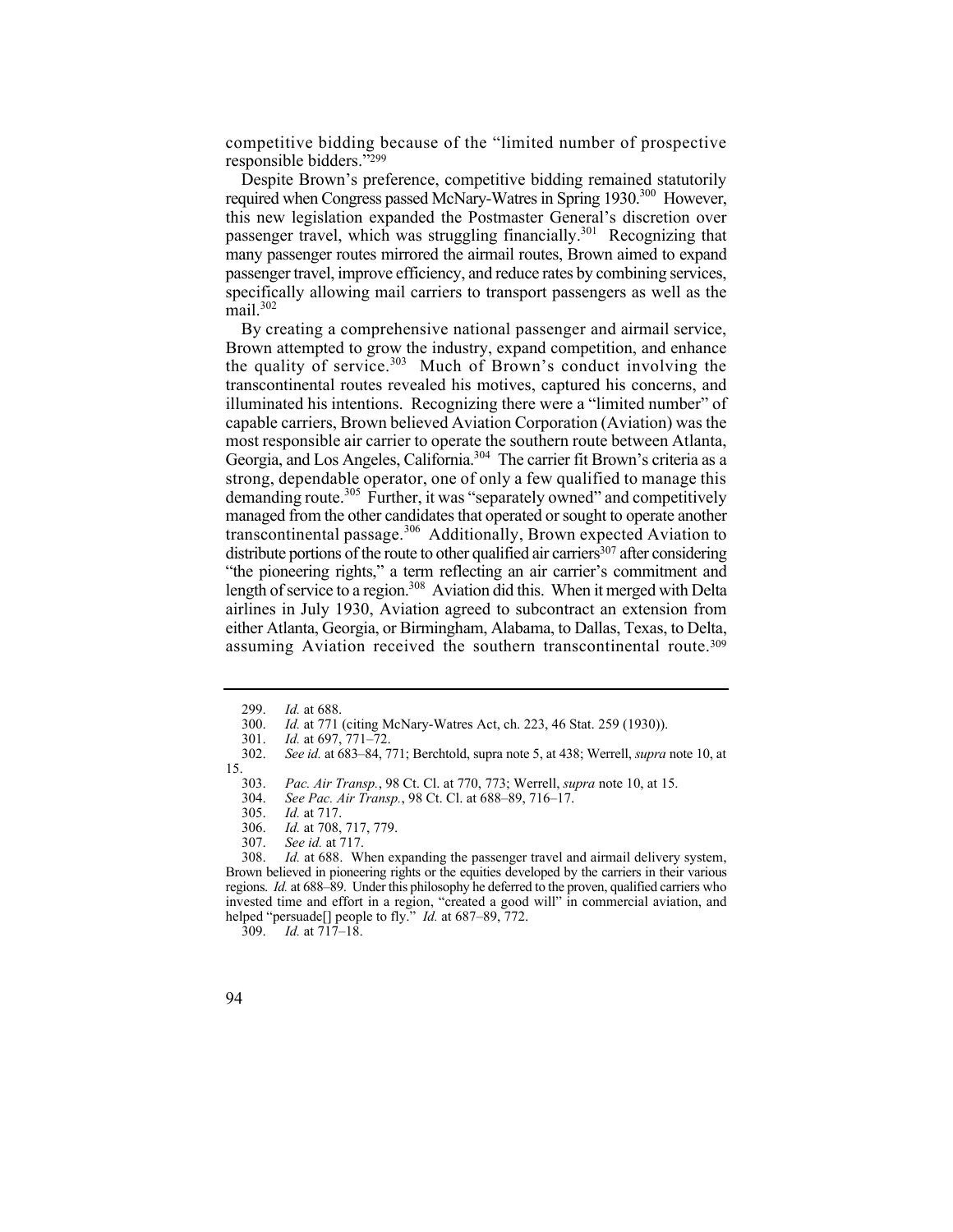competitive bidding because of the "limited number of prospective responsible bidders."[299]

Despite Brown's preference, competitive bidding remained statutorily required when Congress passed McNary-Watres in Spring 1930.[300] However, this new legislation expanded the Postmaster General's discretion over passenger travel, which was struggling financially.[301] Recognizing that many passenger routes mirrored the airmail routes, Brown aimed to expand passenger travel, improve efficiency, and reduce rates by combining services, specifically allowing mail carriers to transport passengers as well as the mail.[302]

By creating a comprehensive national passenger and airmail service, Brown attempted to grow the industry, expand competition, and enhance the quality of service.[303] Much of Brown's conduct involving the transcontinental routes revealed his motives, captured his concerns, and illuminated his intentions. Recognizing there were a "limited number" of capable carriers, Brown believed Aviation Corporation (Aviation) was the most responsible air carrier to operate the southern route between Atlanta, Georgia, and Los Angeles, California.[304] The carrier fit Brown's criteria as a strong, dependable operator, one of only a few qualified to manage this demanding route.[305] Further, it was "separately owned" and competitively managed from the other candidates that operated or sought to operate another transcontinental passage.[306] Additionally, Brown expected Aviation to distribute portions of the route to other qualified air carriers[307] after considering "the pioneering rights," a term reflecting an air carrier's commitment and length of service to a region.[308] Aviation did this. When it merged with Delta airlines in July 1930, Aviation agreed to subcontract an extension from either Atlanta, Georgia, or Birmingham, Alabama, to Dallas, Texas, to Delta, assuming Aviation received the southern transcontinental route.[309]

---

299. *Id.* at 688.

300. *Id.* at 771 (citing McNary-Watres Act, ch. 223, 46 Stat. 259 (1930)).

301. *Id.* at 697, 771–72.

302. *See id.* at 683–84, 771; Berchtold, supra note 5, at 438; Werrell, *supra* note 10, at 15.

303. *Pac. Air Transp.*, 98 Ct. Cl. at 770, 773; Werrell, *supra* note 10, at 15.

304. *See Pac. Air Transp.*, 98 Ct. Cl. at 688–89, 716–17.

305. *Id.* at 717.

306. *Id.* at 708, 717, 779.

307. *See id.* at 717.

308. *Id.* at 688. When expanding the passenger travel and airmail delivery system, Brown believed in pioneering rights or the equities developed by the carriers in their various regions. *Id.* at 688–89. Under this philosophy he deferred to the proven, qualified carriers who invested time and effort in a region, "created a good will" in commercial aviation, and helped "persuade[] people to fly." *Id.* at 687–89, 772.

309. *Id.* at 717–18.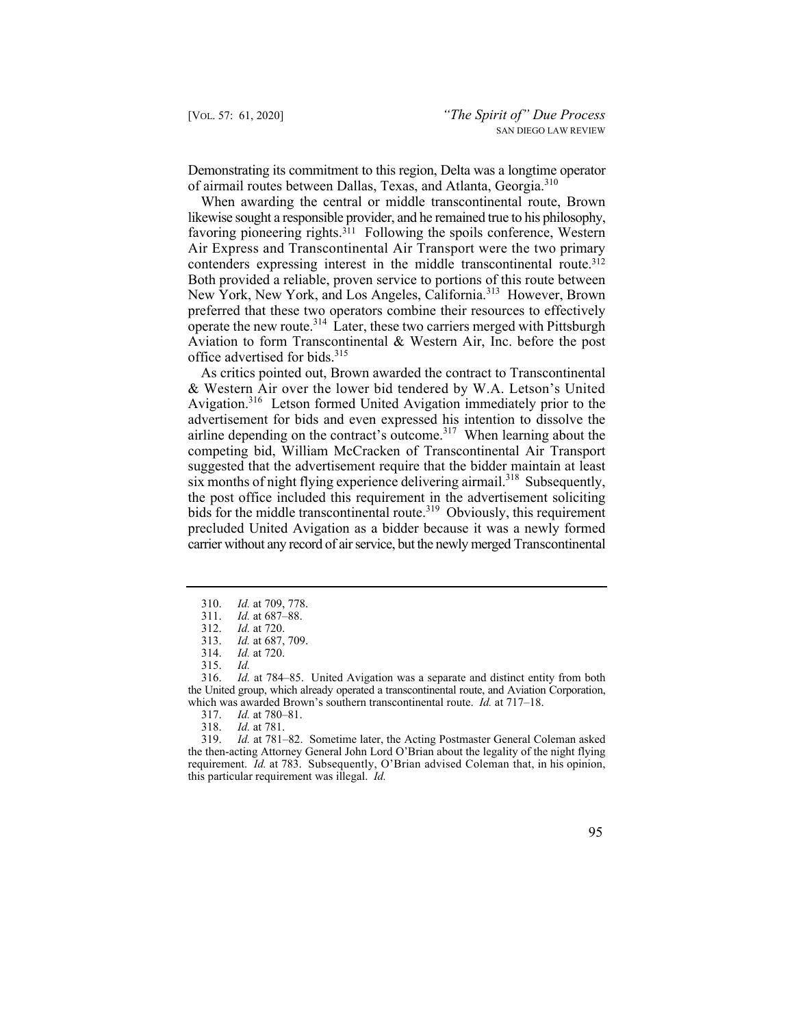Demonstrating its commitment to this region, Delta was a longtime operator of airmail routes between Dallas, Texas, and Atlanta, Georgia.[310]

When awarding the central or middle transcontinental route, Brown likewise sought a responsible provider, and he remained true to his philosophy, favoring pioneering rights.[311] Following the spoils conference, Western Air Express and Transcontinental Air Transport were the two primary contenders expressing interest in the middle transcontinental route.[312] Both provided a reliable, proven service to portions of this route between New York, New York, and Los Angeles, California.[313] However, Brown preferred that these two operators combine their resources to effectively operate the new route.[314] Later, these two carriers merged with Pittsburgh Aviation to form Transcontinental & Western Air, Inc. before the post office advertised for bids.[315]

As critics pointed out, Brown awarded the contract to Transcontinental & Western Air over the lower bid tendered by W.A. Letson's United Avigation.[316] Letson formed United Avigation immediately prior to the advertisement for bids and even expressed his intention to dissolve the airline depending on the contract's outcome.[317] When learning about the competing bid, William McCracken of Transcontinental Air Transport suggested that the advertisement require that the bidder maintain at least six months of night flying experience delivering airmail.[318] Subsequently, the post office included this requirement in the advertisement soliciting bids for the middle transcontinental route.[319] Obviously, this requirement precluded United Avigation as a bidder because it was a newly formed carrier without any record of air service, but the newly merged Transcontinental

---

310. *Id.* at 709, 778.

311. *Id.* at 687–88.

312. *Id.* at 720.

313. *Id.* at 687, 709.

314. *Id.* at 720.

315. *Id.*

316. *Id.* at 784–85. United Avigation was a separate and distinct entity from both the United group, which already operated a transcontinental route, and Aviation Corporation, which was awarded Brown's southern transcontinental route. *Id.* at 717–18.

317. *Id.* at 780–81.

318. *Id.* at 781.

319. *Id.* at 781–82. Sometime later, the Acting Postmaster General Coleman asked the then-acting Attorney General John Lord O'Brian about the legality of the night flying requirement. *Id.* at 783. Subsequently, O'Brian advised Coleman that, in his opinion, this particular requirement was illegal. *Id.*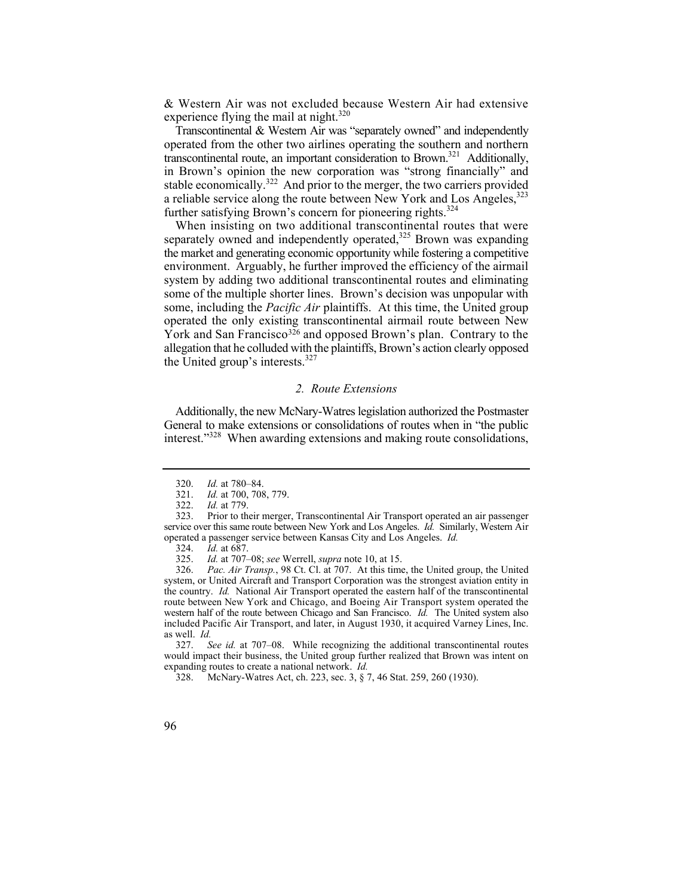& Western Air was not excluded because Western Air had extensive experience flying the mail at night.[320]

Transcontinental & Western Air was "separately owned" and independently operated from the other two airlines operating the southern and northern transcontinental route, an important consideration to Brown.[321] Additionally, in Brown's opinion the new corporation was "strong financially" and stable economically.[322] And prior to the merger, the two carriers provided a reliable service along the route between New York and Los Angeles,[323] further satisfying Brown's concern for pioneering rights.[324]

When insisting on two additional transcontinental routes that were separately owned and independently operated,[325] Brown was expanding the market and generating economic opportunity while fostering a competitive environment. Arguably, he further improved the efficiency of the airmail system by adding two additional transcontinental routes and eliminating some of the multiple shorter lines. Brown's decision was unpopular with some, including the *Pacific Air* plaintiffs. At this time, the United group operated the only existing transcontinental airmail route between New York and San Francisco[326] and opposed Brown's plan. Contrary to the allegation that he colluded with the plaintiffs, Brown's action clearly opposed the United group's interests.[327]

### *2. Route Extensions*

Additionally, the new McNary-Watres legislation authorized the Postmaster General to make extensions or consolidations of routes when in "the public interest."[328] When awarding extensions and making route consolidations,

---

320. *Id.* at 780–84.

321. *Id.* at 700, 708, 779.

322. *Id.* at 779.

323. Prior to their merger, Transcontinental Air Transport operated an air passenger service over this same route between New York and Los Angeles. *Id.* Similarly, Western Air operated a passenger service between Kansas City and Los Angeles. *Id.*

324. *Id.* at 687.

325. *Id.* at 707–08; *see* Werrell, *supra* note 10, at 15.

326. *Pac. Air Transp.*, 98 Ct. Cl. at 707. At this time, the United group, the United system, or United Aircraft and Transport Corporation was the strongest aviation entity in the country. *Id.* National Air Transport operated the eastern half of the transcontinental route between New York and Chicago, and Boeing Air Transport system operated the western half of the route between Chicago and San Francisco. *Id.* The United system also included Pacific Air Transport, and later, in August 1930, it acquired Varney Lines, Inc. as well. *Id.*

327. *See id.* at 707–08. While recognizing the additional transcontinental routes would impact their business, the United group further realized that Brown was intent on expanding routes to create a national network. *Id.*

328. McNary-Watres Act, ch. 223, sec. 3, § 7, 46 Stat. 259, 260 (1930).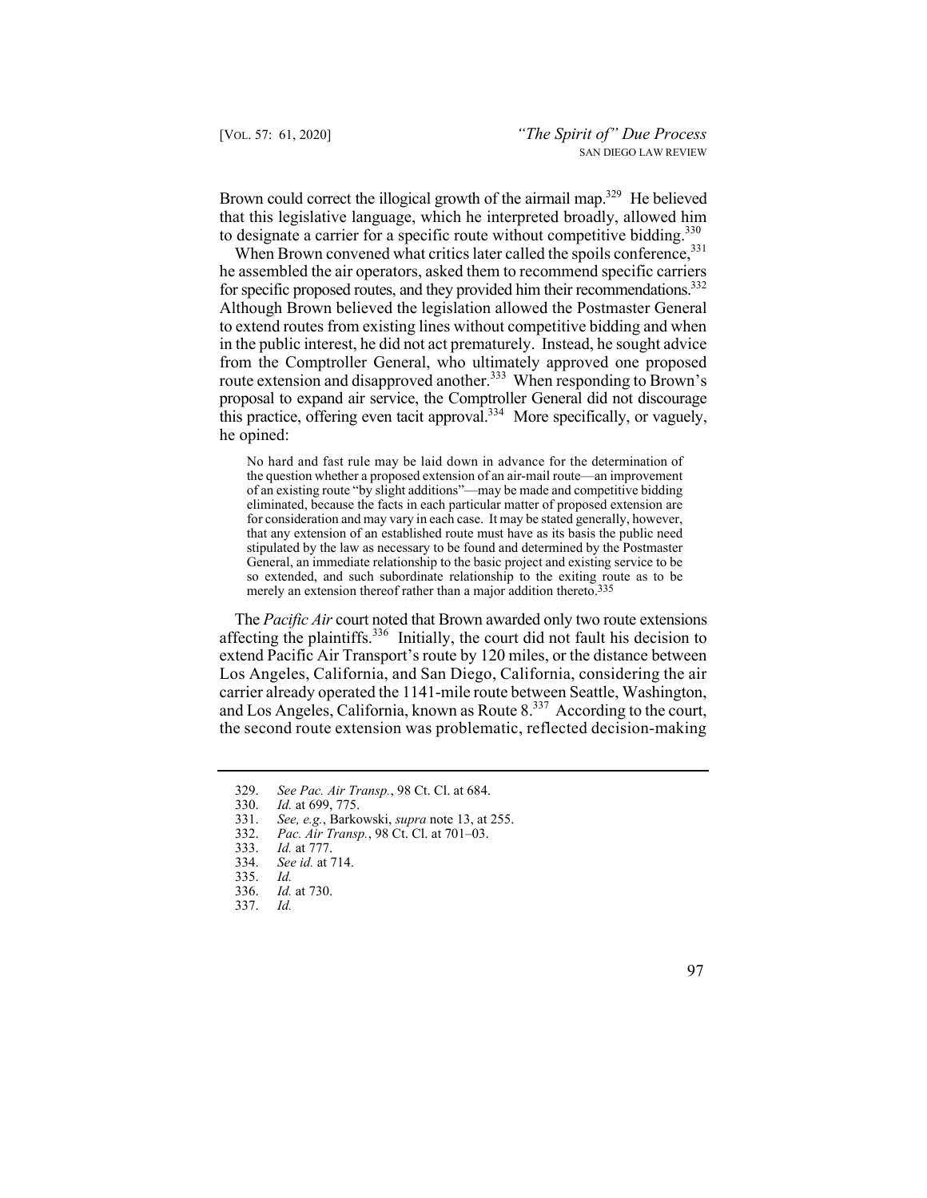Brown could correct the illogical growth of the airmail map.[329] He believed that this legislative language, which he interpreted broadly, allowed him to designate a carrier for a specific route without competitive bidding.[330]

When Brown convened what critics later called the spoils conference,[331] he assembled the air operators, asked them to recommend specific carriers for specific proposed routes, and they provided him their recommendations.[332] Although Brown believed the legislation allowed the Postmaster General to extend routes from existing lines without competitive bidding and when in the public interest, he did not act prematurely. Instead, he sought advice from the Comptroller General, who ultimately approved one proposed route extension and disapproved another.[333] When responding to Brown's proposal to expand air service, the Comptroller General did not discourage this practice, offering even tacit approval.[334] More specifically, or vaguely, he opined:

> No hard and fast rule may be laid down in advance for the determination of the question whether a proposed extension of an air-mail route—an improvement of an existing route "by slight additions"—may be made and competitive bidding eliminated, because the facts in each particular matter of proposed extension are for consideration and may vary in each case. It may be stated generally, however, that any extension of an established route must have as its basis the public need stipulated by the law as necessary to be found and determined by the Postmaster General, an immediate relationship to the basic project and existing service to be so extended, and such subordinate relationship to the exiting route as to be merely an extension thereof rather than a major addition thereto.[335]

The *Pacific Air* court noted that Brown awarded only two route extensions affecting the plaintiffs.[336] Initially, the court did not fault his decision to extend Pacific Air Transport's route by 120 miles, or the distance between Los Angeles, California, and San Diego, California, considering the air carrier already operated the 1141-mile route between Seattle, Washington, and Los Angeles, California, known as Route 8.[337] According to the court, the second route extension was problematic, reflected decision-making

---

329. *See Pac. Air Transp.*, 98 Ct. Cl. at 684.

330. *Id.* at 699, 775.

331. *See, e.g.*, Barkowski, *supra* note 13, at 255.

332. *Pac. Air Transp.*, 98 Ct. Cl. at 701–03.

333. *Id.* at 777.

334. *See id.* at 714.

335. *Id.*

336. *Id.* at 730.

337. *Id.*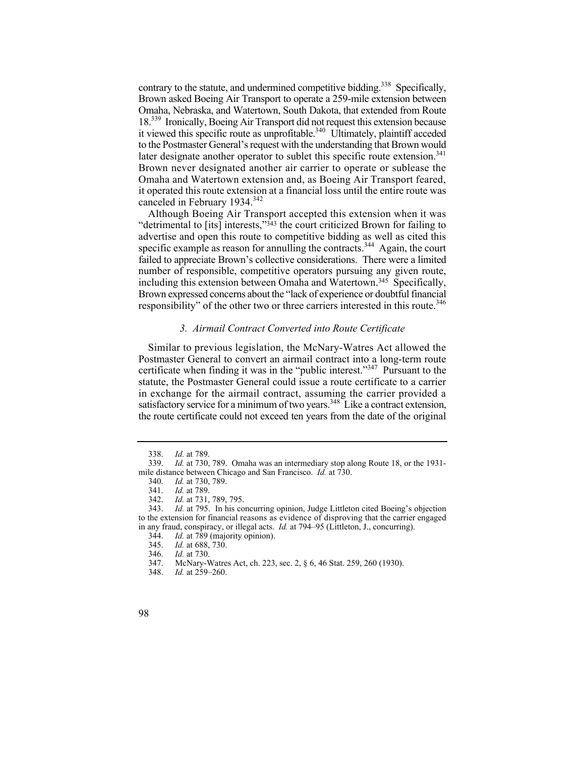contrary to the statute, and undermined competitive bidding.[338] Specifically, Brown asked Boeing Air Transport to operate a 259-mile extension between Omaha, Nebraska, and Watertown, South Dakota, that extended from Route 18.[339] Ironically, Boeing Air Transport did not request this extension because it viewed this specific route as unprofitable.[340] Ultimately, plaintiff acceded to the Postmaster General's request with the understanding that Brown would later designate another operator to sublet this specific route extension.[341] Brown never designated another air carrier to operate or sublease the Omaha and Watertown extension and, as Boeing Air Transport feared, it operated this route extension at a financial loss until the entire route was canceled in February 1934.[342]

Although Boeing Air Transport accepted this extension when it was "detrimental to [its] interests,"[343] the court criticized Brown for failing to advertise and open this route to competitive bidding as well as cited this specific example as reason for annulling the contracts.[344] Again, the court failed to appreciate Brown's collective considerations. There were a limited number of responsible, competitive operators pursuing any given route, including this extension between Omaha and Watertown.[345] Specifically, Brown expressed concerns about the "lack of experience or doubtful financial responsibility" of the other two or three carriers interested in this route.[346]

### *3. Airmail Contract Converted into Route Certificate*

Similar to previous legislation, the McNary-Watres Act allowed the Postmaster General to convert an airmail contract into a long-term route certificate when finding it was in the "public interest."[347] Pursuant to the statute, the Postmaster General could issue a route certificate to a carrier in exchange for the airmail contract, assuming the carrier provided a satisfactory service for a minimum of two years.[348] Like a contract extension, the route certificate could not exceed ten years from the date of the original

---

338. *Id.* at 789.

339. *Id.* at 730, 789. Omaha was an intermediary stop along Route 18, or the 1931-mile distance between Chicago and San Francisco. *Id.* at 730.

340. *Id.* at 730, 789.

341. *Id.* at 789.

342. *Id.* at 731, 789, 795.

343. *Id.* at 795. In his concurring opinion, Judge Littleton cited Boeing's objection to the extension for financial reasons as evidence of disproving that the carrier engaged in any fraud, conspiracy, or illegal acts. *Id.* at 794–95 (Littleton, J., concurring).

344. *Id.* at 789 (majority opinion).

345. *Id.* at 688, 730.

346. *Id.* at 730.

347. McNary-Watres Act, ch. 223, sec. 2, § 6, 46 Stat. 259, 260 (1930).

348. *Id.* at 259–260.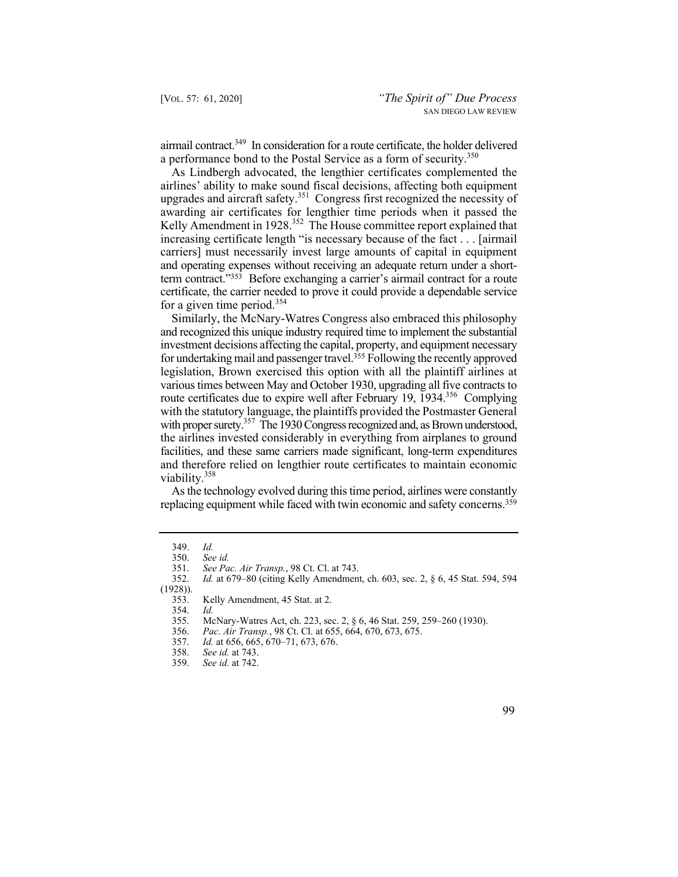airmail contract.[349] In consideration for a route certificate, the holder delivered a performance bond to the Postal Service as a form of security.[350]

As Lindbergh advocated, the lengthier certificates complemented the airlines' ability to make sound fiscal decisions, affecting both equipment upgrades and aircraft safety.[351] Congress first recognized the necessity of awarding air certificates for lengthier time periods when it passed the Kelly Amendment in 1928.[352] The House committee report explained that increasing certificate length "is necessary because of the fact . . . [airmail carriers] must necessarily invest large amounts of capital in equipment and operating expenses without receiving an adequate return under a short-term contract."[353] Before exchanging a carrier's airmail contract for a route certificate, the carrier needed to prove it could provide a dependable service for a given time period.[354]

Similarly, the McNary-Watres Congress also embraced this philosophy and recognized this unique industry required time to implement the substantial investment decisions affecting the capital, property, and equipment necessary for undertaking mail and passenger travel.[355] Following the recently approved legislation, Brown exercised this option with all the plaintiff airlines at various times between May and October 1930, upgrading all five contracts to route certificates due to expire well after February 19, 1934.[356] Complying with the statutory language, the plaintiffs provided the Postmaster General with proper surety.[357] The 1930 Congress recognized and, as Brown understood, the airlines invested considerably in everything from airplanes to ground facilities, and these same carriers made significant, long-term expenditures and therefore relied on lengthier route certificates to maintain economic viability.[358]

As the technology evolved during this time period, airlines were constantly replacing equipment while faced with twin economic and safety concerns.[359]

---

349. *Id.*

350. *See id.*

351. *See Pac. Air Transp.*, 98 Ct. Cl. at 743.

352. *Id.* at 679–80 (citing Kelly Amendment, ch. 603, sec. 2, § 6, 45 Stat. 594, 594 (1928)).

353. Kelly Amendment, 45 Stat. at 2.

354. *Id.*

355. McNary-Watres Act, ch. 223, sec. 2, § 6, 46 Stat. 259, 259–260 (1930).

356. *Pac. Air Transp.*, 98 Ct. Cl. at 655, 664, 670, 673, 675.

357. *Id.* at 656, 665, 670–71, 673, 676.

358. *See id.* at 743.

359. *See id.* at 742.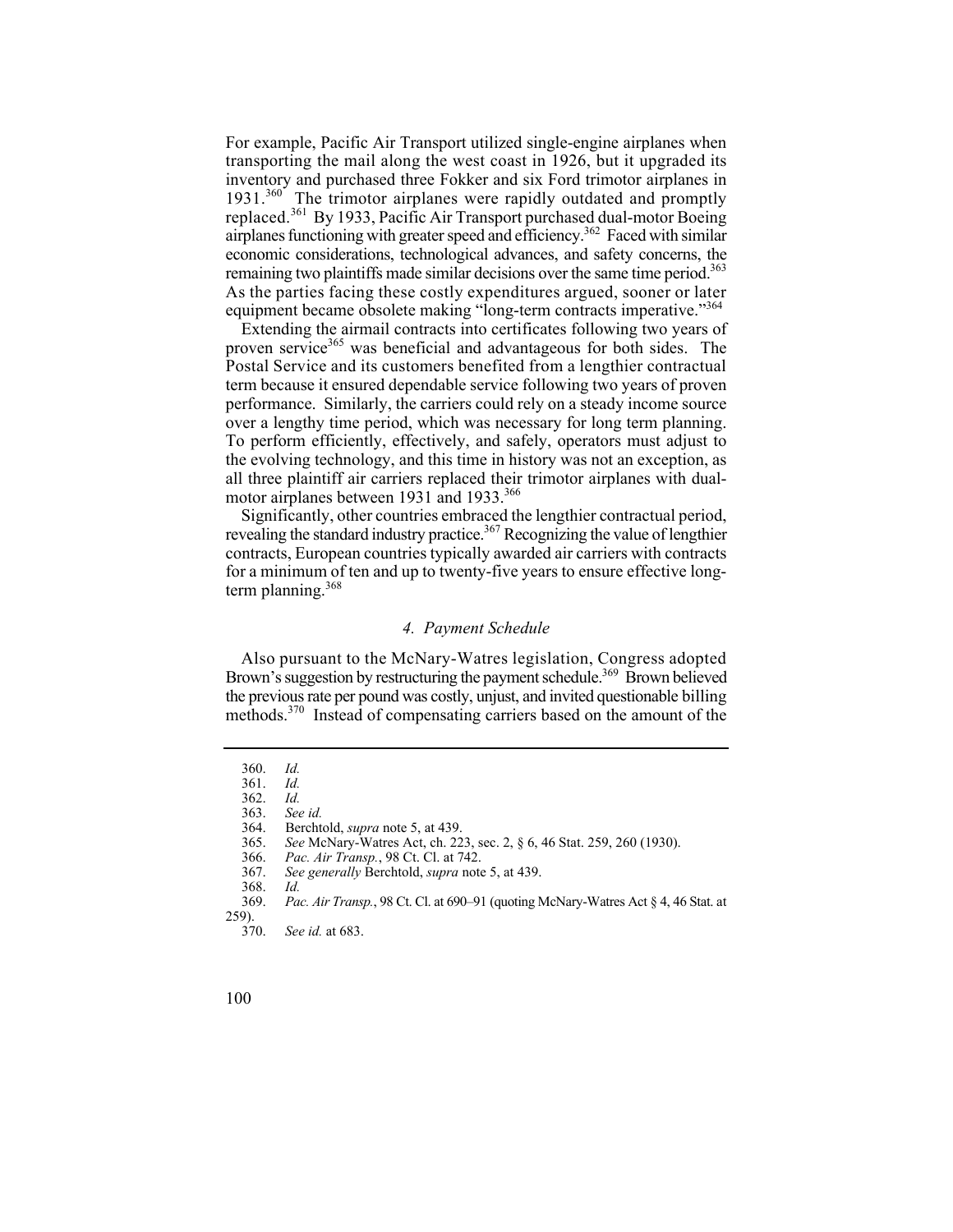For example, Pacific Air Transport utilized single-engine airplanes when transporting the mail along the west coast in 1926, but it upgraded its inventory and purchased three Fokker and six Ford trimotor airplanes in 1931.[360] The trimotor airplanes were rapidly outdated and promptly replaced.[361] By 1933, Pacific Air Transport purchased dual-motor Boeing airplanes functioning with greater speed and efficiency.[362] Faced with similar economic considerations, technological advances, and safety concerns, the remaining two plaintiffs made similar decisions over the same time period.[363] As the parties facing these costly expenditures argued, sooner or later equipment became obsolete making "long-term contracts imperative."[364]

Extending the airmail contracts into certificates following two years of proven service[365] was beneficial and advantageous for both sides. The Postal Service and its customers benefited from a lengthier contractual term because it ensured dependable service following two years of proven performance. Similarly, the carriers could rely on a steady income source over a lengthy time period, which was necessary for long term planning. To perform efficiently, effectively, and safely, operators must adjust to the evolving technology, and this time in history was not an exception, as all three plaintiff air carriers replaced their trimotor airplanes with dual-motor airplanes between 1931 and 1933.[366]

Significantly, other countries embraced the lengthier contractual period, revealing the standard industry practice.[367] Recognizing the value of lengthier contracts, European countries typically awarded air carriers with contracts for a minimum of ten and up to twenty-five years to ensure effective long-term planning.[368]

#### *4. Payment Schedule*

Also pursuant to the McNary-Watres legislation, Congress adopted Brown's suggestion by restructuring the payment schedule.[369] Brown believed the previous rate per pound was costly, unjust, and invited questionable billing methods.[370] Instead of compensating carriers based on the amount of the

---

360. *Id.*
361. *Id.*
362. *Id.*
363. *See id.*
364. Berchtold, *supra* note 5, at 439.
365. *See* McNary-Watres Act, ch. 223, sec. 2, § 6, 46 Stat. 259, 260 (1930).
366. *Pac. Air Transp.*, 98 Ct. Cl. at 742.
367. *See generally* Berchtold, *supra* note 5, at 439.
368. *Id.*
369. *Pac. Air Transp.*, 98 Ct. Cl. at 690–91 (quoting McNary-Watres Act § 4, 46 Stat. at 259).
370. *See id.* at 683.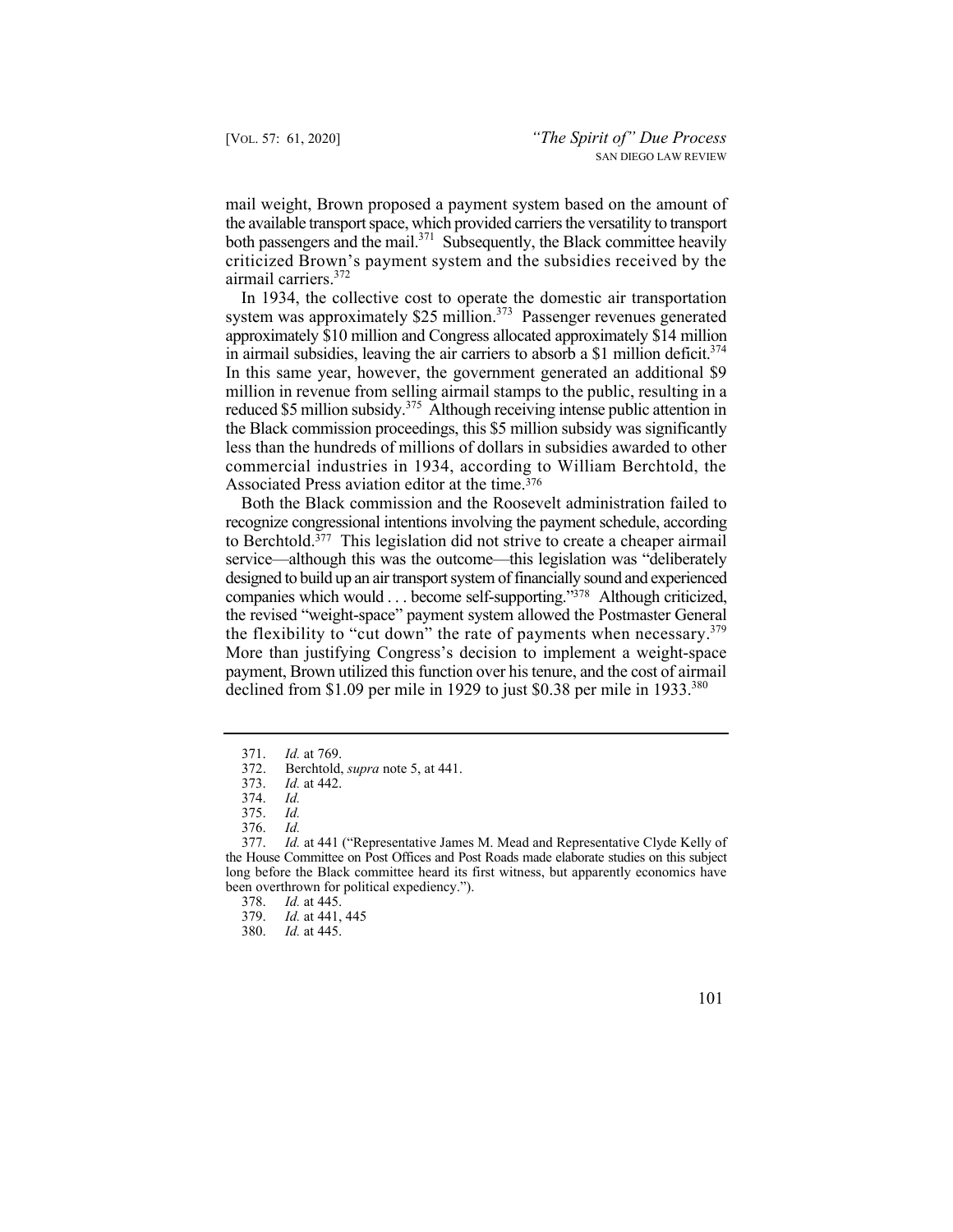mail weight, Brown proposed a payment system based on the amount of the available transport space, which provided carriers the versatility to transport both passengers and the mail.[371] Subsequently, the Black committee heavily criticized Brown's payment system and the subsidies received by the airmail carriers.[372]

In 1934, the collective cost to operate the domestic air transportation system was approximately $25 million.[373] Passenger revenues generated approximately $10 million and Congress allocated approximately $14 million in airmail subsidies, leaving the air carriers to absorb a $1 million deficit.[374] In this same year, however, the government generated an additional $9 million in revenue from selling airmail stamps to the public, resulting in a reduced $5 million subsidy.[375] Although receiving intense public attention in the Black commission proceedings, this $5 million subsidy was significantly less than the hundreds of millions of dollars in subsidies awarded to other commercial industries in 1934, according to William Berchtold, the Associated Press aviation editor at the time.[376]

Both the Black commission and the Roosevelt administration failed to recognize congressional intentions involving the payment schedule, according to Berchtold.[377] This legislation did not strive to create a cheaper airmail service—although this was the outcome—this legislation was "deliberately designed to build up an air transport system of financially sound and experienced companies which would . . . become self-supporting."[378] Although criticized, the revised "weight-space" payment system allowed the Postmaster General the flexibility to "cut down" the rate of payments when necessary.[379] More than justifying Congress's decision to implement a weight-space payment, Brown utilized this function over his tenure, and the cost of airmail declined from $1.09 per mile in 1929 to just $0.38 per mile in 1933.[380]

---

371. *Id.* at 769.

372. Berchtold, *supra* note 5, at 441.

373. *Id.* at 442.

374. *Id.*

375. *Id.*

376. *Id.*

377. *Id.* at 441 ("Representative James M. Mead and Representative Clyde Kelly of the House Committee on Post Offices and Post Roads made elaborate studies on this subject long before the Black committee heard its first witness, but apparently economics have been overthrown for political expediency.").

378. *Id.* at 445.

379. *Id.* at 441, 445

380. *Id.* at 445.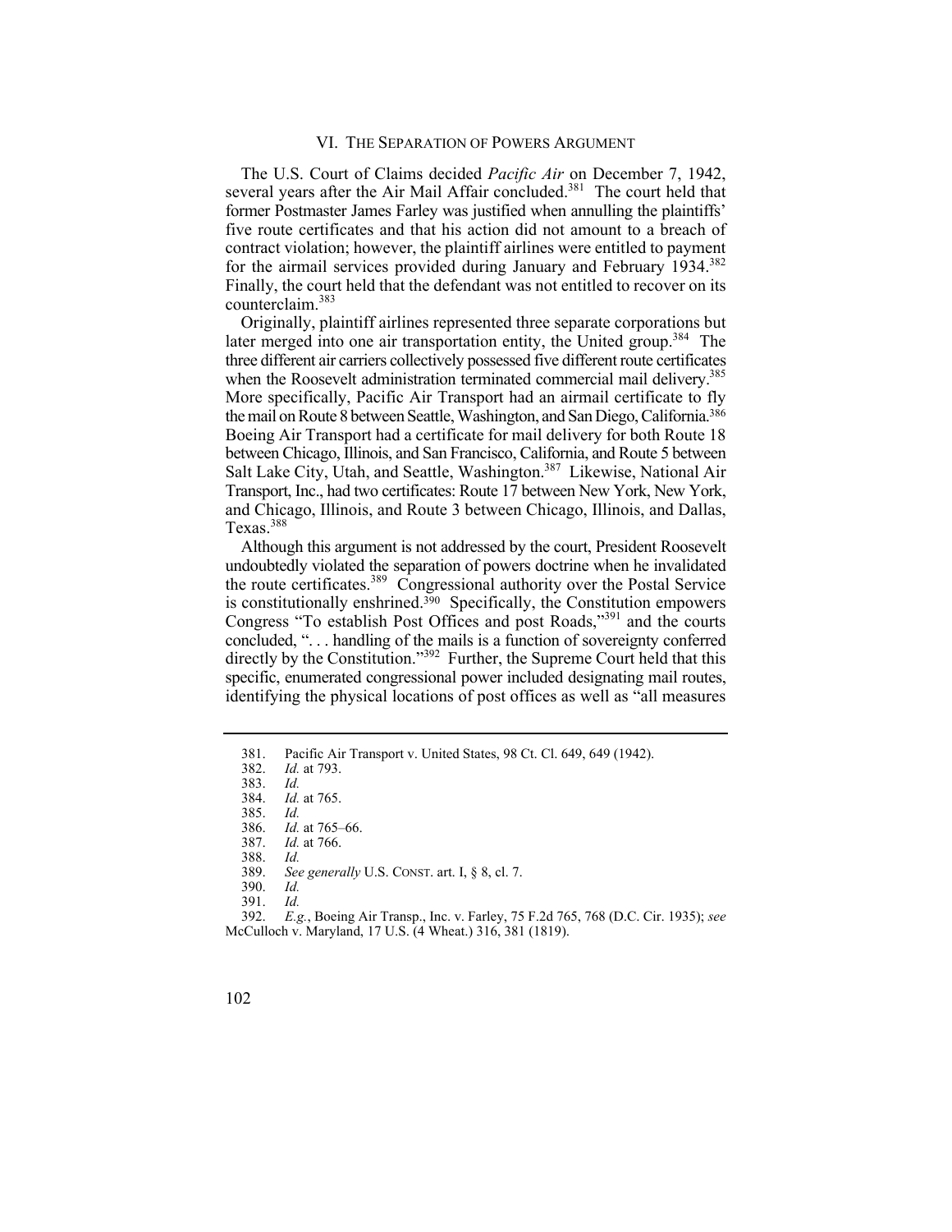## VI. THE SEPARATION OF POWERS ARGUMENT

The U.S. Court of Claims decided *Pacific Air* on December 7, 1942, several years after the Air Mail Affair concluded.[381] The court held that former Postmaster James Farley was justified when annulling the plaintiffs' five route certificates and that his action did not amount to a breach of contract violation; however, the plaintiff airlines were entitled to payment for the airmail services provided during January and February 1934.[382] Finally, the court held that the defendant was not entitled to recover on its counterclaim.[383]

Originally, plaintiff airlines represented three separate corporations but later merged into one air transportation entity, the United group.[384] The three different air carriers collectively possessed five different route certificates when the Roosevelt administration terminated commercial mail delivery.[385] More specifically, Pacific Air Transport had an airmail certificate to fly the mail on Route 8 between Seattle, Washington, and San Diego, California.[386] Boeing Air Transport had a certificate for mail delivery for both Route 18 between Chicago, Illinois, and San Francisco, California, and Route 5 between Salt Lake City, Utah, and Seattle, Washington.[387] Likewise, National Air Transport, Inc., had two certificates: Route 17 between New York, New York, and Chicago, Illinois, and Route 3 between Chicago, Illinois, and Dallas, Texas.[388]

Although this argument is not addressed by the court, President Roosevelt undoubtedly violated the separation of powers doctrine when he invalidated the route certificates.[389] Congressional authority over the Postal Service is constitutionally enshrined.[390] Specifically, the Constitution empowers Congress "To establish Post Offices and post Roads,"[391] and the courts concluded, ". . . handling of the mails is a function of sovereignty conferred directly by the Constitution."[392] Further, the Supreme Court held that this specific, enumerated congressional power included designating mail routes, identifying the physical locations of post offices as well as "all measures

---

381. Pacific Air Transport v. United States, 98 Ct. Cl. 649, 649 (1942).

382. *Id.* at 793.

383. *Id.*

384. *Id.* at 765.

385. *Id.*

386. *Id.* at 765–66.

387. *Id.* at 766.

388. *Id.*

389. *See generally* U.S. CONST. art. I, § 8, cl. 7.

390. *Id.*

391. *Id.*

392. *E.g.*, Boeing Air Transp., Inc. v. Farley, 75 F.2d 765, 768 (D.C. Cir. 1935); *see* McCulloch v. Maryland, 17 U.S. (4 Wheat.) 316, 381 (1819).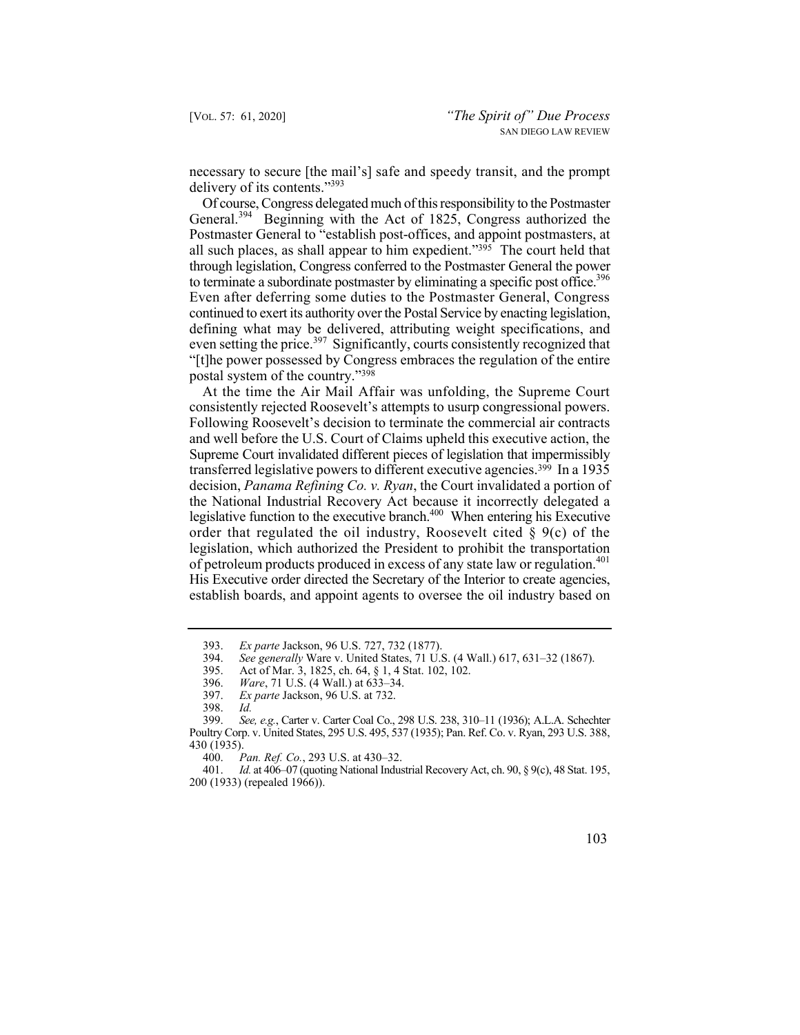necessary to secure [the mail's] safe and speedy transit, and the prompt delivery of its contents."[393]

Of course, Congress delegated much of this responsibility to the Postmaster General.[394] Beginning with the Act of 1825, Congress authorized the Postmaster General to "establish post-offices, and appoint postmasters, at all such places, as shall appear to him expedient."[395] The court held that through legislation, Congress conferred to the Postmaster General the power to terminate a subordinate postmaster by eliminating a specific post office.[396] Even after deferring some duties to the Postmaster General, Congress continued to exert its authority over the Postal Service by enacting legislation, defining what may be delivered, attributing weight specifications, and even setting the price.[397] Significantly, courts consistently recognized that "[t]he power possessed by Congress embraces the regulation of the entire postal system of the country."[398]

At the time the Air Mail Affair was unfolding, the Supreme Court consistently rejected Roosevelt's attempts to usurp congressional powers. Following Roosevelt's decision to terminate the commercial air contracts and well before the U.S. Court of Claims upheld this executive action, the Supreme Court invalidated different pieces of legislation that impermissibly transferred legislative powers to different executive agencies.[399] In a 1935 decision, *Panama Refining Co. v. Ryan*, the Court invalidated a portion of the National Industrial Recovery Act because it incorrectly delegated a legislative function to the executive branch.[400] When entering his Executive order that regulated the oil industry, Roosevelt cited § 9(c) of the legislation, which authorized the President to prohibit the transportation of petroleum products produced in excess of any state law or regulation.[401] His Executive order directed the Secretary of the Interior to create agencies, establish boards, and appoint agents to oversee the oil industry based on

---

393. *Ex parte* Jackson, 96 U.S. 727, 732 (1877).

394. *See generally* Ware v. United States, 71 U.S. (4 Wall.) 617, 631–32 (1867).

395. Act of Mar. 3, 1825, ch. 64, § 1, 4 Stat. 102, 102.

396. *Ware*, 71 U.S. (4 Wall.) at 633–34.

397. *Ex parte* Jackson, 96 U.S. at 732.

398. *Id.*

399. *See, e.g.*, Carter v. Carter Coal Co., 298 U.S. 238, 310–11 (1936); A.L.A. Schechter Poultry Corp. v. United States, 295 U.S. 495, 537 (1935); Pan. Ref. Co. v. Ryan, 293 U.S. 388, 430 (1935).

400. *Pan. Ref. Co.*, 293 U.S. at 430–32.

401. *Id.* at 406–07 (quoting National Industrial Recovery Act, ch. 90, § 9(c), 48 Stat. 195, 200 (1933) (repealed 1966)).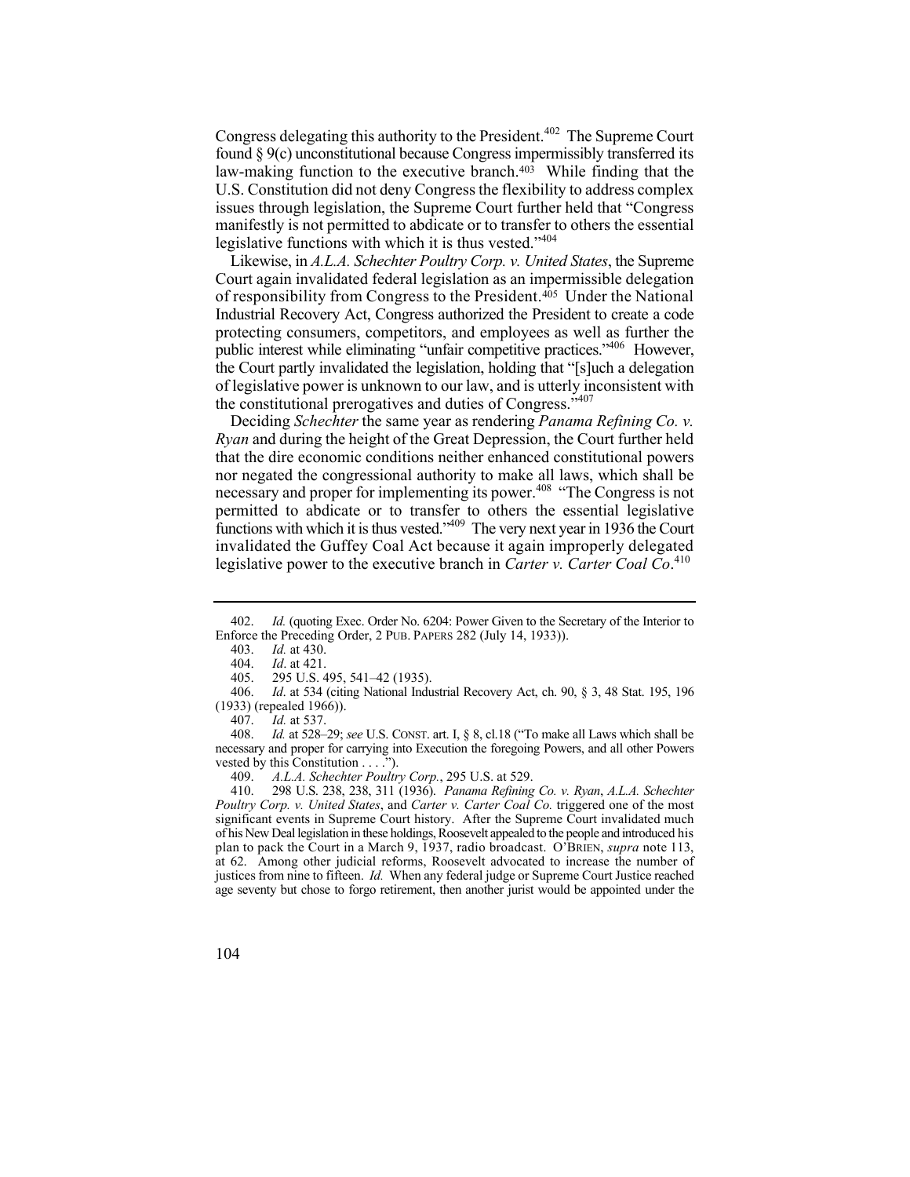Congress delegating this authority to the President.[402] The Supreme Court found § 9(c) unconstitutional because Congress impermissibly transferred its law-making function to the executive branch.[403] While finding that the U.S. Constitution did not deny Congress the flexibility to address complex issues through legislation, the Supreme Court further held that "Congress manifestly is not permitted to abdicate or to transfer to others the essential legislative functions with which it is thus vested."[404]

Likewise, in *A.L.A. Schechter Poultry Corp. v. United States*, the Supreme Court again invalidated federal legislation as an impermissible delegation of responsibility from Congress to the President.[405] Under the National Industrial Recovery Act, Congress authorized the President to create a code protecting consumers, competitors, and employees as well as further the public interest while eliminating "unfair competitive practices."[406] However, the Court partly invalidated the legislation, holding that "[s]uch a delegation of legislative power is unknown to our law, and is utterly inconsistent with the constitutional prerogatives and duties of Congress."[407]

Deciding *Schechter* the same year as rendering *Panama Refining Co. v. Ryan* and during the height of the Great Depression, the Court further held that the dire economic conditions neither enhanced constitutional powers nor negated the congressional authority to make all laws, which shall be necessary and proper for implementing its power.[408] "The Congress is not permitted to abdicate or to transfer to others the essential legislative functions with which it is thus vested."[409] The very next year in 1936 the Court invalidated the Guffey Coal Act because it again improperly delegated legislative power to the executive branch in *Carter v. Carter Coal Co*.[410]

---

402. *Id.* (quoting Exec. Order No. 6204: Power Given to the Secretary of the Interior to Enforce the Preceding Order, 2 PUB. PAPERS 282 (July 14, 1933)).

403. *Id.* at 430.

404. *Id*. at 421.

405. 295 U.S. 495, 541–42 (1935).

406. *Id*. at 534 (citing National Industrial Recovery Act, ch. 90, § 3, 48 Stat. 195, 196 (1933) (repealed 1966)).

407. *Id.* at 537.

408. *Id.* at 528–29; *see* U.S. CONST. art. I, § 8, cl.18 ("To make all Laws which shall be necessary and proper for carrying into Execution the foregoing Powers, and all other Powers vested by this Constitution . . . .").

409. *A.L.A. Schechter Poultry Corp.*, 295 U.S. at 529.

410. 298 U.S. 238, 238, 311 (1936). *Panama Refining Co. v. Ryan*, *A.L.A. Schechter Poultry Corp. v. United States*, and *Carter v. Carter Coal Co.* triggered one of the most significant events in Supreme Court history. After the Supreme Court invalidated much of his New Deal legislation in these holdings, Roosevelt appealed to the people and introduced his plan to pack the Court in a March 9, 1937, radio broadcast. O'BRIEN, *supra* note 113, at 62. Among other judicial reforms, Roosevelt advocated to increase the number of justices from nine to fifteen. *Id.* When any federal judge or Supreme Court Justice reached age seventy but chose to forgo retirement, then another jurist would be appointed under the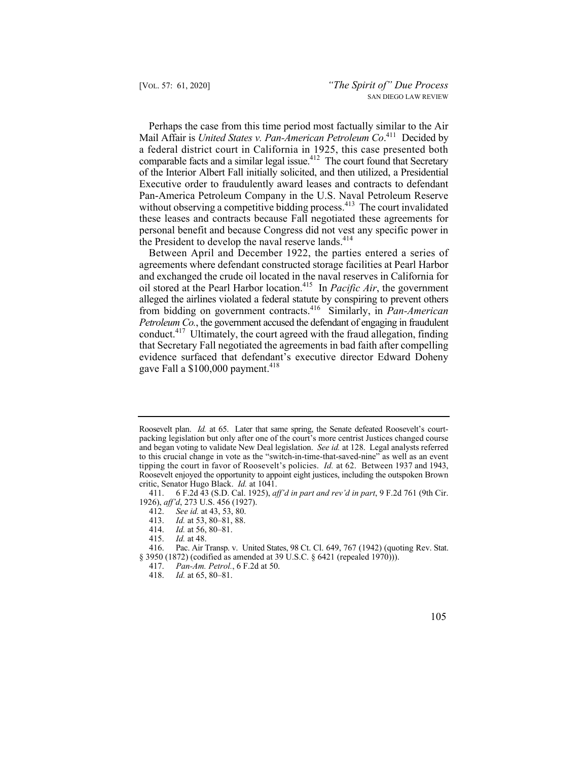Perhaps the case from this time period most factually similar to the Air Mail Affair is *United States v. Pan-American Petroleum Co*.[411] Decided by a federal district court in California in 1925, this case presented both comparable facts and a similar legal issue.[412] The court found that Secretary of the Interior Albert Fall initially solicited, and then utilized, a Presidential Executive order to fraudulently award leases and contracts to defendant Pan-America Petroleum Company in the U.S. Naval Petroleum Reserve without observing a competitive bidding process.[413] The court invalidated these leases and contracts because Fall negotiated these agreements for personal benefit and because Congress did not vest any specific power in the President to develop the naval reserve lands.[414]

Between April and December 1922, the parties entered a series of agreements where defendant constructed storage facilities at Pearl Harbor and exchanged the crude oil located in the naval reserves in California for oil stored at the Pearl Harbor location.[415] In *Pacific Air*, the government alleged the airlines violated a federal statute by conspiring to prevent others from bidding on government contracts.[416] Similarly, in *Pan-American Petroleum Co.*, the government accused the defendant of engaging in fraudulent conduct.[417] Ultimately, the court agreed with the fraud allegation, finding that Secretary Fall negotiated the agreements in bad faith after compelling evidence surfaced that defendant's executive director Edward Doheny gave Fall a $100,000 payment.[418]

---

Roosevelt plan. *Id.* at 65. Later that same spring, the Senate defeated Roosevelt's court-packing legislation but only after one of the court's more centrist Justices changed course and began voting to validate New Deal legislation. *See id.* at 128. Legal analysts referred to this crucial change in vote as the "switch-in-time-that-saved-nine" as well as an event tipping the court in favor of Roosevelt's policies. *Id.* at 62. Between 1937 and 1943, Roosevelt enjoyed the opportunity to appoint eight justices, including the outspoken Brown critic, Senator Hugo Black. *Id.* at 1041.

411. 6 F.2d 43 (S.D. Cal. 1925), *aff'd in part and rev'd in part*, 9 F.2d 761 (9th Cir. 1926), *aff'd*, 273 U.S. 456 (1927).

412. *See id.* at 43, 53, 80.

413. *Id.* at 53, 80–81, 88.

414. *Id.* at 56, 80–81.

415. *Id.* at 48.

416. Pac. Air Transp. v. United States, 98 Ct. Cl. 649, 767 (1942) (quoting Rev. Stat. § 3950 (1872) (codified as amended at 39 U.S.C. § 6421 (repealed 1970))).

417. *Pan-Am. Petrol.*, 6 F.2d at 50.

418. *Id.* at 65, 80–81.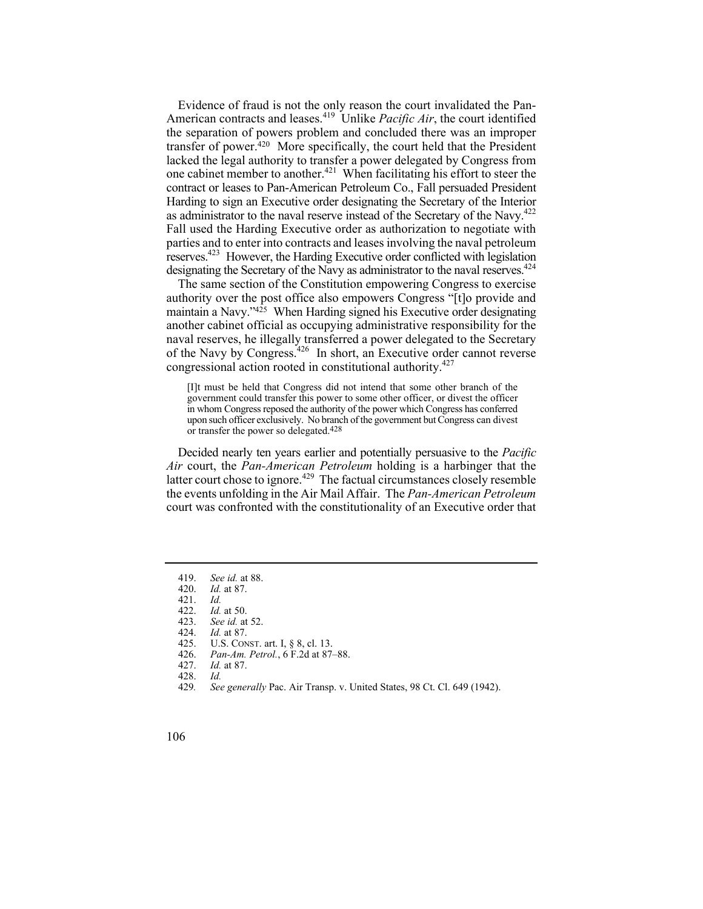Evidence of fraud is not the only reason the court invalidated the Pan-American contracts and leases.[419] Unlike *Pacific Air*, the court identified the separation of powers problem and concluded there was an improper transfer of power.[420] More specifically, the court held that the President lacked the legal authority to transfer a power delegated by Congress from one cabinet member to another.[421] When facilitating his effort to steer the contract or leases to Pan-American Petroleum Co., Fall persuaded President Harding to sign an Executive order designating the Secretary of the Interior as administrator to the naval reserve instead of the Secretary of the Navy.[422] Fall used the Harding Executive order as authorization to negotiate with parties and to enter into contracts and leases involving the naval petroleum reserves.[423] However, the Harding Executive order conflicted with legislation designating the Secretary of the Navy as administrator to the naval reserves.[424]

The same section of the Constitution empowering Congress to exercise authority over the post office also empowers Congress "[t]o provide and maintain a Navy."[425] When Harding signed his Executive order designating another cabinet official as occupying administrative responsibility for the naval reserves, he illegally transferred a power delegated to the Secretary of the Navy by Congress.[426] In short, an Executive order cannot reverse congressional action rooted in constitutional authority.[427]

> [I]t must be held that Congress did not intend that some other branch of the government could transfer this power to some other officer, or divest the officer in whom Congress reposed the authority of the power which Congress has conferred upon such officer exclusively. No branch of the government but Congress can divest or transfer the power so delegated.[428]

Decided nearly ten years earlier and potentially persuasive to the *Pacific Air* court, the *Pan-American Petroleum* holding is a harbinger that the latter court chose to ignore.[429] The factual circumstances closely resemble the events unfolding in the Air Mail Affair. The *Pan-American Petroleum* court was confronted with the constitutionality of an Executive order that

---

419. *See id.* at 88.
420. *Id.* at 87.
421. *Id.*
422. *Id.* at 50.
423. *See id.* at 52.
424. *Id.* at 87.
425. U.S. CONST. art. I, § 8, cl. 13.
426. *Pan-Am. Petrol.*, 6 F.2d at 87–88.
427. *Id.* at 87.
428. *Id.*
429. *See generally* Pac. Air Transp. v. United States, 98 Ct. Cl. 649 (1942).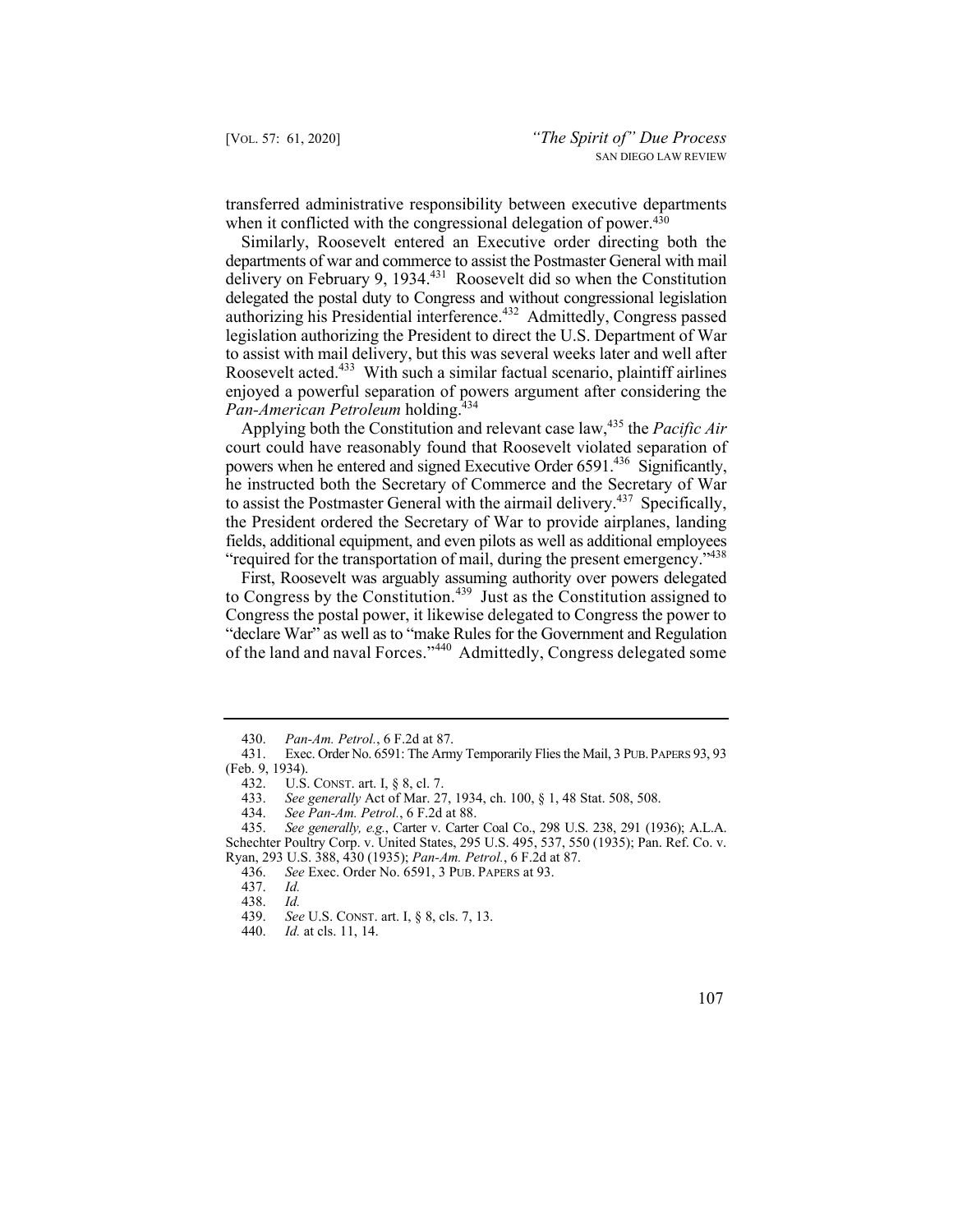transferred administrative responsibility between executive departments when it conflicted with the congressional delegation of power.[430]

Similarly, Roosevelt entered an Executive order directing both the departments of war and commerce to assist the Postmaster General with mail delivery on February 9, 1934.[431] Roosevelt did so when the Constitution delegated the postal duty to Congress and without congressional legislation authorizing his Presidential interference.[432] Admittedly, Congress passed legislation authorizing the President to direct the U.S. Department of War to assist with mail delivery, but this was several weeks later and well after Roosevelt acted.[433] With such a similar factual scenario, plaintiff airlines enjoyed a powerful separation of powers argument after considering the *Pan-American Petroleum* holding.[434]

Applying both the Constitution and relevant case law,[435] the *Pacific Air* court could have reasonably found that Roosevelt violated separation of powers when he entered and signed Executive Order 6591.[436] Significantly, he instructed both the Secretary of Commerce and the Secretary of War to assist the Postmaster General with the airmail delivery.[437] Specifically, the President ordered the Secretary of War to provide airplanes, landing fields, additional equipment, and even pilots as well as additional employees "required for the transportation of mail, during the present emergency."[438]

First, Roosevelt was arguably assuming authority over powers delegated to Congress by the Constitution.[439] Just as the Constitution assigned to Congress the postal power, it likewise delegated to Congress the power to "declare War" as well as to "make Rules for the Government and Regulation of the land and naval Forces."[440] Admittedly, Congress delegated some

---

430. *Pan-Am. Petrol.*, 6 F.2d at 87.

431. Exec. Order No. 6591: The Army Temporarily Flies the Mail, 3 PUB. PAPERS 93, 93 (Feb. 9, 1934).

432. U.S. CONST. art. I, § 8, cl. 7.

433. *See generally* Act of Mar. 27, 1934, ch. 100, § 1, 48 Stat. 508, 508.

434. *See Pan-Am. Petrol.*, 6 F.2d at 88.

435. *See generally, e.g.*, Carter v. Carter Coal Co., 298 U.S. 238, 291 (1936); A.L.A. Schechter Poultry Corp. v. United States, 295 U.S. 495, 537, 550 (1935); Pan. Ref. Co. v. Ryan, 293 U.S. 388, 430 (1935); *Pan-Am. Petrol.*, 6 F.2d at 87.

436. *See* Exec. Order No. 6591, 3 PUB. PAPERS at 93.

437. *Id.*

438. *Id.*

439. *See* U.S. CONST. art. I, § 8, cls. 7, 13.

440. *Id.* at cls. 11, 14.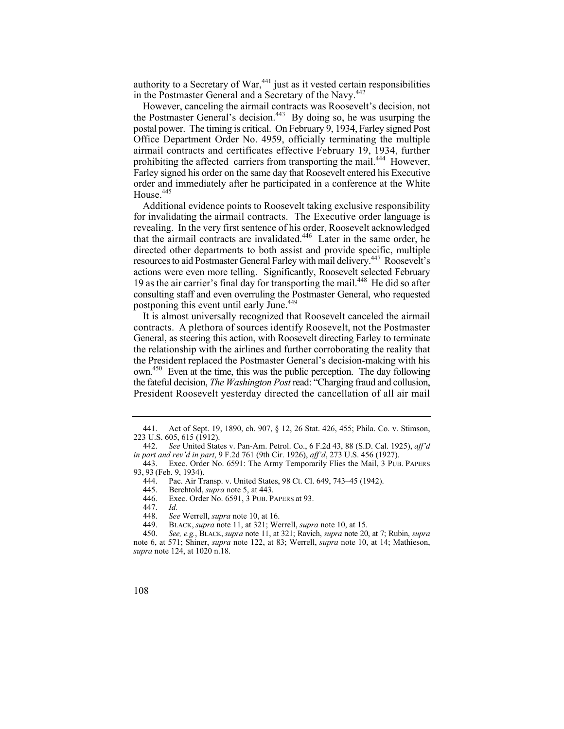authority to a Secretary of War,[441] just as it vested certain responsibilities in the Postmaster General and a Secretary of the Navy.[442]

However, canceling the airmail contracts was Roosevelt's decision, not the Postmaster General's decision.[443] By doing so, he was usurping the postal power. The timing is critical. On February 9, 1934, Farley signed Post Office Department Order No. 4959, officially terminating the multiple airmail contracts and certificates effective February 19, 1934, further prohibiting the affected carriers from transporting the mail.[444] However, Farley signed his order on the same day that Roosevelt entered his Executive order and immediately after he participated in a conference at the White House.[445]

Additional evidence points to Roosevelt taking exclusive responsibility for invalidating the airmail contracts. The Executive order language is revealing. In the very first sentence of his order, Roosevelt acknowledged that the airmail contracts are invalidated.[446] Later in the same order, he directed other departments to both assist and provide specific, multiple resources to aid Postmaster General Farley with mail delivery.[447] Roosevelt's actions were even more telling. Significantly, Roosevelt selected February 19 as the air carrier's final day for transporting the mail.[448] He did so after consulting staff and even overruling the Postmaster General, who requested postponing this event until early June.[449]

It is almost universally recognized that Roosevelt canceled the airmail contracts. A plethora of sources identify Roosevelt, not the Postmaster General, as steering this action, with Roosevelt directing Farley to terminate the relationship with the airlines and further corroborating the reality that the President replaced the Postmaster General's decision-making with his own.[450] Even at the time, this was the public perception. The day following the fateful decision, *The Washington Post* read: "Charging fraud and collusion, President Roosevelt yesterday directed the cancellation of all air mail

---

441. Act of Sept. 19, 1890, ch. 907, § 12, 26 Stat. 426, 455; Phila. Co. v. Stimson, 223 U.S. 605, 615 (1912).

442. *See* United States v. Pan-Am. Petrol. Co., 6 F.2d 43, 88 (S.D. Cal. 1925), *aff'd in part and rev'd in part*, 9 F.2d 761 (9th Cir. 1926), *aff'd*, 273 U.S. 456 (1927).

443. Exec. Order No. 6591: The Army Temporarily Flies the Mail, 3 PUB. PAPERS 93, 93 (Feb. 9, 1934).

444. Pac. Air Transp. v. United States, 98 Ct. Cl. 649, 743–45 (1942).

445. Berchtold, *supra* note 5, at 443.

446. Exec. Order No. 6591, 3 PUB. PAPERS at 93.

447. *Id.*

448. *See* Werrell, *supra* note 10, at 16.

449. BLACK, *supra* note 11, at 321; Werrell, *supra* note 10, at 15.

450. *See, e.g.*, BLACK, *supra* note 11, at 321; Ravich, *supra* note 20, at 7; Rubin, *supra* note 6, at 571; Shiner, *supra* note 122, at 83; Werrell, *supra* note 10, at 14; Mathieson, *supra* note 124, at 1020 n.18.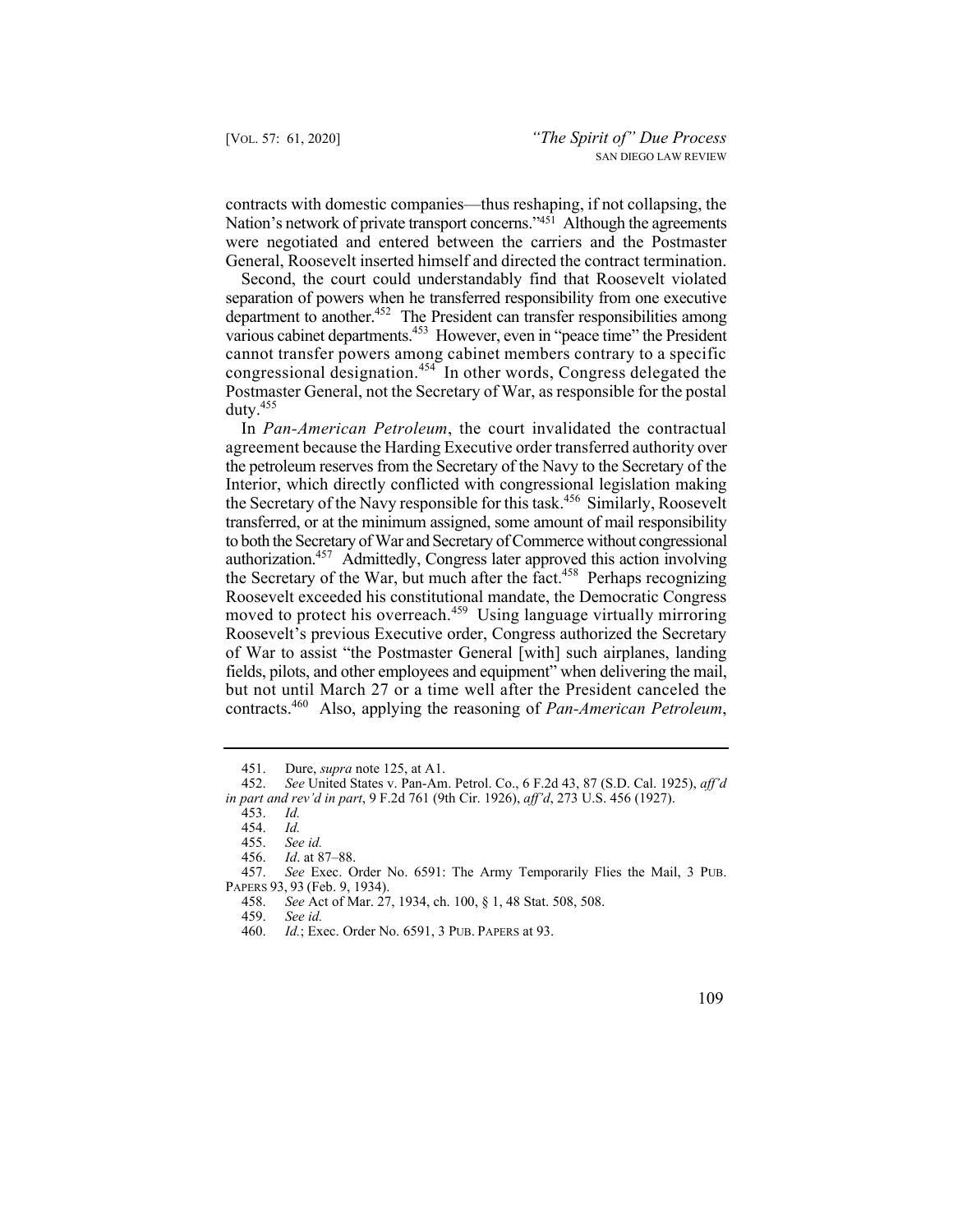contracts with domestic companies—thus reshaping, if not collapsing, the Nation's network of private transport concerns."[451] Although the agreements were negotiated and entered between the carriers and the Postmaster General, Roosevelt inserted himself and directed the contract termination.

Second, the court could understandably find that Roosevelt violated separation of powers when he transferred responsibility from one executive department to another.[452] The President can transfer responsibilities among various cabinet departments.[453] However, even in "peace time" the President cannot transfer powers among cabinet members contrary to a specific congressional designation.[454] In other words, Congress delegated the Postmaster General, not the Secretary of War, as responsible for the postal duty.[455]

In *Pan-American Petroleum*, the court invalidated the contractual agreement because the Harding Executive order transferred authority over the petroleum reserves from the Secretary of the Navy to the Secretary of the Interior, which directly conflicted with congressional legislation making the Secretary of the Navy responsible for this task.[456] Similarly, Roosevelt transferred, or at the minimum assigned, some amount of mail responsibility to both the Secretary of War and Secretary of Commerce without congressional authorization.[457] Admittedly, Congress later approved this action involving the Secretary of the War, but much after the fact.[458] Perhaps recognizing Roosevelt exceeded his constitutional mandate, the Democratic Congress moved to protect his overreach.[459] Using language virtually mirroring Roosevelt's previous Executive order, Congress authorized the Secretary of War to assist "the Postmaster General [with] such airplanes, landing fields, pilots, and other employees and equipment" when delivering the mail, but not until March 27 or a time well after the President canceled the contracts.[460] Also, applying the reasoning of *Pan-American Petroleum*,

---

451. Dure, *supra* note 125, at A1.

452. *See* United States v. Pan-Am. Petrol. Co., 6 F.2d 43, 87 (S.D. Cal. 1925), *aff'd in part and rev'd in part*, 9 F.2d 761 (9th Cir. 1926), *aff'd*, 273 U.S. 456 (1927).

453. *Id.*

454. *Id.*

455. *See id.*

456. *Id*. at 87–88.

457. *See* Exec. Order No. 6591: The Army Temporarily Flies the Mail, 3 PUB. PAPERS 93, 93 (Feb. 9, 1934).

458. *See* Act of Mar. 27, 1934, ch. 100, § 1, 48 Stat. 508, 508.

459. *See id.*

460. *Id.*; Exec. Order No. 6591, 3 PUB. PAPERS at 93.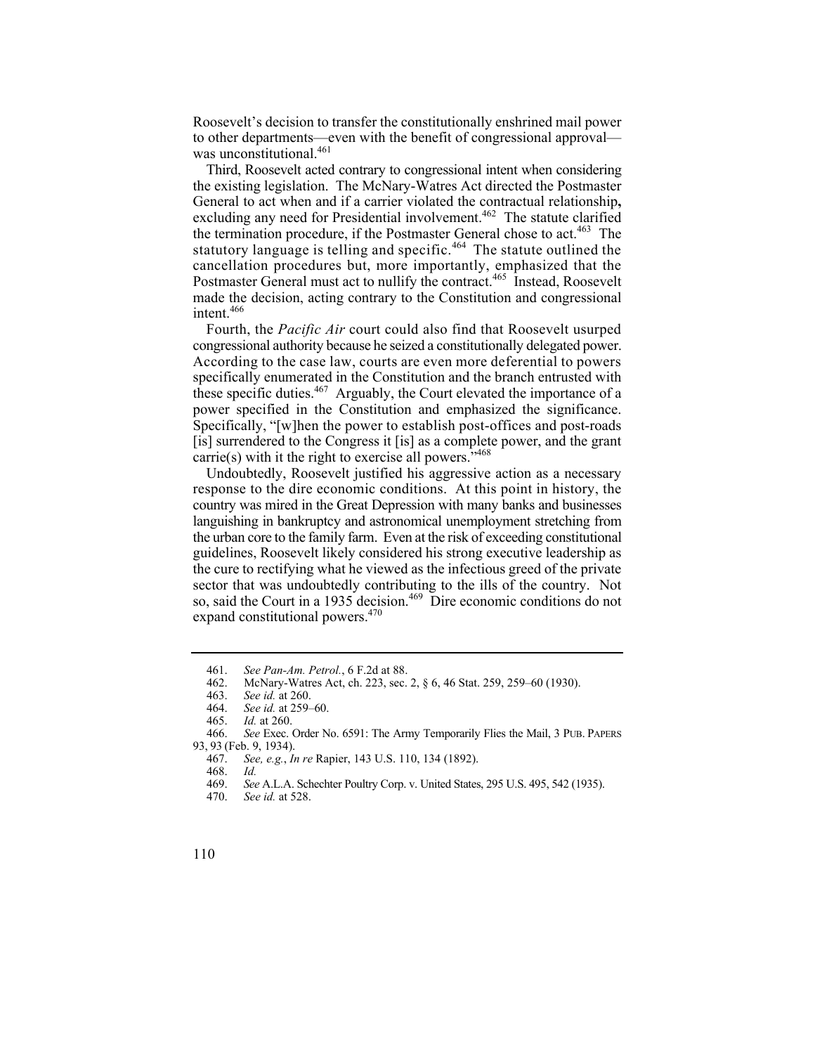Roosevelt's decision to transfer the constitutionally enshrined mail power to other departments—even with the benefit of congressional approval—was unconstitutional.[461]

Third, Roosevelt acted contrary to congressional intent when considering the existing legislation. The McNary-Watres Act directed the Postmaster General to act when and if a carrier violated the contractual relationship**,** excluding any need for Presidential involvement.[462] The statute clarified the termination procedure, if the Postmaster General chose to act.[463] The statutory language is telling and specific.[464] The statute outlined the cancellation procedures but, more importantly, emphasized that the Postmaster General must act to nullify the contract.[465] Instead, Roosevelt made the decision, acting contrary to the Constitution and congressional intent.[466]

Fourth, the *Pacific Air* court could also find that Roosevelt usurped congressional authority because he seized a constitutionally delegated power. According to the case law, courts are even more deferential to powers specifically enumerated in the Constitution and the branch entrusted with these specific duties.[467] Arguably, the Court elevated the importance of a power specified in the Constitution and emphasized the significance. Specifically, "[w]hen the power to establish post-offices and post-roads [is] surrendered to the Congress it [is] as a complete power, and the grant carrie(s) with it the right to exercise all powers."[468]

Undoubtedly, Roosevelt justified his aggressive action as a necessary response to the dire economic conditions. At this point in history, the country was mired in the Great Depression with many banks and businesses languishing in bankruptcy and astronomical unemployment stretching from the urban core to the family farm. Even at the risk of exceeding constitutional guidelines, Roosevelt likely considered his strong executive leadership as the cure to rectifying what he viewed as the infectious greed of the private sector that was undoubtedly contributing to the ills of the country. Not so, said the Court in a 1935 decision.[469] Dire economic conditions do not expand constitutional powers.[470]

---

461. *See Pan-Am. Petrol.*, 6 F.2d at 88.

462. McNary-Watres Act, ch. 223, sec. 2, § 6, 46 Stat. 259, 259–60 (1930).

463. *See id.* at 260.

464. *See id.* at 259–60.

465. *Id.* at 260.

466. *See* Exec. Order No. 6591: The Army Temporarily Flies the Mail, 3 PUB. PAPERS 93, 93 (Feb. 9, 1934).

467. *See, e.g.*, *In re* Rapier, 143 U.S. 110, 134 (1892).

468. *Id.*

469. *See* A.L.A. Schechter Poultry Corp. v. United States, 295 U.S. 495, 542 (1935).

470. *See id.* at 528.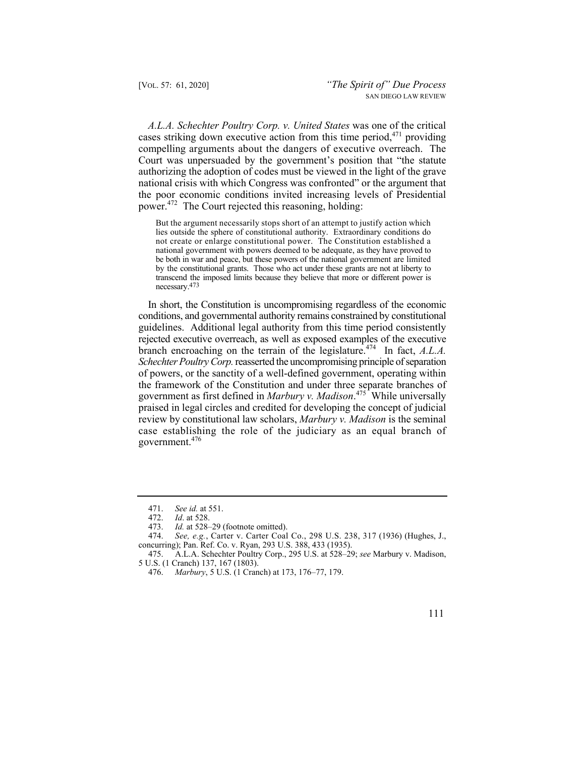*A.L.A. Schechter Poultry Corp. v. United States* was one of the critical cases striking down executive action from this time period,[471] providing compelling arguments about the dangers of executive overreach. The Court was unpersuaded by the government's position that "the statute authorizing the adoption of codes must be viewed in the light of the grave national crisis with which Congress was confronted" or the argument that the poor economic conditions invited increasing levels of Presidential power.[472] The Court rejected this reasoning, holding:

> But the argument necessarily stops short of an attempt to justify action which lies outside the sphere of constitutional authority. Extraordinary conditions do not create or enlarge constitutional power. The Constitution established a national government with powers deemed to be adequate, as they have proved to be both in war and peace, but these powers of the national government are limited by the constitutional grants. Those who act under these grants are not at liberty to transcend the imposed limits because they believe that more or different power is necessary.[473]

In short, the Constitution is uncompromising regardless of the economic conditions, and governmental authority remains constrained by constitutional guidelines. Additional legal authority from this time period consistently rejected executive overreach, as well as exposed examples of the executive branch encroaching on the terrain of the legislature.[474] In fact, *A.L.A. Schechter Poultry Corp.* reasserted the uncompromising principle of separation of powers, or the sanctity of a well-defined government, operating within the framework of the Constitution and under three separate branches of government as first defined in *Marbury v. Madison*.[475] While universally praised in legal circles and credited for developing the concept of judicial review by constitutional law scholars, *Marbury v. Madison* is the seminal case establishing the role of the judiciary as an equal branch of government.[476]

---

471. *See id.* at 551.

472. *Id*. at 528.

473. *Id.* at 528–29 (footnote omitted).

474. *See, e.g.*, Carter v. Carter Coal Co., 298 U.S. 238, 317 (1936) (Hughes, J., concurring); Pan. Ref. Co. v. Ryan, 293 U.S. 388, 433 (1935).

475. A.L.A. Schechter Poultry Corp., 295 U.S. at 528–29; *see* Marbury v. Madison, 5 U.S. (1 Cranch) 137, 167 (1803).

476. *Marbury*, 5 U.S. (1 Cranch) at 173, 176–77, 179.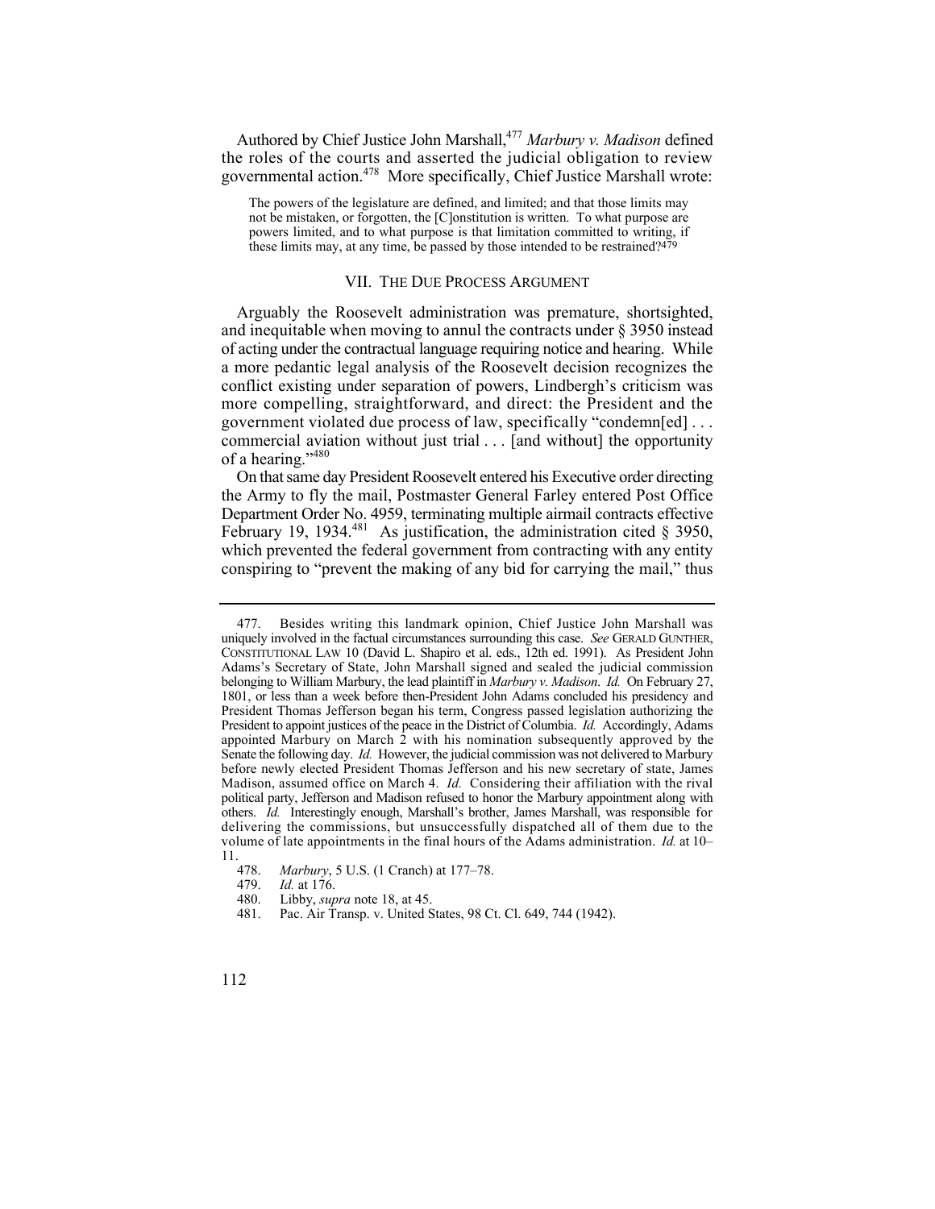Authored by Chief Justice John Marshall,[477] *Marbury v. Madison* defined the roles of the courts and asserted the judicial obligation to review governmental action.[478] More specifically, Chief Justice Marshall wrote:

> The powers of the legislature are defined, and limited; and that those limits may not be mistaken, or forgotten, the [C]onstitution is written. To what purpose are powers limited, and to what purpose is that limitation committed to writing, if these limits may, at any time, be passed by those intended to be restrained?[479]

## VII. THE DUE PROCESS ARGUMENT

Arguably the Roosevelt administration was premature, shortsighted, and inequitable when moving to annul the contracts under § 3950 instead of acting under the contractual language requiring notice and hearing. While a more pedantic legal analysis of the Roosevelt decision recognizes the conflict existing under separation of powers, Lindbergh's criticism was more compelling, straightforward, and direct: the President and the government violated due process of law, specifically "condemn[ed] . . . commercial aviation without just trial . . . [and without] the opportunity of a hearing."[480]

On that same day President Roosevelt entered his Executive order directing the Army to fly the mail, Postmaster General Farley entered Post Office Department Order No. 4959, terminating multiple airmail contracts effective February 19, 1934.[481] As justification, the administration cited § 3950, which prevented the federal government from contracting with any entity conspiring to "prevent the making of any bid for carrying the mail," thus

---

477. Besides writing this landmark opinion, Chief Justice John Marshall was uniquely involved in the factual circumstances surrounding this case. *See* GERALD GUNTHER, CONSTITUTIONAL LAW 10 (David L. Shapiro et al. eds., 12th ed. 1991). As President John Adams's Secretary of State, John Marshall signed and sealed the judicial commission belonging to William Marbury, the lead plaintiff in *Marbury v. Madison*. *Id.* On February 27, 1801, or less than a week before then-President John Adams concluded his presidency and President Thomas Jefferson began his term, Congress passed legislation authorizing the President to appoint justices of the peace in the District of Columbia. *Id.* Accordingly, Adams appointed Marbury on March 2 with his nomination subsequently approved by the Senate the following day. *Id.* However, the judicial commission was not delivered to Marbury before newly elected President Thomas Jefferson and his new secretary of state, James Madison, assumed office on March 4. *Id.* Considering their affiliation with the rival political party, Jefferson and Madison refused to honor the Marbury appointment along with others. *Id.* Interestingly enough, Marshall's brother, James Marshall, was responsible for delivering the commissions, but unsuccessfully dispatched all of them due to the volume of late appointments in the final hours of the Adams administration. *Id.* at 10–11.

478. *Marbury*, 5 U.S. (1 Cranch) at 177–78.

479. *Id.* at 176.

480. Libby, *supra* note 18, at 45.

481. Pac. Air Transp. v. United States, 98 Ct. Cl. 649, 744 (1942).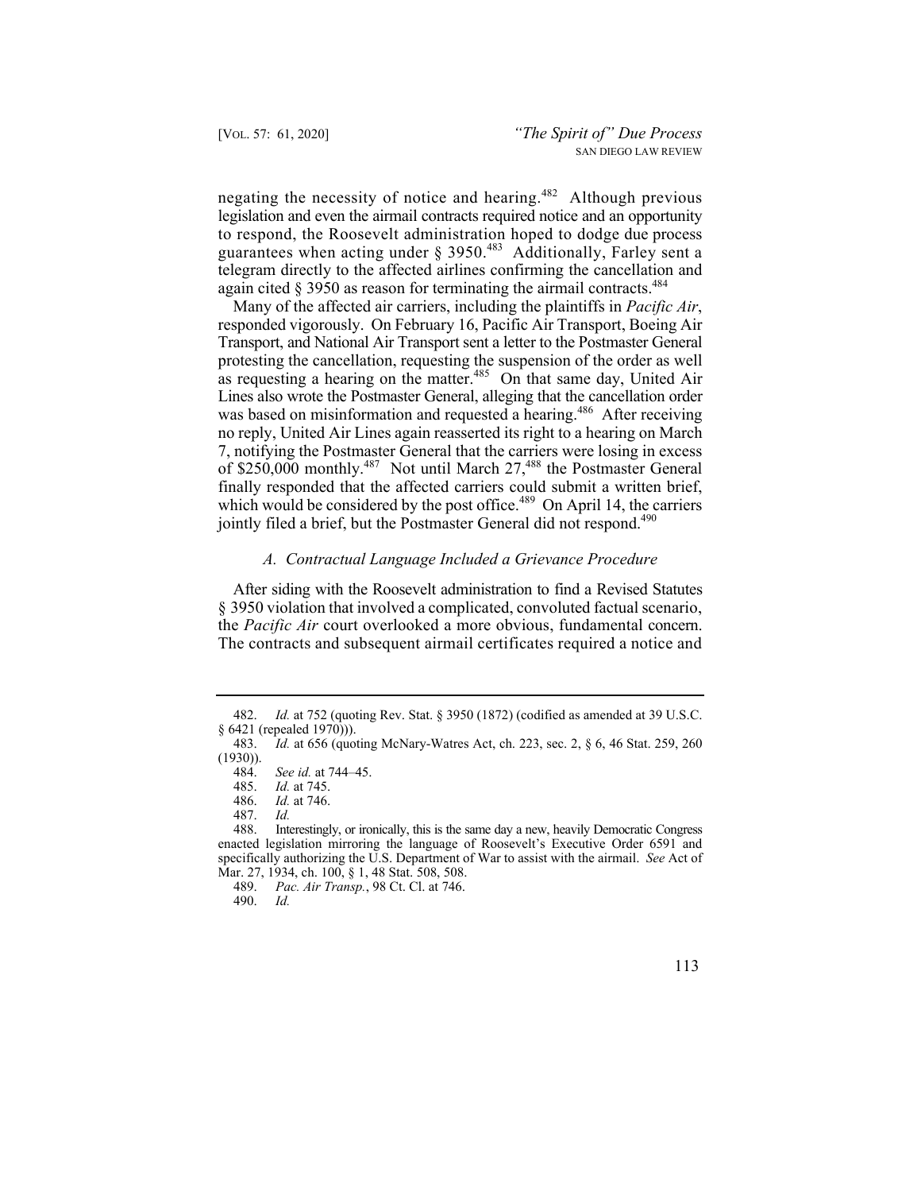negating the necessity of notice and hearing.[482] Although previous legislation and even the airmail contracts required notice and an opportunity to respond, the Roosevelt administration hoped to dodge due process guarantees when acting under § 3950.[483] Additionally, Farley sent a telegram directly to the affected airlines confirming the cancellation and again cited § 3950 as reason for terminating the airmail contracts.[484]

Many of the affected air carriers, including the plaintiffs in *Pacific Air*, responded vigorously. On February 16, Pacific Air Transport, Boeing Air Transport, and National Air Transport sent a letter to the Postmaster General protesting the cancellation, requesting the suspension of the order as well as requesting a hearing on the matter.[485] On that same day, United Air Lines also wrote the Postmaster General, alleging that the cancellation order was based on misinformation and requested a hearing.[486] After receiving no reply, United Air Lines again reasserted its right to a hearing on March 7, notifying the Postmaster General that the carriers were losing in excess of $250,000 monthly.[487] Not until March 27,[488] the Postmaster General finally responded that the affected carriers could submit a written brief, which would be considered by the post office.[489] On April 14, the carriers jointly filed a brief, but the Postmaster General did not respond.[490]

### *A. Contractual Language Included a Grievance Procedure*

After siding with the Roosevelt administration to find a Revised Statutes § 3950 violation that involved a complicated, convoluted factual scenario, the *Pacific Air* court overlooked a more obvious, fundamental concern. The contracts and subsequent airmail certificates required a notice and

---

482. *Id.* at 752 (quoting Rev. Stat. § 3950 (1872) (codified as amended at 39 U.S.C. § 6421 (repealed 1970))).

483. *Id.* at 656 (quoting McNary-Watres Act, ch. 223, sec. 2, § 6, 46 Stat. 259, 260 (1930)).

484. *See id.* at 744–45.

485. *Id.* at 745.

486. *Id.* at 746.

487. *Id.*

488. Interestingly, or ironically, this is the same day a new, heavily Democratic Congress enacted legislation mirroring the language of Roosevelt's Executive Order 6591 and specifically authorizing the U.S. Department of War to assist with the airmail. *See* Act of Mar. 27, 1934, ch. 100, § 1, 48 Stat. 508, 508.

489. *Pac. Air Transp.*, 98 Ct. Cl. at 746.

490. *Id.*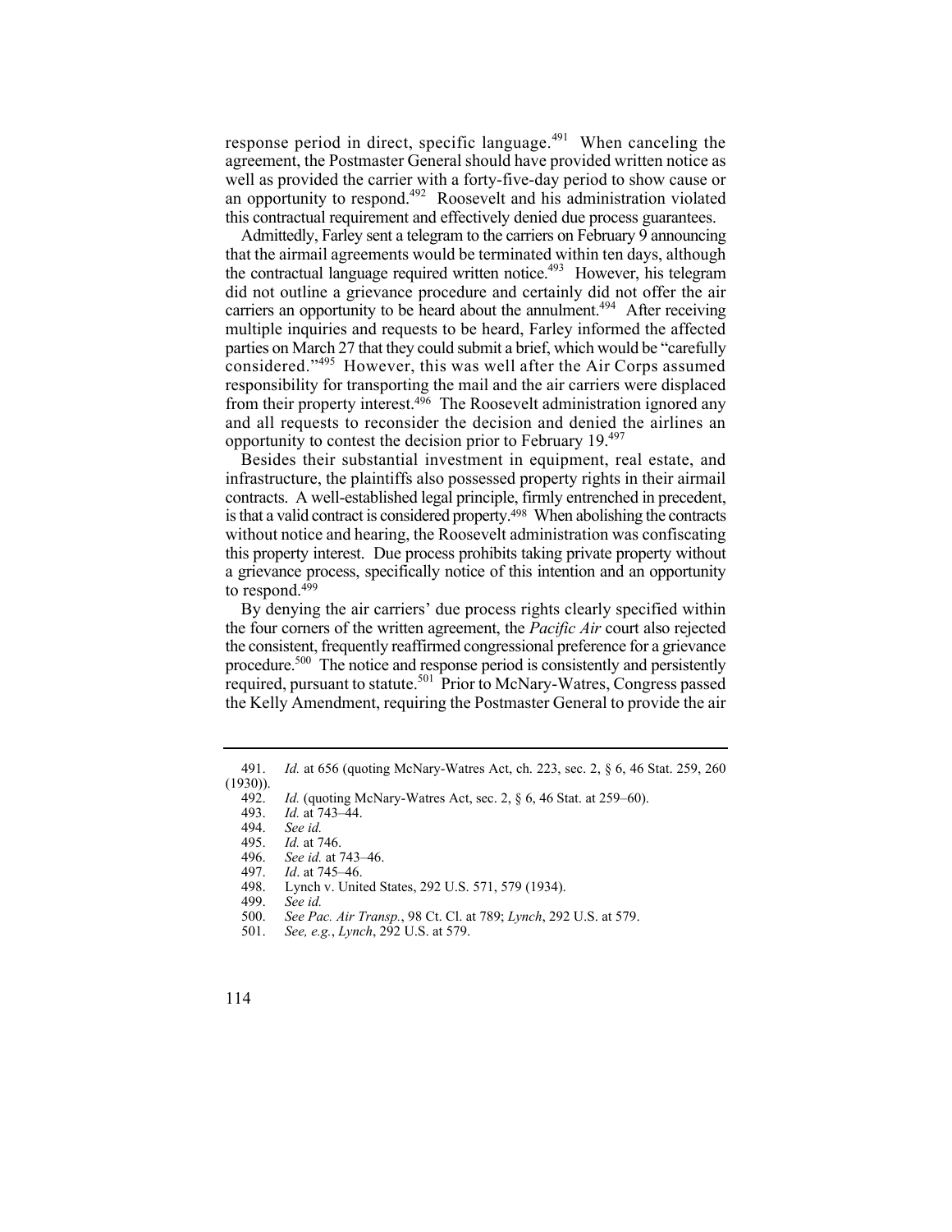response period in direct, specific language.[491] When canceling the agreement, the Postmaster General should have provided written notice as well as provided the carrier with a forty-five-day period to show cause or an opportunity to respond.[492] Roosevelt and his administration violated this contractual requirement and effectively denied due process guarantees.

Admittedly, Farley sent a telegram to the carriers on February 9 announcing that the airmail agreements would be terminated within ten days, although the contractual language required written notice.[493] However, his telegram did not outline a grievance procedure and certainly did not offer the air carriers an opportunity to be heard about the annulment.[494] After receiving multiple inquiries and requests to be heard, Farley informed the affected parties on March 27 that they could submit a brief, which would be "carefully considered."[495] However, this was well after the Air Corps assumed responsibility for transporting the mail and the air carriers were displaced from their property interest.[496] The Roosevelt administration ignored any and all requests to reconsider the decision and denied the airlines an opportunity to contest the decision prior to February 19.[497]

Besides their substantial investment in equipment, real estate, and infrastructure, the plaintiffs also possessed property rights in their airmail contracts. A well-established legal principle, firmly entrenched in precedent, is that a valid contract is considered property.[498] When abolishing the contracts without notice and hearing, the Roosevelt administration was confiscating this property interest. Due process prohibits taking private property without a grievance process, specifically notice of this intention and an opportunity to respond.[499]

By denying the air carriers' due process rights clearly specified within the four corners of the written agreement, the *Pacific Air* court also rejected the consistent, frequently reaffirmed congressional preference for a grievance procedure.[500] The notice and response period is consistently and persistently required, pursuant to statute.[501] Prior to McNary-Watres, Congress passed the Kelly Amendment, requiring the Postmaster General to provide the air

---

491. *Id.* at 656 (quoting McNary-Watres Act, ch. 223, sec. 2, § 6, 46 Stat. 259, 260 (1930)).

492. *Id.* (quoting McNary-Watres Act, sec. 2, § 6, 46 Stat. at 259–60).

493. *Id.* at 743–44.

494. *See id.*

495. *Id.* at 746.

496. *See id.* at 743–46.

497. *Id*. at 745–46.

498. Lynch v. United States, 292 U.S. 571, 579 (1934).

499. *See id.*

500. *See Pac. Air Transp.*, 98 Ct. Cl. at 789; *Lynch*, 292 U.S. at 579.

501. *See, e.g.*, *Lynch*, 292 U.S. at 579.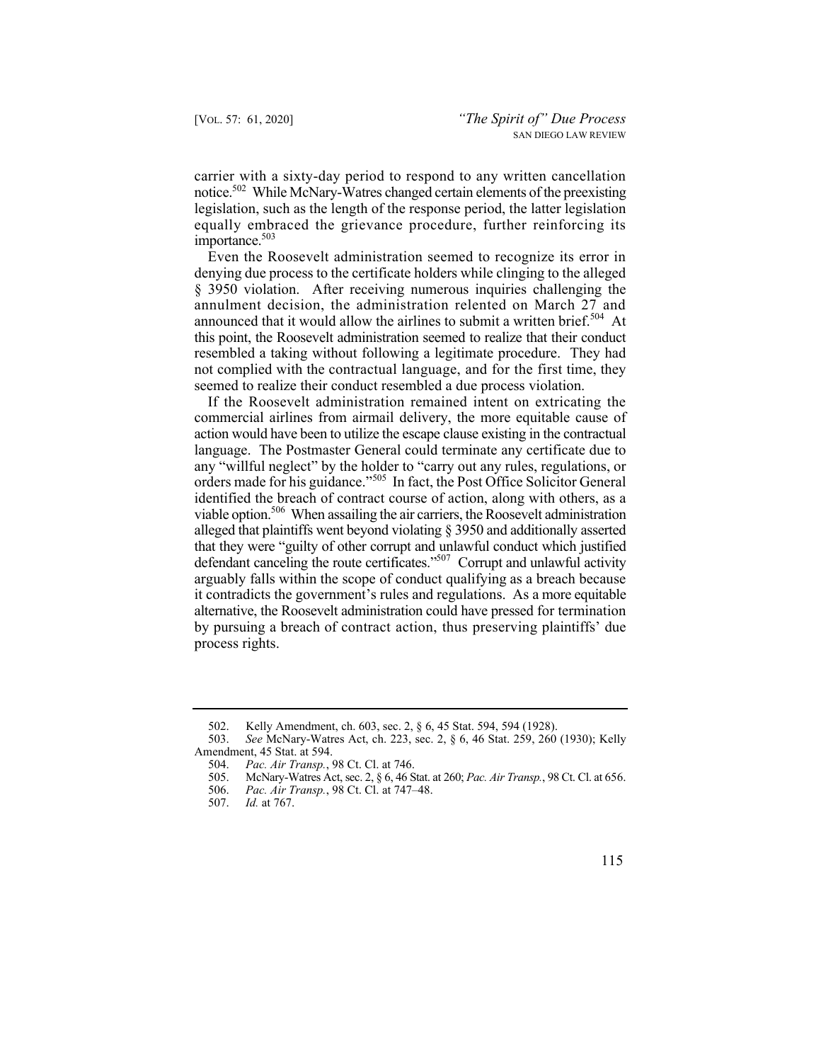carrier with a sixty-day period to respond to any written cancellation notice.[502] While McNary-Watres changed certain elements of the preexisting legislation, such as the length of the response period, the latter legislation equally embraced the grievance procedure, further reinforcing its importance.[503]

Even the Roosevelt administration seemed to recognize its error in denying due process to the certificate holders while clinging to the alleged § 3950 violation. After receiving numerous inquiries challenging the annulment decision, the administration relented on March 27 and announced that it would allow the airlines to submit a written brief.[504] At this point, the Roosevelt administration seemed to realize that their conduct resembled a taking without following a legitimate procedure. They had not complied with the contractual language, and for the first time, they seemed to realize their conduct resembled a due process violation.

If the Roosevelt administration remained intent on extricating the commercial airlines from airmail delivery, the more equitable cause of action would have been to utilize the escape clause existing in the contractual language. The Postmaster General could terminate any certificate due to any "willful neglect" by the holder to "carry out any rules, regulations, or orders made for his guidance."[505] In fact, the Post Office Solicitor General identified the breach of contract course of action, along with others, as a viable option.[506] When assailing the air carriers, the Roosevelt administration alleged that plaintiffs went beyond violating § 3950 and additionally asserted that they were "guilty of other corrupt and unlawful conduct which justified defendant canceling the route certificates."[507] Corrupt and unlawful activity arguably falls within the scope of conduct qualifying as a breach because it contradicts the government's rules and regulations. As a more equitable alternative, the Roosevelt administration could have pressed for termination by pursuing a breach of contract action, thus preserving plaintiffs' due process rights.

---

502. Kelly Amendment, ch. 603, sec. 2, § 6, 45 Stat. 594, 594 (1928).

503. *See* McNary-Watres Act, ch. 223, sec. 2, § 6, 46 Stat. 259, 260 (1930); Kelly Amendment, 45 Stat. at 594.

504. *Pac. Air Transp.*, 98 Ct. Cl. at 746.

505. McNary-Watres Act, sec. 2, § 6, 46 Stat. at 260; *Pac. Air Transp.*, 98 Ct. Cl. at 656.

506. *Pac. Air Transp.*, 98 Ct. Cl. at 747–48.

507. *Id.* at 767.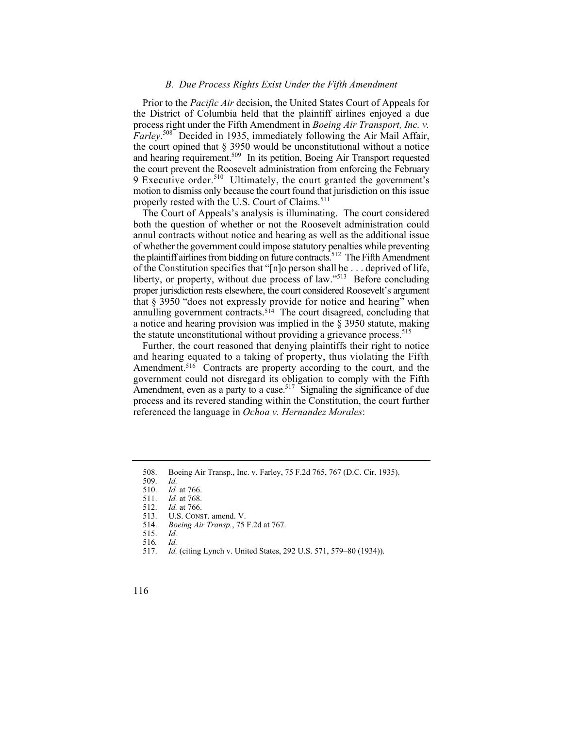### *B. Due Process Rights Exist Under the Fifth Amendment*

Prior to the *Pacific Air* decision, the United States Court of Appeals for the District of Columbia held that the plaintiff airlines enjoyed a due process right under the Fifth Amendment in *Boeing Air Transport, Inc. v. Farley*.[508] Decided in 1935, immediately following the Air Mail Affair, the court opined that § 3950 would be unconstitutional without a notice and hearing requirement.[509] In its petition, Boeing Air Transport requested the court prevent the Roosevelt administration from enforcing the February 9 Executive order.[510] Ultimately, the court granted the government's motion to dismiss only because the court found that jurisdiction on this issue properly rested with the U.S. Court of Claims.[511]

The Court of Appeals's analysis is illuminating. The court considered both the question of whether or not the Roosevelt administration could annul contracts without notice and hearing as well as the additional issue of whether the government could impose statutory penalties while preventing the plaintiff airlines from bidding on future contracts.[512] The Fifth Amendment of the Constitution specifies that "[n]o person shall be . . . deprived of life, liberty, or property, without due process of law."[513] Before concluding proper jurisdiction rests elsewhere, the court considered Roosevelt's argument that § 3950 "does not expressly provide for notice and hearing" when annulling government contracts.[514] The court disagreed, concluding that a notice and hearing provision was implied in the § 3950 statute, making the statute unconstitutional without providing a grievance process.[515]

Further, the court reasoned that denying plaintiffs their right to notice and hearing equated to a taking of property, thus violating the Fifth Amendment.[516] Contracts are property according to the court, and the government could not disregard its obligation to comply with the Fifth Amendment, even as a party to a case.[517] Signaling the significance of due process and its revered standing within the Constitution, the court further referenced the language in *Ochoa v. Hernandez Morales*:

---

508. Boeing Air Transp., Inc. v. Farley, 75 F.2d 765, 767 (D.C. Cir. 1935).

509. *Id.*

510. *Id.* at 766.

511. *Id.* at 768.

512. *Id.* at 766.

513. U.S. CONST. amend. V.

514. *Boeing Air Transp.*, 75 F.2d at 767.

515. *Id.*

516. *Id.*

517. *Id.* (citing Lynch v. United States, 292 U.S. 571, 579–80 (1934)).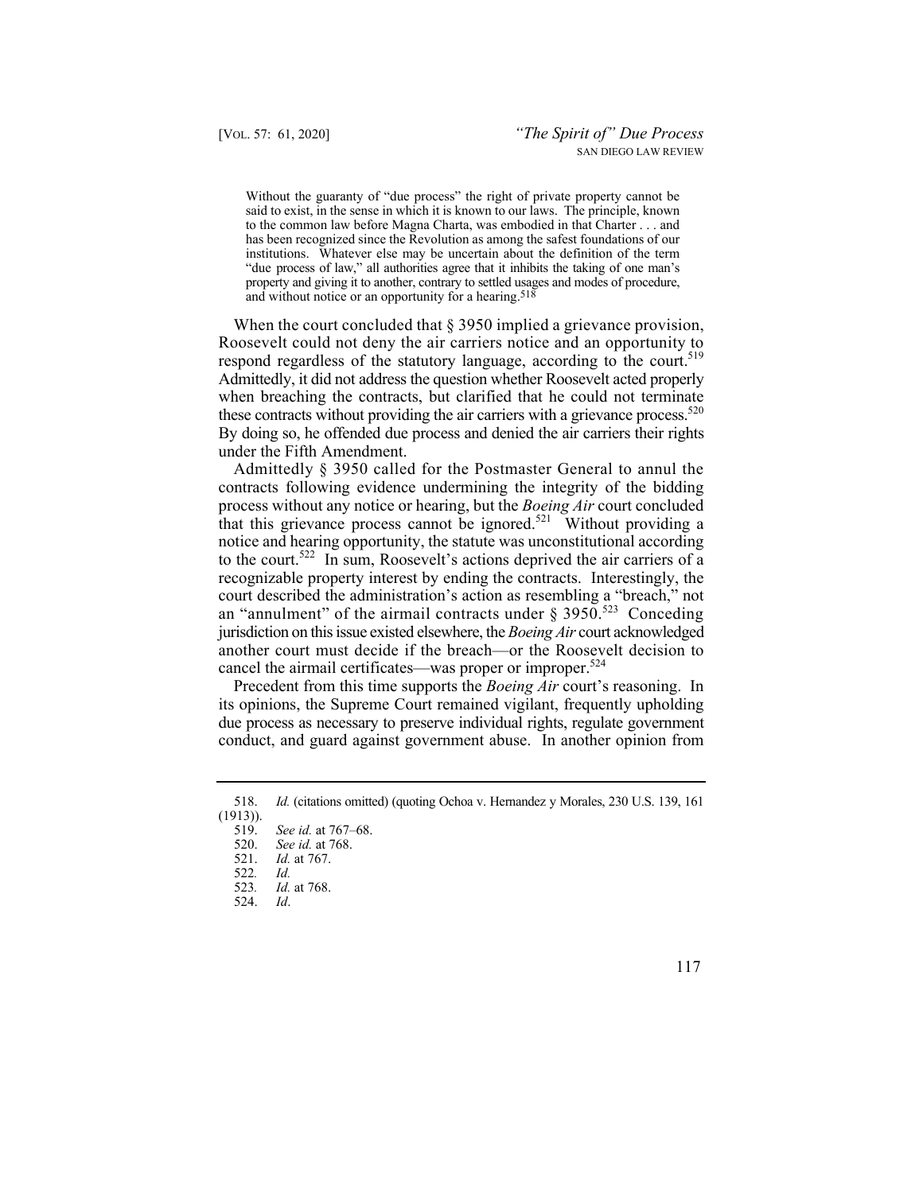> Without the guaranty of "due process" the right of private property cannot be said to exist, in the sense in which it is known to our laws. The principle, known to the common law before Magna Charta, was embodied in that Charter . . . and has been recognized since the Revolution as among the safest foundations of our institutions. Whatever else may be uncertain about the definition of the term "due process of law," all authorities agree that it inhibits the taking of one man's property and giving it to another, contrary to settled usages and modes of procedure, and without notice or an opportunity for a hearing.[518]

When the court concluded that § 3950 implied a grievance provision, Roosevelt could not deny the air carriers notice and an opportunity to respond regardless of the statutory language, according to the court.[519] Admittedly, it did not address the question whether Roosevelt acted properly when breaching the contracts, but clarified that he could not terminate these contracts without providing the air carriers with a grievance process.[520] By doing so, he offended due process and denied the air carriers their rights under the Fifth Amendment.

Admittedly § 3950 called for the Postmaster General to annul the contracts following evidence undermining the integrity of the bidding process without any notice or hearing, but the *Boeing Air* court concluded that this grievance process cannot be ignored.[521] Without providing a notice and hearing opportunity, the statute was unconstitutional according to the court.[522] In sum, Roosevelt's actions deprived the air carriers of a recognizable property interest by ending the contracts. Interestingly, the court described the administration's action as resembling a "breach," not an "annulment" of the airmail contracts under § 3950.[523] Conceding jurisdiction on this issue existed elsewhere, the *Boeing Air* court acknowledged another court must decide if the breach—or the Roosevelt decision to cancel the airmail certificates—was proper or improper.[524]

Precedent from this time supports the *Boeing Air* court's reasoning. In its opinions, the Supreme Court remained vigilant, frequently upholding due process as necessary to preserve individual rights, regulate government conduct, and guard against government abuse. In another opinion from

---

518. *Id.* (citations omitted) (quoting Ochoa v. Hernandez y Morales, 230 U.S. 139, 161 (1913)).

519. *See id.* at 767–68.

520. *See id.* at 768.

521. *Id.* at 767.

522. *Id.*

523. *Id.* at 768.

524. *Id*.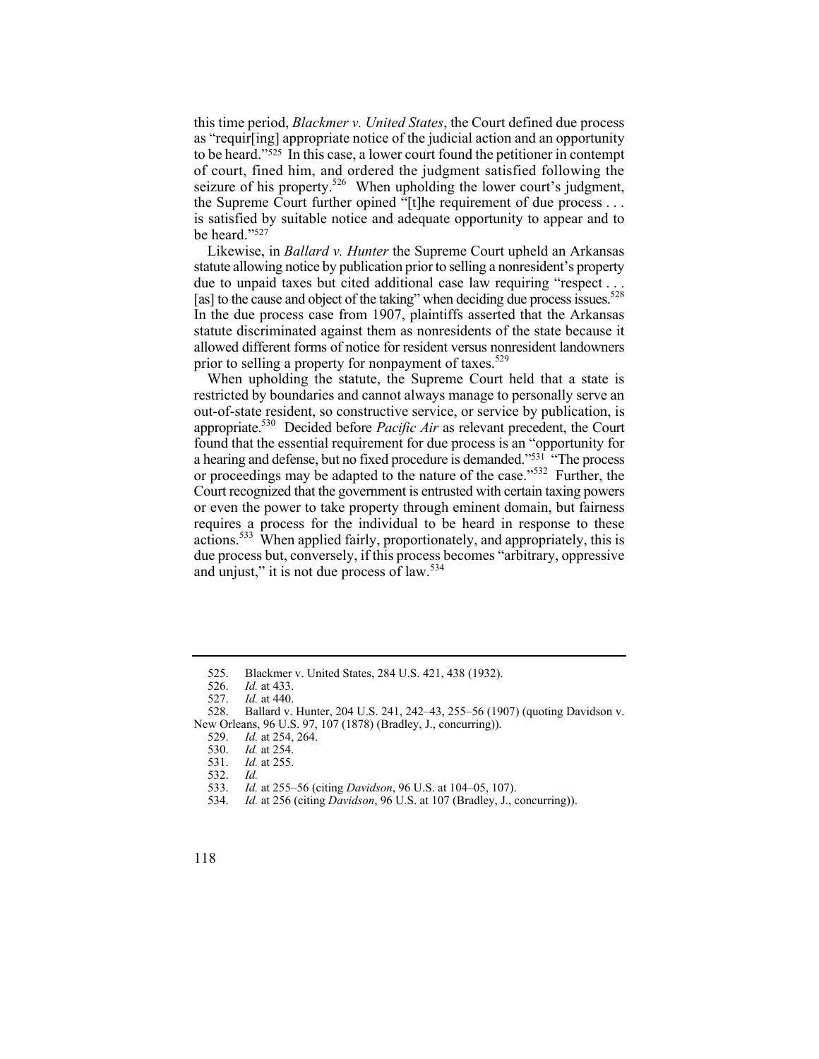this time period, *Blackmer v. United States*, the Court defined due process as "requir[ing] appropriate notice of the judicial action and an opportunity to be heard."[525] In this case, a lower court found the petitioner in contempt of court, fined him, and ordered the judgment satisfied following the seizure of his property.[526] When upholding the lower court's judgment, the Supreme Court further opined "[t]he requirement of due process . . . is satisfied by suitable notice and adequate opportunity to appear and to be heard."[527]

Likewise, in *Ballard v. Hunter* the Supreme Court upheld an Arkansas statute allowing notice by publication prior to selling a nonresident's property due to unpaid taxes but cited additional case law requiring "respect . . . [as] to the cause and object of the taking" when deciding due process issues.[528] In the due process case from 1907, plaintiffs asserted that the Arkansas statute discriminated against them as nonresidents of the state because it allowed different forms of notice for resident versus nonresident landowners prior to selling a property for nonpayment of taxes.[529]

When upholding the statute, the Supreme Court held that a state is restricted by boundaries and cannot always manage to personally serve an out-of-state resident, so constructive service, or service by publication, is appropriate.[530] Decided before *Pacific Air* as relevant precedent, the Court found that the essential requirement for due process is an "opportunity for a hearing and defense, but no fixed procedure is demanded."[531] "The process or proceedings may be adapted to the nature of the case."[532] Further, the Court recognized that the government is entrusted with certain taxing powers or even the power to take property through eminent domain, but fairness requires a process for the individual to be heard in response to these actions.[533] When applied fairly, proportionately, and appropriately, this is due process but, conversely, if this process becomes "arbitrary, oppressive and unjust," it is not due process of law.[534]

---

525. Blackmer v. United States, 284 U.S. 421, 438 (1932).

526. *Id.* at 433.

527. *Id.* at 440.

528. Ballard v. Hunter, 204 U.S. 241, 242–43, 255–56 (1907) (quoting Davidson v. New Orleans, 96 U.S. 97, 107 (1878) (Bradley, J., concurring)).

529. *Id.* at 254, 264.

530. *Id.* at 254.

531. *Id.* at 255.

532. *Id.*

533. *Id.* at 255–56 (citing *Davidson*, 96 U.S. at 104–05, 107).

534. *Id.* at 256 (citing *Davidson*, 96 U.S. at 107 (Bradley, J., concurring)).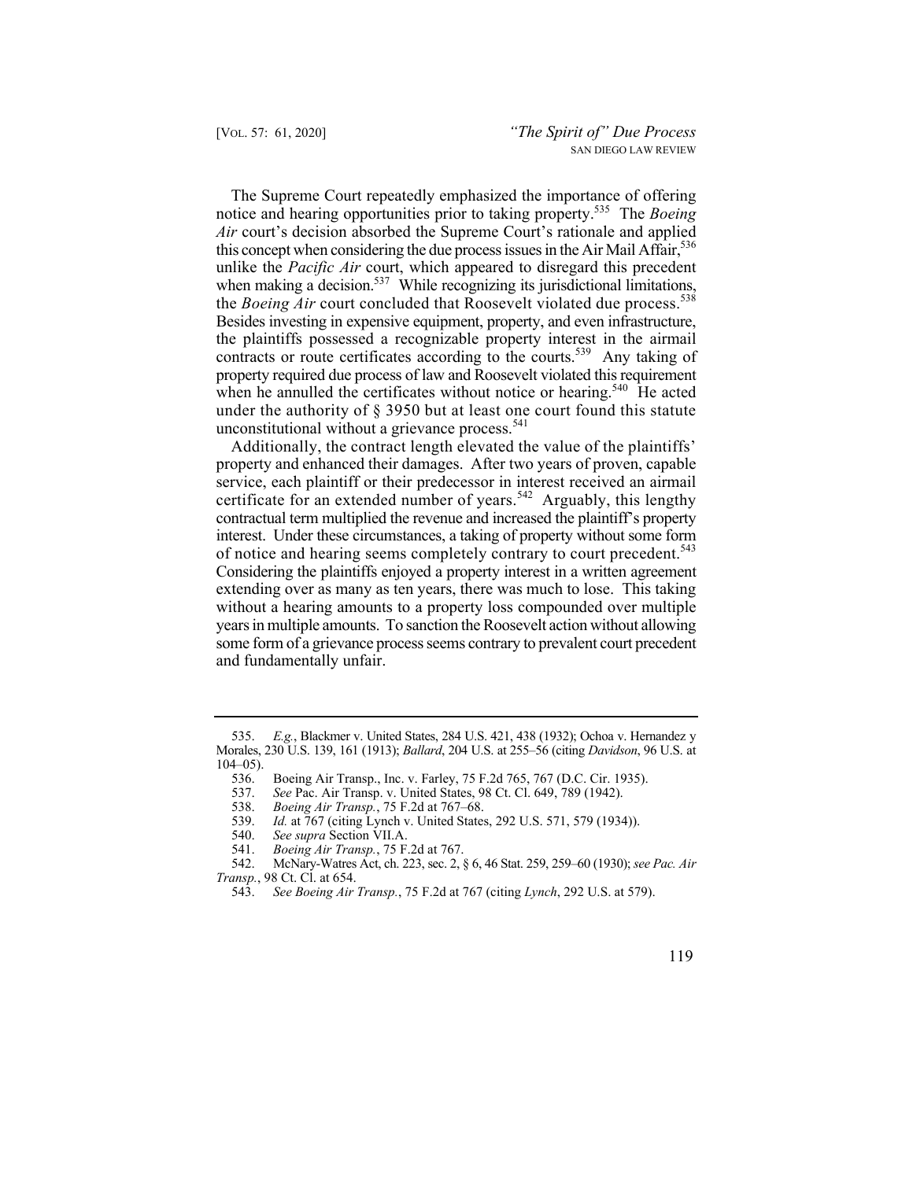The Supreme Court repeatedly emphasized the importance of offering notice and hearing opportunities prior to taking property.[535] The *Boeing Air* court's decision absorbed the Supreme Court's rationale and applied this concept when considering the due process issues in the Air Mail Affair,[536] unlike the *Pacific Air* court, which appeared to disregard this precedent when making a decision.[537] While recognizing its jurisdictional limitations, the *Boeing Air* court concluded that Roosevelt violated due process.[538] Besides investing in expensive equipment, property, and even infrastructure, the plaintiffs possessed a recognizable property interest in the airmail contracts or route certificates according to the courts.[539] Any taking of property required due process of law and Roosevelt violated this requirement when he annulled the certificates without notice or hearing.[540] He acted under the authority of § 3950 but at least one court found this statute unconstitutional without a grievance process.[541]

Additionally, the contract length elevated the value of the plaintiffs' property and enhanced their damages. After two years of proven, capable service, each plaintiff or their predecessor in interest received an airmail certificate for an extended number of years.[542] Arguably, this lengthy contractual term multiplied the revenue and increased the plaintiff's property interest. Under these circumstances, a taking of property without some form of notice and hearing seems completely contrary to court precedent.[543] Considering the plaintiffs enjoyed a property interest in a written agreement extending over as many as ten years, there was much to lose. This taking without a hearing amounts to a property loss compounded over multiple years in multiple amounts. To sanction the Roosevelt action without allowing some form of a grievance process seems contrary to prevalent court precedent and fundamentally unfair.

---

535. *E.g.*, Blackmer v. United States, 284 U.S. 421, 438 (1932); Ochoa v. Hernandez y Morales, 230 U.S. 139, 161 (1913); *Ballard*, 204 U.S. at 255–56 (citing *Davidson*, 96 U.S. at 104–05).

536. Boeing Air Transp., Inc. v. Farley, 75 F.2d 765, 767 (D.C. Cir. 1935).

537. *See* Pac. Air Transp. v. United States, 98 Ct. Cl. 649, 789 (1942).

538. *Boeing Air Transp.*, 75 F.2d at 767–68.

539. *Id.* at 767 (citing Lynch v. United States, 292 U.S. 571, 579 (1934)).

540. *See supra* Section VII.A.

541. *Boeing Air Transp.*, 75 F.2d at 767.

542. McNary-Watres Act, ch. 223, sec. 2, § 6, 46 Stat. 259, 259–60 (1930); *see Pac. Air Transp.*, 98 Ct. Cl. at 654.

543. *See Boeing Air Transp.*, 75 F.2d at 767 (citing *Lynch*, 292 U.S. at 579).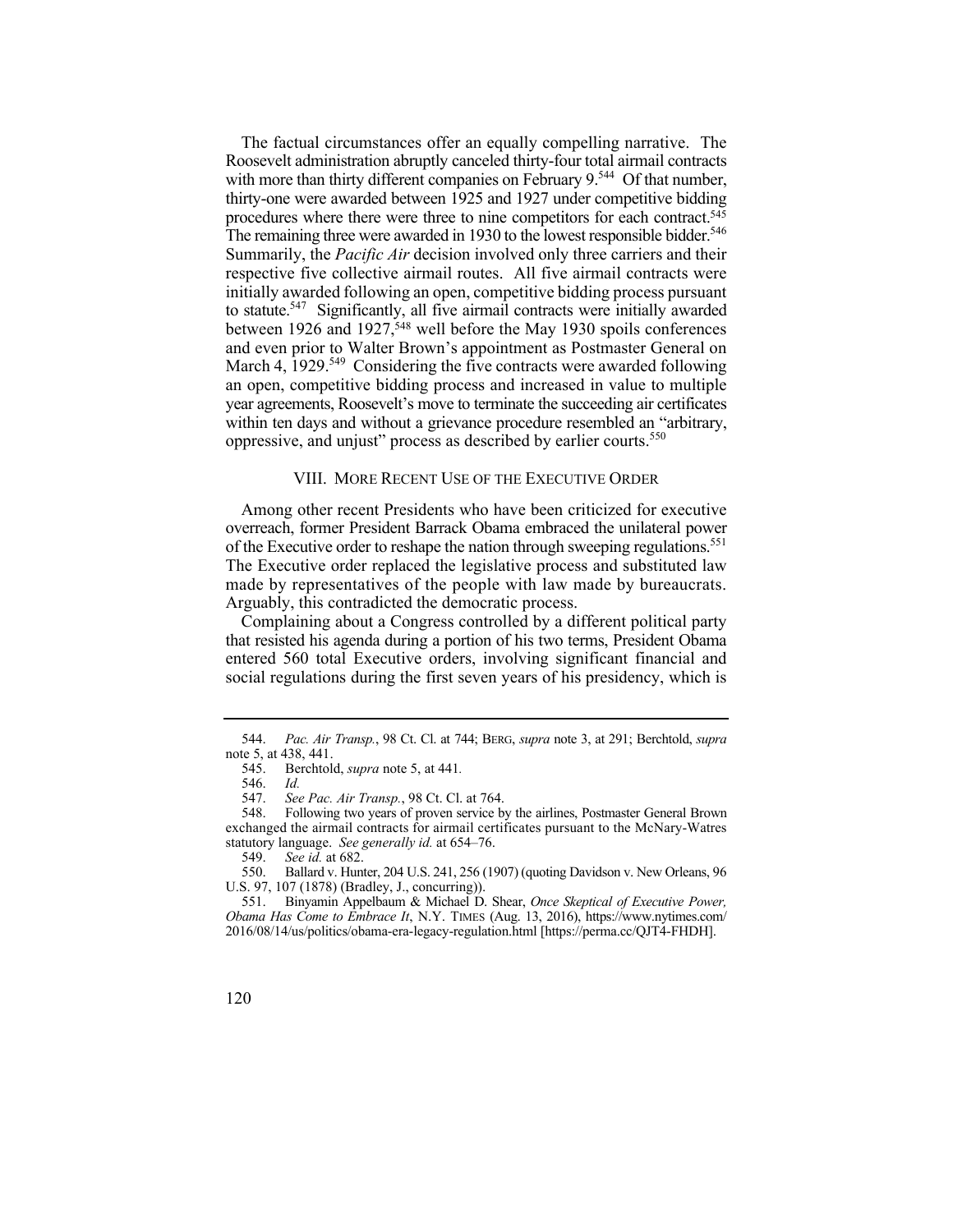The factual circumstances offer an equally compelling narrative. The Roosevelt administration abruptly canceled thirty-four total airmail contracts with more than thirty different companies on February 9.[544] Of that number, thirty-one were awarded between 1925 and 1927 under competitive bidding procedures where there were three to nine competitors for each contract.[545] The remaining three were awarded in 1930 to the lowest responsible bidder.[546] Summarily, the *Pacific Air* decision involved only three carriers and their respective five collective airmail routes. All five airmail contracts were initially awarded following an open, competitive bidding process pursuant to statute.[547] Significantly, all five airmail contracts were initially awarded between 1926 and 1927,[548] well before the May 1930 spoils conferences and even prior to Walter Brown's appointment as Postmaster General on March 4, 1929.[549] Considering the five contracts were awarded following an open, competitive bidding process and increased in value to multiple year agreements, Roosevelt's move to terminate the succeeding air certificates within ten days and without a grievance procedure resembled an "arbitrary, oppressive, and unjust" process as described by earlier courts.[550]

## VIII. More Recent Use of the Executive Order

Among other recent Presidents who have been criticized for executive overreach, former President Barrack Obama embraced the unilateral power of the Executive order to reshape the nation through sweeping regulations.[551] The Executive order replaced the legislative process and substituted law made by representatives of the people with law made by bureaucrats. Arguably, this contradicted the democratic process.

Complaining about a Congress controlled by a different political party that resisted his agenda during a portion of his two terms, President Obama entered 560 total Executive orders, involving significant financial and social regulations during the first seven years of his presidency, which is

---

544. *Pac. Air Transp.*, 98 Ct. Cl. at 744; Berg, *supra* note 3, at 291; Berchtold, *supra* note 5, at 438, 441.

545. Berchtold, *supra* note 5, at 441.

546. *Id.*

547. *See Pac. Air Transp.*, 98 Ct. Cl. at 764.

548. Following two years of proven service by the airlines, Postmaster General Brown exchanged the airmail contracts for airmail certificates pursuant to the McNary-Watres statutory language. *See generally id.* at 654–76.

549. *See id.* at 682.

550. Ballard v. Hunter, 204 U.S. 241, 256 (1907) (quoting Davidson v. New Orleans, 96 U.S. 97, 107 (1878) (Bradley, J., concurring)).

551. Binyamin Appelbaum & Michael D. Shear, *Once Skeptical of Executive Power, Obama Has Come to Embrace It*, N.Y. Times (Aug. 13, 2016), https://www.nytimes.com/2016/08/14/us/politics/obama-era-legacy-regulation.html [https://perma.cc/QJT4-FHDH].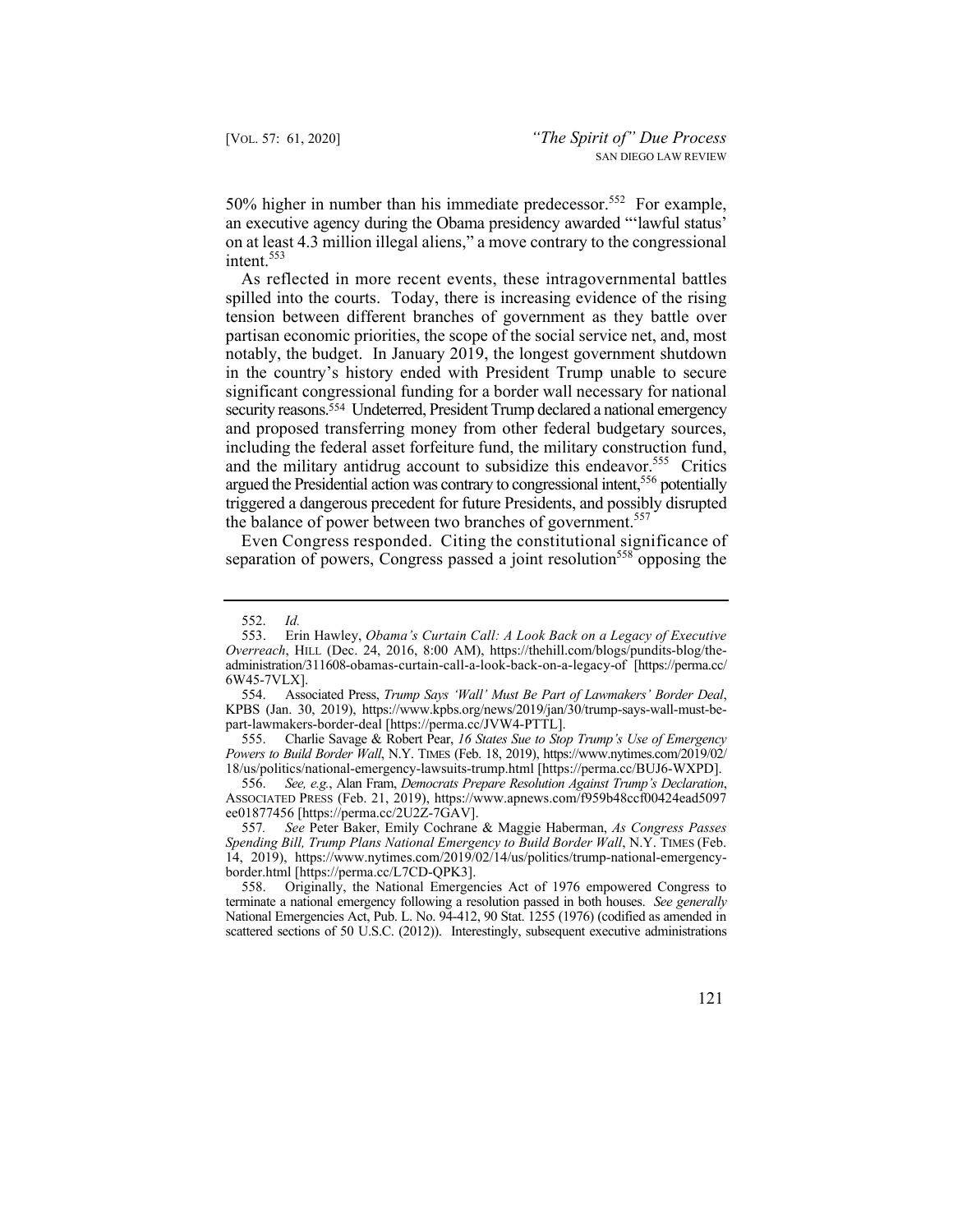50% higher in number than his immediate predecessor.[552] For example, an executive agency during the Obama presidency awarded "'lawful status' on at least 4.3 million illegal aliens," a move contrary to the congressional intent.[553]

As reflected in more recent events, these intragovernmental battles spilled into the courts. Today, there is increasing evidence of the rising tension between different branches of government as they battle over partisan economic priorities, the scope of the social service net, and, most notably, the budget. In January 2019, the longest government shutdown in the country's history ended with President Trump unable to secure significant congressional funding for a border wall necessary for national security reasons.[554] Undeterred, President Trump declared a national emergency and proposed transferring money from other federal budgetary sources, including the federal asset forfeiture fund, the military construction fund, and the military antidrug account to subsidize this endeavor.[555] Critics argued the Presidential action was contrary to congressional intent,[556] potentially triggered a dangerous precedent for future Presidents, and possibly disrupted the balance of power between two branches of government.[557]

Even Congress responded. Citing the constitutional significance of separation of powers, Congress passed a joint resolution[558] opposing the

---

552. *Id.*

553. Erin Hawley, *Obama's Curtain Call: A Look Back on a Legacy of Executive Overreach*, HILL (Dec. 24, 2016, 8:00 AM), https://thehill.com/blogs/pundits-blog/the-administration/311608-obamas-curtain-call-a-look-back-on-a-legacy-of [https://perma.cc/6W45-7VLX].

554. Associated Press, *Trump Says 'Wall' Must Be Part of Lawmakers' Border Deal*, KPBS (Jan. 30, 2019), https://www.kpbs.org/news/2019/jan/30/trump-says-wall-must-be-part-lawmakers-border-deal [https://perma.cc/JVW4-PTTL].

555. Charlie Savage & Robert Pear, *16 States Sue to Stop Trump's Use of Emergency Powers to Build Border Wall*, N.Y. TIMES (Feb. 18, 2019), https://www.nytimes.com/2019/02/18/us/politics/national-emergency-lawsuits-trump.html [https://perma.cc/BUJ6-WXPD].

556. *See, e.g.*, Alan Fram, *Democrats Prepare Resolution Against Trump's Declaration*, ASSOCIATED PRESS (Feb. 21, 2019), https://www.apnews.com/f959b48ccf00424ead5097ee01877456 [https://perma.cc/2U2Z-7GAV].

557. *See* Peter Baker, Emily Cochrane & Maggie Haberman, *As Congress Passes Spending Bill, Trump Plans National Emergency to Build Border Wall*, N.Y. TIMES (Feb. 14, 2019), https://www.nytimes.com/2019/02/14/us/politics/trump-national-emergency-border.html [https://perma.cc/L7CD-QPK3].

558. Originally, the National Emergencies Act of 1976 empowered Congress to terminate a national emergency following a resolution passed in both houses. *See generally* National Emergencies Act, Pub. L. No. 94-412, 90 Stat. 1255 (1976) (codified as amended in scattered sections of 50 U.S.C. (2012)). Interestingly, subsequent executive administrations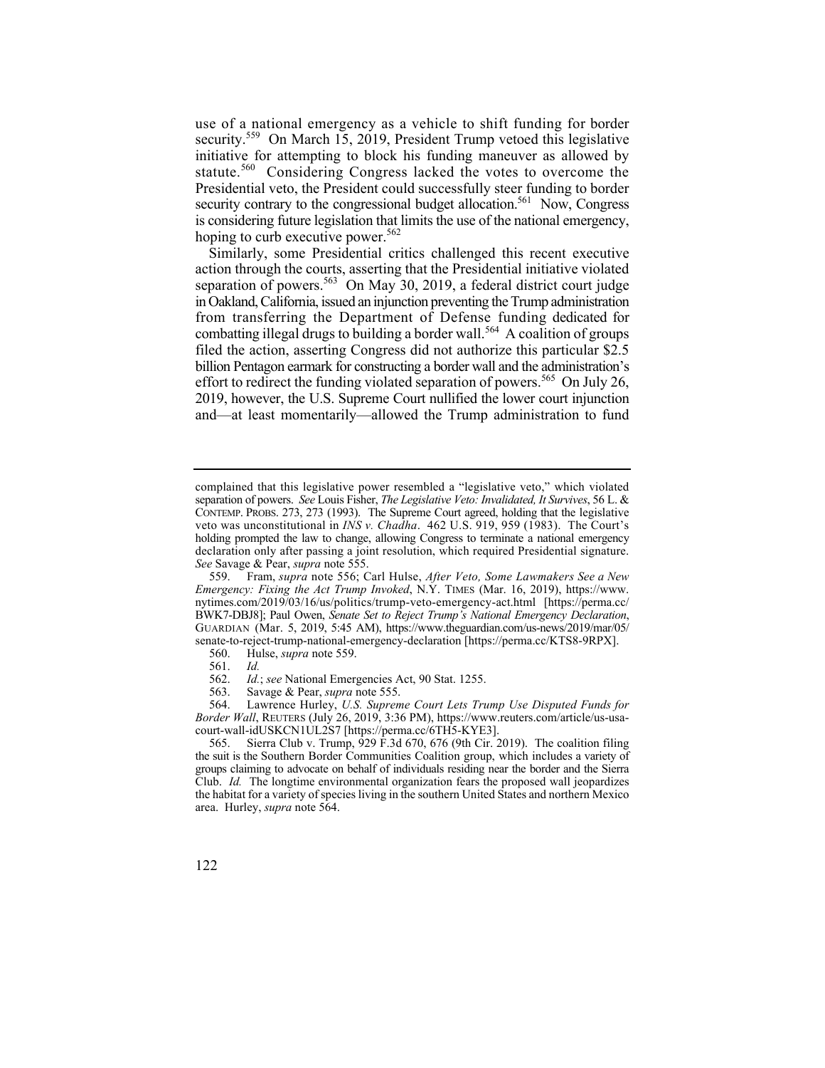use of a national emergency as a vehicle to shift funding for border security.[559] On March 15, 2019, President Trump vetoed this legislative initiative for attempting to block his funding maneuver as allowed by statute.[560] Considering Congress lacked the votes to overcome the Presidential veto, the President could successfully steer funding to border security contrary to the congressional budget allocation.[561] Now, Congress is considering future legislation that limits the use of the national emergency, hoping to curb executive power.[562]

Similarly, some Presidential critics challenged this recent executive action through the courts, asserting that the Presidential initiative violated separation of powers.[563] On May 30, 2019, a federal district court judge in Oakland, California, issued an injunction preventing the Trump administration from transferring the Department of Defense funding dedicated for combatting illegal drugs to building a border wall.[564] A coalition of groups filed the action, asserting Congress did not authorize this particular $2.5 billion Pentagon earmark for constructing a border wall and the administration's effort to redirect the funding violated separation of powers.[565] On July 26, 2019, however, the U.S. Supreme Court nullified the lower court injunction and—at least momentarily—allowed the Trump administration to fund

---

complained that this legislative power resembled a "legislative veto," which violated separation of powers. *See* Louis Fisher, *The Legislative Veto: Invalidated, It Survives*, 56 L. & CONTEMP. PROBS. 273, 273 (1993). The Supreme Court agreed, holding that the legislative veto was unconstitutional in *INS v. Chadha*. 462 U.S. 919, 959 (1983). The Court's holding prompted the law to change, allowing Congress to terminate a national emergency declaration only after passing a joint resolution, which required Presidential signature. *See* Savage & Pear, *supra* note 555.

559. Fram, *supra* note 556; Carl Hulse, *After Veto, Some Lawmakers See a New Emergency: Fixing the Act Trump Invoked*, N.Y. TIMES (Mar. 16, 2019), https://www.nytimes.com/2019/03/16/us/politics/trump-veto-emergency-act.html [https://perma.cc/BWK7-DBJ8]; Paul Owen, *Senate Set to Reject Trump's National Emergency Declaration*, GUARDIAN (Mar. 5, 2019, 5:45 AM), https://www.theguardian.com/us-news/2019/mar/05/senate-to-reject-trump-national-emergency-declaration [https://perma.cc/KTS8-9RPX].

560. Hulse, *supra* note 559.

561. *Id.*

562. *Id.*; *see* National Emergencies Act, 90 Stat. 1255.

563. Savage & Pear, *supra* note 555.

564. Lawrence Hurley, *U.S. Supreme Court Lets Trump Use Disputed Funds for Border Wall*, REUTERS (July 26, 2019, 3:36 PM), https://www.reuters.com/article/us-usa-court-wall-idUSKCN1UL2S7 [https://perma.cc/6TH5-KYE3].

565. Sierra Club v. Trump, 929 F.3d 670, 676 (9th Cir. 2019). The coalition filing the suit is the Southern Border Communities Coalition group, which includes a variety of groups claiming to advocate on behalf of individuals residing near the border and the Sierra Club. *Id.* The longtime environmental organization fears the proposed wall jeopardizes the habitat for a variety of species living in the southern United States and northern Mexico area. Hurley, *supra* note 564.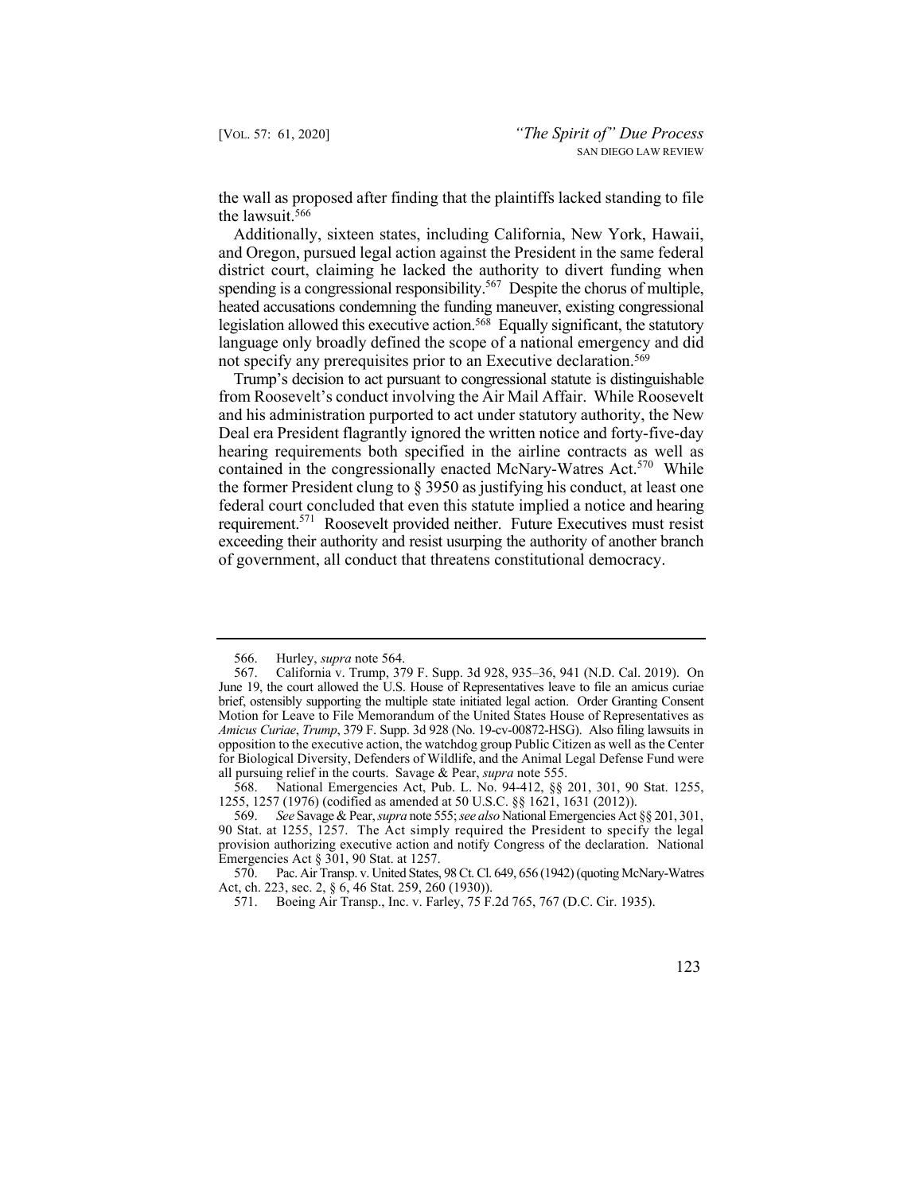the wall as proposed after finding that the plaintiffs lacked standing to file the lawsuit.[566]

Additionally, sixteen states, including California, New York, Hawaii, and Oregon, pursued legal action against the President in the same federal district court, claiming he lacked the authority to divert funding when spending is a congressional responsibility.[567] Despite the chorus of multiple, heated accusations condemning the funding maneuver, existing congressional legislation allowed this executive action.[568] Equally significant, the statutory language only broadly defined the scope of a national emergency and did not specify any prerequisites prior to an Executive declaration.[569]

Trump's decision to act pursuant to congressional statute is distinguishable from Roosevelt's conduct involving the Air Mail Affair. While Roosevelt and his administration purported to act under statutory authority, the New Deal era President flagrantly ignored the written notice and forty-five-day hearing requirements both specified in the airline contracts as well as contained in the congressionally enacted McNary-Watres Act.[570] While the former President clung to § 3950 as justifying his conduct, at least one federal court concluded that even this statute implied a notice and hearing requirement.[571] Roosevelt provided neither. Future Executives must resist exceeding their authority and resist usurping the authority of another branch of government, all conduct that threatens constitutional democracy.

---

566. Hurley, *supra* note 564.

567. California v. Trump, 379 F. Supp. 3d 928, 935–36, 941 (N.D. Cal. 2019). On June 19, the court allowed the U.S. House of Representatives leave to file an amicus curiae brief, ostensibly supporting the multiple state initiated legal action. Order Granting Consent Motion for Leave to File Memorandum of the United States House of Representatives as *Amicus Curiae*, *Trump*, 379 F. Supp. 3d 928 (No. 19-cv-00872-HSG). Also filing lawsuits in opposition to the executive action, the watchdog group Public Citizen as well as the Center for Biological Diversity, Defenders of Wildlife, and the Animal Legal Defense Fund were all pursuing relief in the courts. Savage & Pear, *supra* note 555.

568. National Emergencies Act, Pub. L. No. 94-412, §§ 201, 301, 90 Stat. 1255, 1255, 1257 (1976) (codified as amended at 50 U.S.C. §§ 1621, 1631 (2012)).

569. *See* Savage & Pear, *supra* note 555; *see also* National Emergencies Act §§ 201, 301, 90 Stat. at 1255, 1257. The Act simply required the President to specify the legal provision authorizing executive action and notify Congress of the declaration. National Emergencies Act § 301, 90 Stat. at 1257.

570. Pac. Air Transp. v. United States, 98 Ct. Cl. 649, 656 (1942) (quoting McNary-Watres Act, ch. 223, sec. 2, § 6, 46 Stat. 259, 260 (1930)).

571. Boeing Air Transp., Inc. v. Farley, 75 F.2d 765, 767 (D.C. Cir. 1935).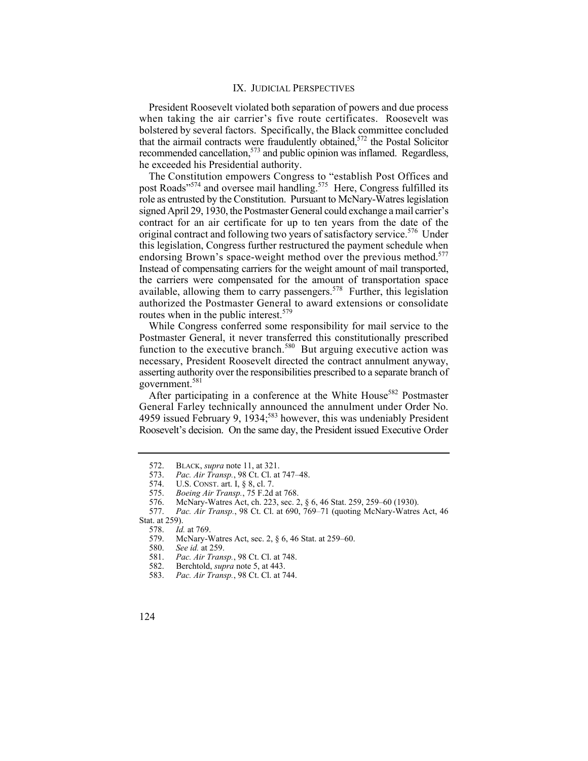## IX. JUDICIAL PERSPECTIVES

President Roosevelt violated both separation of powers and due process when taking the air carrier's five route certificates. Roosevelt was bolstered by several factors. Specifically, the Black committee concluded that the airmail contracts were fraudulently obtained,[572] the Postal Solicitor recommended cancellation,[573] and public opinion was inflamed. Regardless, he exceeded his Presidential authority.

The Constitution empowers Congress to "establish Post Offices and post Roads"[574] and oversee mail handling.[575] Here, Congress fulfilled its role as entrusted by the Constitution. Pursuant to McNary-Watres legislation signed April 29, 1930, the Postmaster General could exchange a mail carrier's contract for an air certificate for up to ten years from the date of the original contract and following two years of satisfactory service.[576] Under this legislation, Congress further restructured the payment schedule when endorsing Brown's space-weight method over the previous method.[577] Instead of compensating carriers for the weight amount of mail transported, the carriers were compensated for the amount of transportation space available, allowing them to carry passengers.[578] Further, this legislation authorized the Postmaster General to award extensions or consolidate routes when in the public interest.[579]

While Congress conferred some responsibility for mail service to the Postmaster General, it never transferred this constitutionally prescribed function to the executive branch.[580] But arguing executive action was necessary, President Roosevelt directed the contract annulment anyway, asserting authority over the responsibilities prescribed to a separate branch of government.[581]

After participating in a conference at the White House[582] Postmaster General Farley technically announced the annulment under Order No. 4959 issued February 9, 1934;[583] however, this was undeniably President Roosevelt's decision. On the same day, the President issued Executive Order

---

572. BLACK, *supra* note 11, at 321.

573. *Pac. Air Transp.*, 98 Ct. Cl. at 747–48.

574. U.S. CONST. art. I, § 8, cl. 7.

575. *Boeing Air Transp.*, 75 F.2d at 768.

576. McNary-Watres Act, ch. 223, sec. 2, § 6, 46 Stat. 259, 259–60 (1930).

577. *Pac. Air Transp.*, 98 Ct. Cl. at 690, 769–71 (quoting McNary-Watres Act, 46 Stat. at 259).

578. *Id.* at 769.

579. McNary-Watres Act, sec. 2, § 6, 46 Stat. at 259–60.

580. *See id.* at 259.

581. *Pac. Air Transp.*, 98 Ct. Cl. at 748.

582. Berchtold, *supra* note 5, at 443.

583. *Pac. Air Transp.*, 98 Ct. Cl. at 744.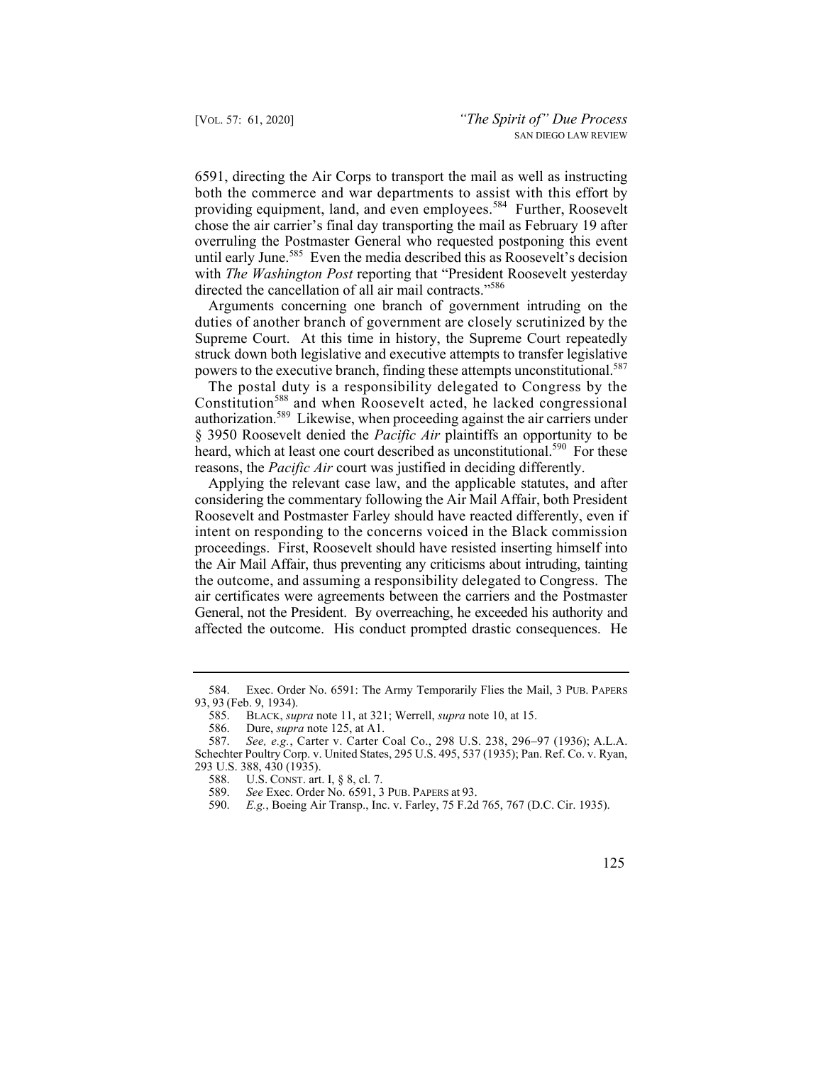6591, directing the Air Corps to transport the mail as well as instructing both the commerce and war departments to assist with this effort by providing equipment, land, and even employees.[584] Further, Roosevelt chose the air carrier's final day transporting the mail as February 19 after overruling the Postmaster General who requested postponing this event until early June.[585] Even the media described this as Roosevelt's decision with *The Washington Post* reporting that "President Roosevelt yesterday directed the cancellation of all air mail contracts."[586]

Arguments concerning one branch of government intruding on the duties of another branch of government are closely scrutinized by the Supreme Court. At this time in history, the Supreme Court repeatedly struck down both legislative and executive attempts to transfer legislative powers to the executive branch, finding these attempts unconstitutional.[587]

The postal duty is a responsibility delegated to Congress by the Constitution[588] and when Roosevelt acted, he lacked congressional authorization.[589] Likewise, when proceeding against the air carriers under § 3950 Roosevelt denied the *Pacific Air* plaintiffs an opportunity to be heard, which at least one court described as unconstitutional.[590] For these reasons, the *Pacific Air* court was justified in deciding differently.

Applying the relevant case law, and the applicable statutes, and after considering the commentary following the Air Mail Affair, both President Roosevelt and Postmaster Farley should have reacted differently, even if intent on responding to the concerns voiced in the Black commission proceedings. First, Roosevelt should have resisted inserting himself into the Air Mail Affair, thus preventing any criticisms about intruding, tainting the outcome, and assuming a responsibility delegated to Congress. The air certificates were agreements between the carriers and the Postmaster General, not the President. By overreaching, he exceeded his authority and affected the outcome. His conduct prompted drastic consequences. He

---

584. Exec. Order No. 6591: The Army Temporarily Flies the Mail, 3 PUB. PAPERS 93, 93 (Feb. 9, 1934).

585. BLACK, *supra* note 11, at 321; Werrell, *supra* note 10, at 15.

586. Dure, *supra* note 125, at A1.

587. *See, e.g.*, Carter v. Carter Coal Co., 298 U.S. 238, 296–97 (1936); A.L.A. Schechter Poultry Corp. v. United States, 295 U.S. 495, 537 (1935); Pan. Ref. Co. v. Ryan, 293 U.S. 388, 430 (1935).

588. U.S. CONST. art. I, § 8, cl. 7.

589. *See* Exec. Order No. 6591, 3 PUB. PAPERS at 93.

590. *E.g.*, Boeing Air Transp., Inc. v. Farley, 75 F.2d 765, 767 (D.C. Cir. 1935).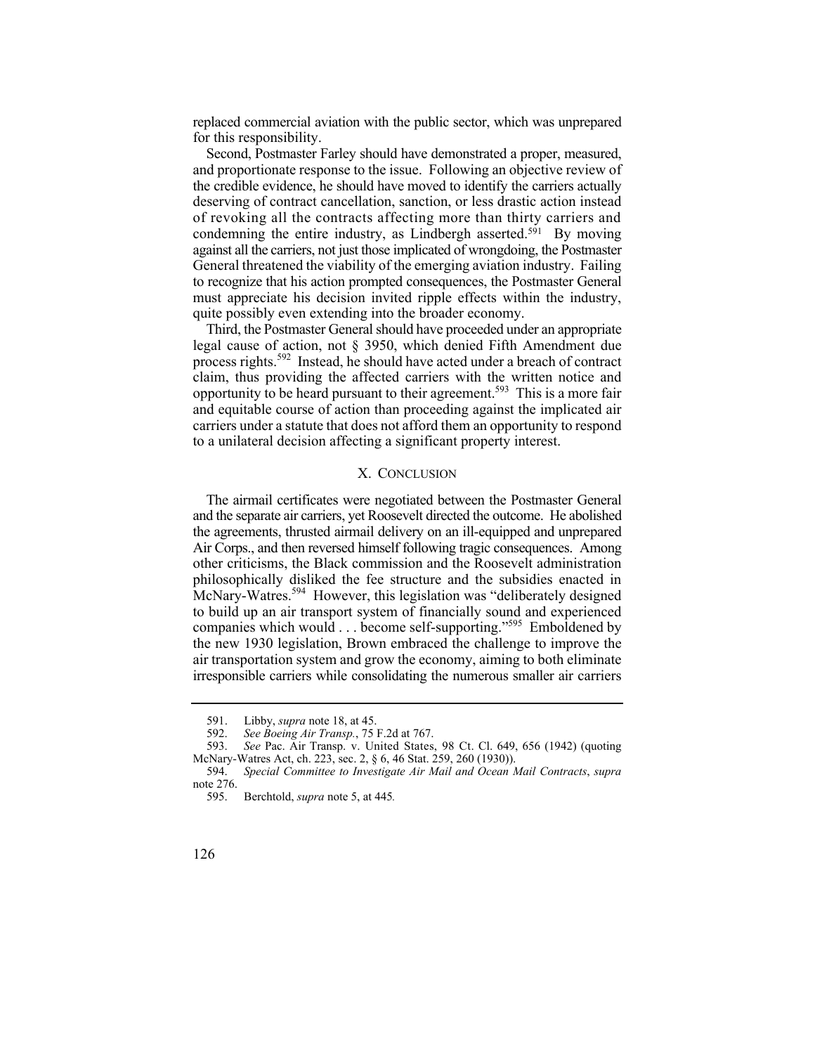replaced commercial aviation with the public sector, which was unprepared for this responsibility.

Second, Postmaster Farley should have demonstrated a proper, measured, and proportionate response to the issue. Following an objective review of the credible evidence, he should have moved to identify the carriers actually deserving of contract cancellation, sanction, or less drastic action instead of revoking all the contracts affecting more than thirty carriers and condemning the entire industry, as Lindbergh asserted.[591] By moving against all the carriers, not just those implicated of wrongdoing, the Postmaster General threatened the viability of the emerging aviation industry. Failing to recognize that his action prompted consequences, the Postmaster General must appreciate his decision invited ripple effects within the industry, quite possibly even extending into the broader economy.

Third, the Postmaster General should have proceeded under an appropriate legal cause of action, not § 3950, which denied Fifth Amendment due process rights.[592] Instead, he should have acted under a breach of contract claim, thus providing the affected carriers with the written notice and opportunity to be heard pursuant to their agreement.[593] This is a more fair and equitable course of action than proceeding against the implicated air carriers under a statute that does not afford them an opportunity to respond to a unilateral decision affecting a significant property interest.

## X. CONCLUSION

The airmail certificates were negotiated between the Postmaster General and the separate air carriers, yet Roosevelt directed the outcome. He abolished the agreements, thrusted airmail delivery on an ill-equipped and unprepared Air Corps., and then reversed himself following tragic consequences. Among other criticisms, the Black commission and the Roosevelt administration philosophically disliked the fee structure and the subsidies enacted in McNary-Watres.[594] However, this legislation was "deliberately designed to build up an air transport system of financially sound and experienced companies which would . . . become self-supporting."[595] Emboldened by the new 1930 legislation, Brown embraced the challenge to improve the air transportation system and grow the economy, aiming to both eliminate irresponsible carriers while consolidating the numerous smaller air carriers

---

591. Libby, *supra* note 18, at 45.

592. *See Boeing Air Transp.*, 75 F.2d at 767.

593. *See* Pac. Air Transp. v. United States, 98 Ct. Cl. 649, 656 (1942) (quoting McNary-Watres Act, ch. 223, sec. 2, § 6, 46 Stat. 259, 260 (1930)).

594. *Special Committee to Investigate Air Mail and Ocean Mail Contracts*, *supra* note 276.

595. Berchtold, *supra* note 5, at 445.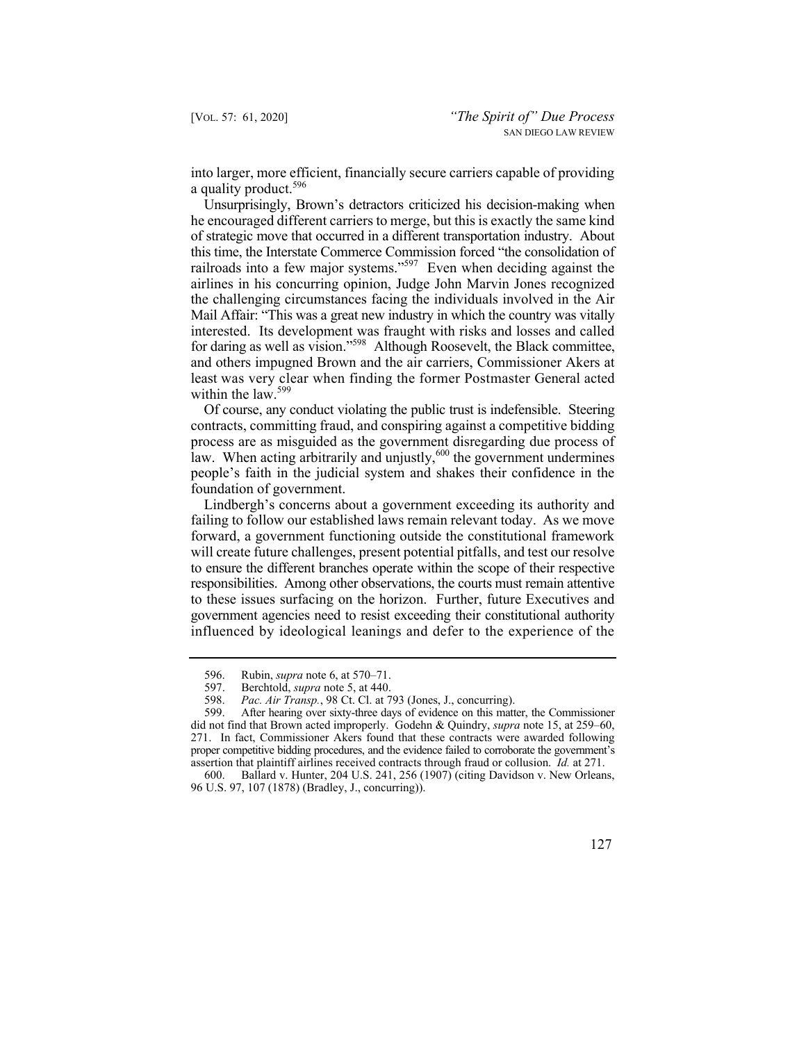into larger, more efficient, financially secure carriers capable of providing a quality product.[596]

Unsurprisingly, Brown's detractors criticized his decision-making when he encouraged different carriers to merge, but this is exactly the same kind of strategic move that occurred in a different transportation industry. About this time, the Interstate Commerce Commission forced "the consolidation of railroads into a few major systems."[597] Even when deciding against the airlines in his concurring opinion, Judge John Marvin Jones recognized the challenging circumstances facing the individuals involved in the Air Mail Affair: "This was a great new industry in which the country was vitally interested. Its development was fraught with risks and losses and called for daring as well as vision."[598] Although Roosevelt, the Black committee, and others impugned Brown and the air carriers, Commissioner Akers at least was very clear when finding the former Postmaster General acted within the law.[599]

Of course, any conduct violating the public trust is indefensible. Steering contracts, committing fraud, and conspiring against a competitive bidding process are as misguided as the government disregarding due process of law. When acting arbitrarily and unjustly,[600] the government undermines people's faith in the judicial system and shakes their confidence in the foundation of government.

Lindbergh's concerns about a government exceeding its authority and failing to follow our established laws remain relevant today. As we move forward, a government functioning outside the constitutional framework will create future challenges, present potential pitfalls, and test our resolve to ensure the different branches operate within the scope of their respective responsibilities. Among other observations, the courts must remain attentive to these issues surfacing on the horizon. Further, future Executives and government agencies need to resist exceeding their constitutional authority influenced by ideological leanings and defer to the experience of the

---

596. Rubin, *supra* note 6, at 570–71.

597. Berchtold, *supra* note 5, at 440.

598. *Pac. Air Transp.*, 98 Ct. Cl. at 793 (Jones, J., concurring).

599. After hearing over sixty-three days of evidence on this matter, the Commissioner did not find that Brown acted improperly. Godehn & Quindry, *supra* note 15, at 259–60, 271. In fact, Commissioner Akers found that these contracts were awarded following proper competitive bidding procedures, and the evidence failed to corroborate the government's assertion that plaintiff airlines received contracts through fraud or collusion. *Id.* at 271.

600. Ballard v. Hunter, 204 U.S. 241, 256 (1907) (citing Davidson v. New Orleans, 96 U.S. 97, 107 (1878) (Bradley, J., concurring)).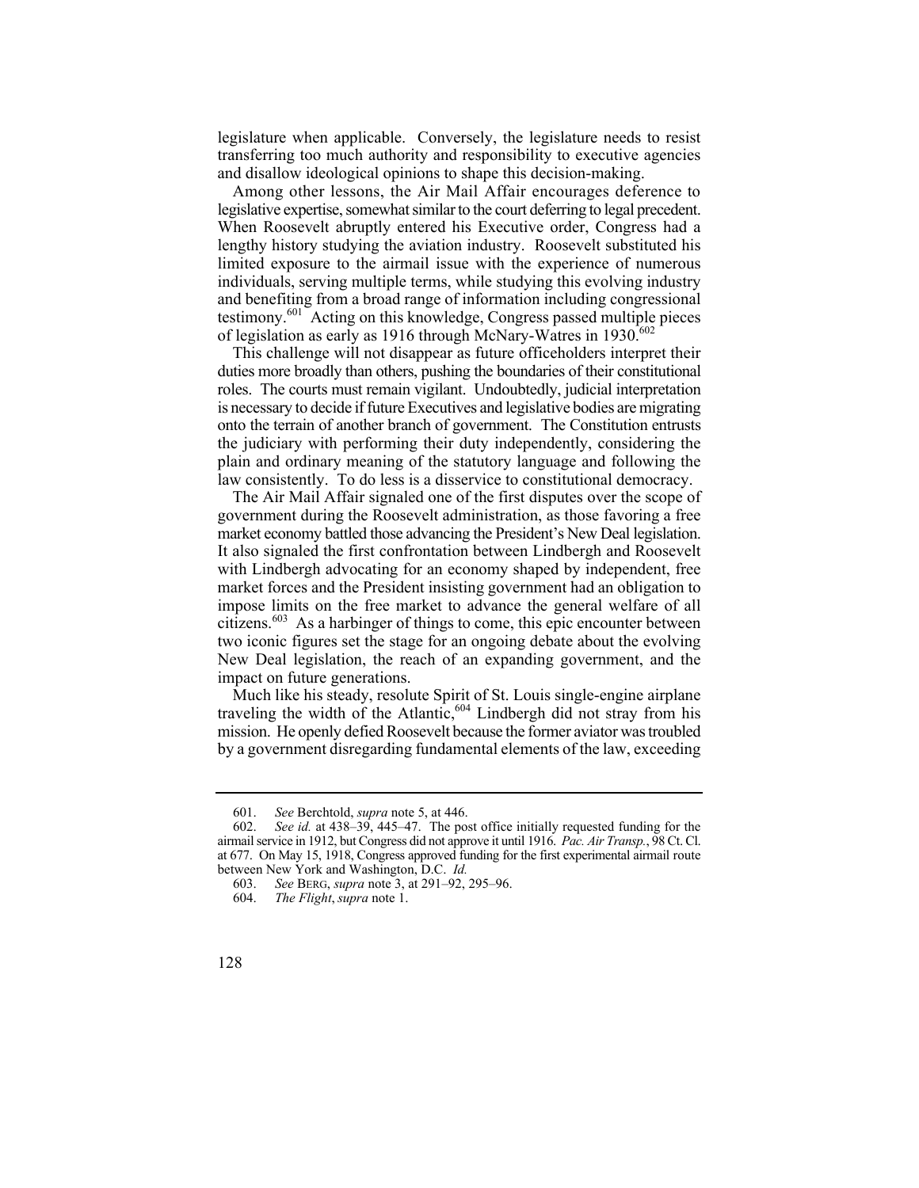legislature when applicable. Conversely, the legislature needs to resist transferring too much authority and responsibility to executive agencies and disallow ideological opinions to shape this decision-making.

Among other lessons, the Air Mail Affair encourages deference to legislative expertise, somewhat similar to the court deferring to legal precedent. When Roosevelt abruptly entered his Executive order, Congress had a lengthy history studying the aviation industry. Roosevelt substituted his limited exposure to the airmail issue with the experience of numerous individuals, serving multiple terms, while studying this evolving industry and benefiting from a broad range of information including congressional testimony.[601] Acting on this knowledge, Congress passed multiple pieces of legislation as early as 1916 through McNary-Watres in 1930.[602]

This challenge will not disappear as future officeholders interpret their duties more broadly than others, pushing the boundaries of their constitutional roles. The courts must remain vigilant. Undoubtedly, judicial interpretation is necessary to decide if future Executives and legislative bodies are migrating onto the terrain of another branch of government. The Constitution entrusts the judiciary with performing their duty independently, considering the plain and ordinary meaning of the statutory language and following the law consistently. To do less is a disservice to constitutional democracy.

The Air Mail Affair signaled one of the first disputes over the scope of government during the Roosevelt administration, as those favoring a free market economy battled those advancing the President's New Deal legislation. It also signaled the first confrontation between Lindbergh and Roosevelt with Lindbergh advocating for an economy shaped by independent, free market forces and the President insisting government had an obligation to impose limits on the free market to advance the general welfare of all citizens.[603] As a harbinger of things to come, this epic encounter between two iconic figures set the stage for an ongoing debate about the evolving New Deal legislation, the reach of an expanding government, and the impact on future generations.

Much like his steady, resolute Spirit of St. Louis single-engine airplane traveling the width of the Atlantic,[604] Lindbergh did not stray from his mission. He openly defied Roosevelt because the former aviator was troubled by a government disregarding fundamental elements of the law, exceeding

---

601. *See* Berchtold, *supra* note 5, at 446.

602. *See id.* at 438–39, 445–47. The post office initially requested funding for the airmail service in 1912, but Congress did not approve it until 1916. *Pac. Air Transp.*, 98 Ct. Cl. at 677. On May 15, 1918, Congress approved funding for the first experimental airmail route between New York and Washington, D.C. *Id.*

603. *See* BERG, *supra* note 3, at 291–92, 295–96.

604. *The Flight*, *supra* note 1.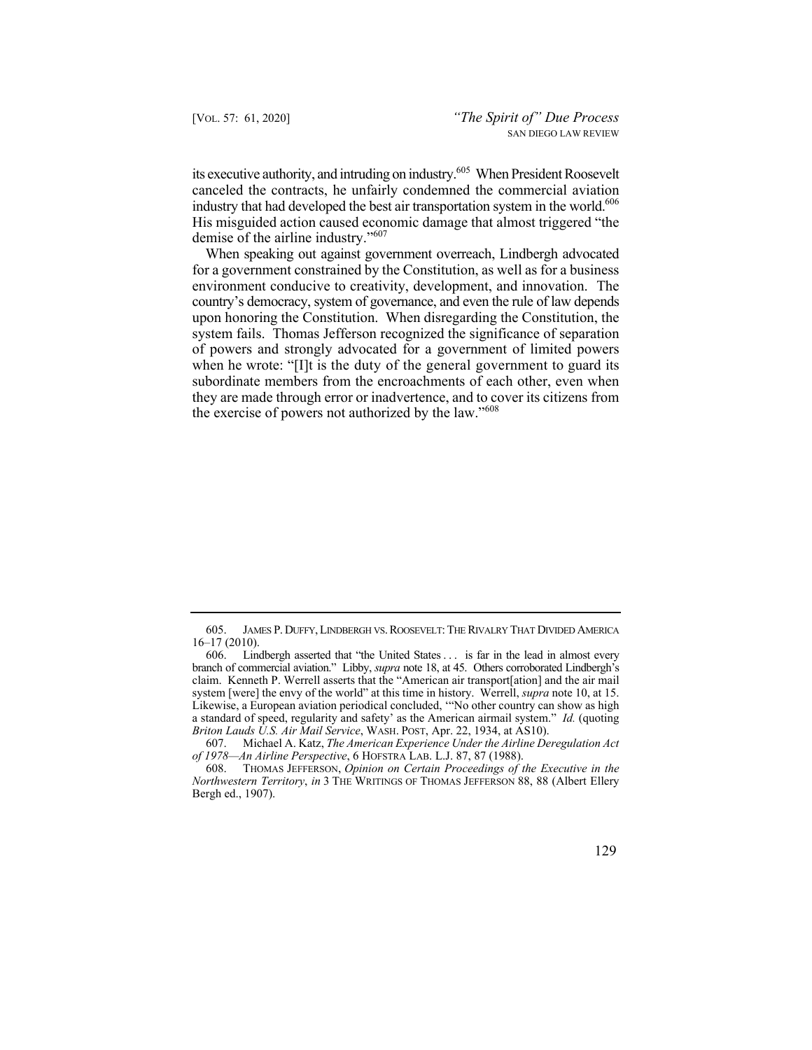its executive authority, and intruding on industry.[605] When President Roosevelt canceled the contracts, he unfairly condemned the commercial aviation industry that had developed the best air transportation system in the world.[606] His misguided action caused economic damage that almost triggered "the demise of the airline industry."[607]

When speaking out against government overreach, Lindbergh advocated for a government constrained by the Constitution, as well as for a business environment conducive to creativity, development, and innovation. The country's democracy, system of governance, and even the rule of law depends upon honoring the Constitution. When disregarding the Constitution, the system fails. Thomas Jefferson recognized the significance of separation of powers and strongly advocated for a government of limited powers when he wrote: "[I]t is the duty of the general government to guard its subordinate members from the encroachments of each other, even when they are made through error or inadvertence, and to cover its citizens from the exercise of powers not authorized by the law."[608]

---

605. JAMES P. DUFFY, LINDBERGH VS. ROOSEVELT: THE RIVALRY THAT DIVIDED AMERICA 16–17 (2010).

606. Lindbergh asserted that "the United States . . . is far in the lead in almost every branch of commercial aviation." Libby, *supra* note 18, at 45. Others corroborated Lindbergh's claim. Kenneth P. Werrell asserts that the "American air transport[ation] and the air mail system [were] the envy of the world" at this time in history. Werrell, *supra* note 10, at 15. Likewise, a European aviation periodical concluded, '"No other country can show as high a standard of speed, regularity and safety' as the American airmail system." *Id.* (quoting *Briton Lauds U.S. Air Mail Service*, WASH. POST, Apr. 22, 1934, at AS10).

607. Michael A. Katz, *The American Experience Under the Airline Deregulation Act of 1978—An Airline Perspective*, 6 HOFSTRA LAB. L.J. 87, 87 (1988).

608. THOMAS JEFFERSON, *Opinion on Certain Proceedings of the Executive in the Northwestern Territory*, *in* 3 THE WRITINGS OF THOMAS JEFFERSON 88, 88 (Albert Ellery Bergh ed., 1907).